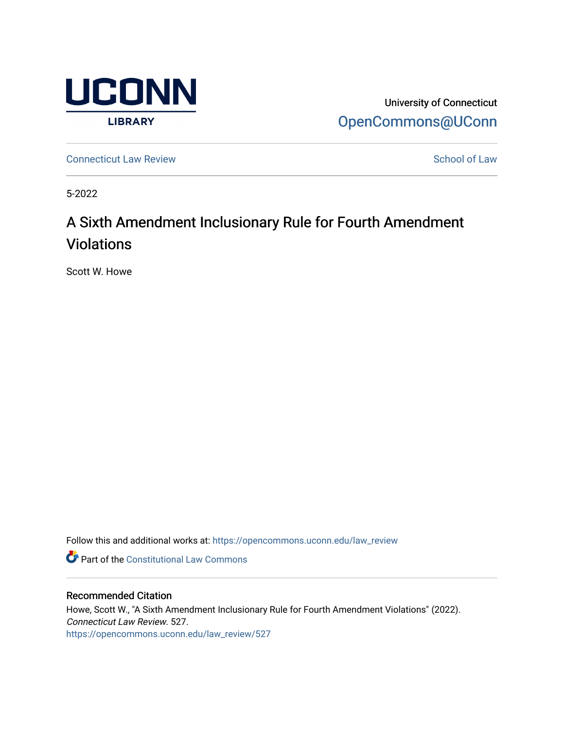UCONN LIBRARY

University of Connecticut
OpenCommons@UConn

Connecticut Law Review

School of Law

5-2022

# A Sixth Amendment Inclusionary Rule for Fourth Amendment Violations

Scott W. Howe

Follow this and additional works at: https://opencommons.uconn.edu/law_review

Part of the Constitutional Law Commons

## Recommended Citation

Howe, Scott W., "A Sixth Amendment Inclusionary Rule for Fourth Amendment Violations" (2022). *Connecticut Law Review*. 527.
https://opencommons.uconn.edu/law_review/527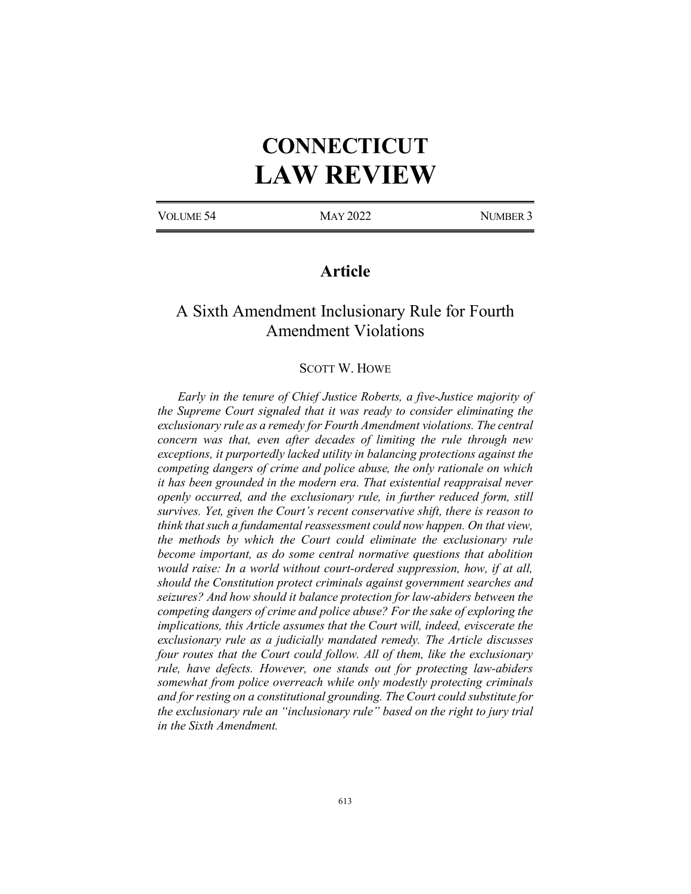# CONNECTICUT LAW REVIEW

VOLUME 54 MAY 2022 NUMBER 3

## Article

### A Sixth Amendment Inclusionary Rule for Fourth Amendment Violations

SCOTT W. HOWE

*Early in the tenure of Chief Justice Roberts, a five-Justice majority of the Supreme Court signaled that it was ready to consider eliminating the exclusionary rule as a remedy for Fourth Amendment violations. The central concern was that, even after decades of limiting the rule through new exceptions, it purportedly lacked utility in balancing protections against the competing dangers of crime and police abuse, the only rationale on which it has been grounded in the modern era. That existential reappraisal never openly occurred, and the exclusionary rule, in further reduced form, still survives. Yet, given the Court's recent conservative shift, there is reason to think that such a fundamental reassessment could now happen. On that view, the methods by which the Court could eliminate the exclusionary rule become important, as do some central normative questions that abolition would raise: In a world without court-ordered suppression, how, if at all, should the Constitution protect criminals against government searches and seizures? And how should it balance protection for law-abiders between the competing dangers of crime and police abuse? For the sake of exploring the implications, this Article assumes that the Court will, indeed, eviscerate the exclusionary rule as a judicially mandated remedy. The Article discusses four routes that the Court could follow. All of them, like the exclusionary rule, have defects. However, one stands out for protecting law-abiders somewhat from police overreach while only modestly protecting criminals and for resting on a constitutional grounding. The Court could substitute for the exclusionary rule an "inclusionary rule" based on the right to jury trial in the Sixth Amendment.*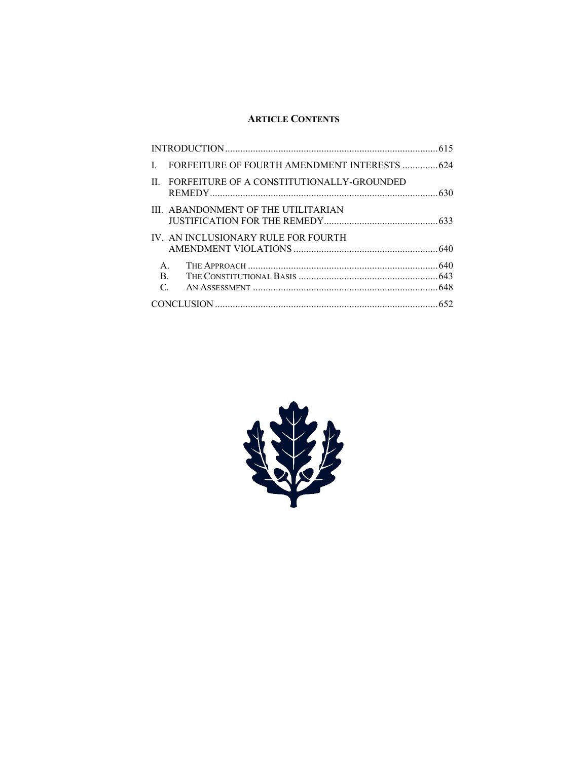## ARTICLE CONTENTS

INTRODUCTION .......... 615

I. FORFEITURE OF FOURTH AMENDMENT INTERESTS .......... 624

II. FORFEITURE OF A CONSTITUTIONALLY-GROUNDED REMEDY .......... 630

III. ABANDONMENT OF THE UTILITARIAN JUSTIFICATION FOR THE REMEDY .......... 633

IV. AN INCLUSIONARY RULE FOR FOURTH AMENDMENT VIOLATIONS .......... 640

- A. THE APPROACH .......... 640
- B. THE CONSTITUTIONAL BASIS .......... 643
- C. AN ASSESSMENT .......... 648

CONCLUSION .......... 652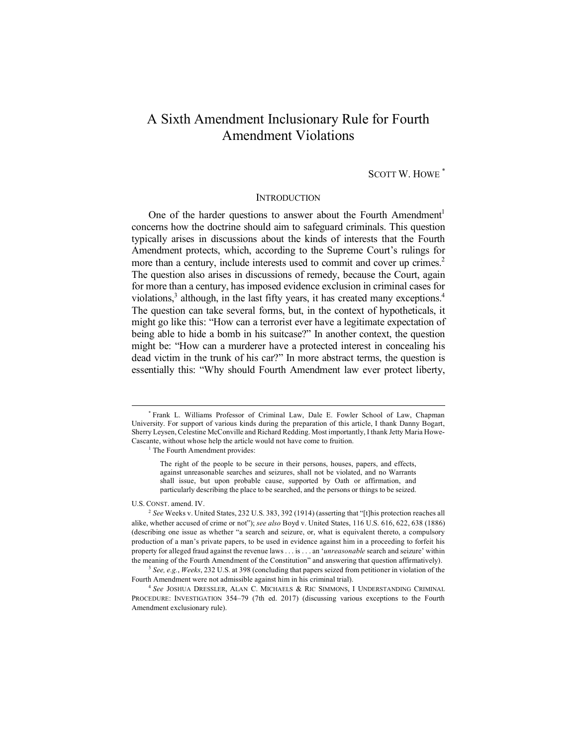# A Sixth Amendment Inclusionary Rule for Fourth Amendment Violations

SCOTT W. HOWE [*]

## INTRODUCTION

One of the harder questions to answer about the Fourth Amendment[1] concerns how the doctrine should aim to safeguard criminals. This question typically arises in discussions about the kinds of interests that the Fourth Amendment protects, which, according to the Supreme Court's rulings for more than a century, include interests used to commit and cover up crimes.[2] The question also arises in discussions of remedy, because the Court, again for more than a century, has imposed evidence exclusion in criminal cases for violations,[3] although, in the last fifty years, it has created many exceptions.[4] The question can take several forms, but, in the context of hypotheticals, it might go like this: "How can a terrorist ever have a legitimate expectation of being able to hide a bomb in his suitcase?" In another context, the question might be: "How can a murderer have a protected interest in concealing his dead victim in the trunk of his car?" In more abstract terms, the question is essentially this: "Why should Fourth Amendment law ever protect liberty,

---

[*] Frank L. Williams Professor of Criminal Law, Dale E. Fowler School of Law, Chapman University. For support of various kinds during the preparation of this article, I thank Danny Bogart, Sherry Leysen, Celestine McConville and Richard Redding. Most importantly, I thank Jetty Maria Howe-Cascante, without whose help the article would not have come to fruition.

[1] The Fourth Amendment provides:

> The right of the people to be secure in their persons, houses, papers, and effects, against unreasonable searches and seizures, shall not be violated, and no Warrants shall issue, but upon probable cause, supported by Oath or affirmation, and particularly describing the place to be searched, and the persons or things to be seized.

U.S. CONST. amend. IV.

[2] *See* Weeks v. United States, 232 U.S. 383, 392 (1914) (asserting that "[t]his protection reaches all alike, whether accused of crime or not"); *see also* Boyd v. United States, 116 U.S. 616, 622, 638 (1886) (describing one issue as whether "a search and seizure, or, what is equivalent thereto, a compulsory production of a man's private papers, to be used in evidence against him in a proceeding to forfeit his property for alleged fraud against the revenue laws . . . is . . . an '*unreasonable* search and seizure' within the meaning of the Fourth Amendment of the Constitution" and answering that question affirmatively).

[3] *See, e.g.*, *Weeks*, 232 U.S. at 398 (concluding that papers seized from petitioner in violation of the Fourth Amendment were not admissible against him in his criminal trial).

[4] *See* JOSHUA DRESSLER, ALAN C. MICHAELS & RIC SIMMONS, I UNDERSTANDING CRIMINAL PROCEDURE: INVESTIGATION 354–79 (7th ed. 2017) (discussing various exceptions to the Fourth Amendment exclusionary rule).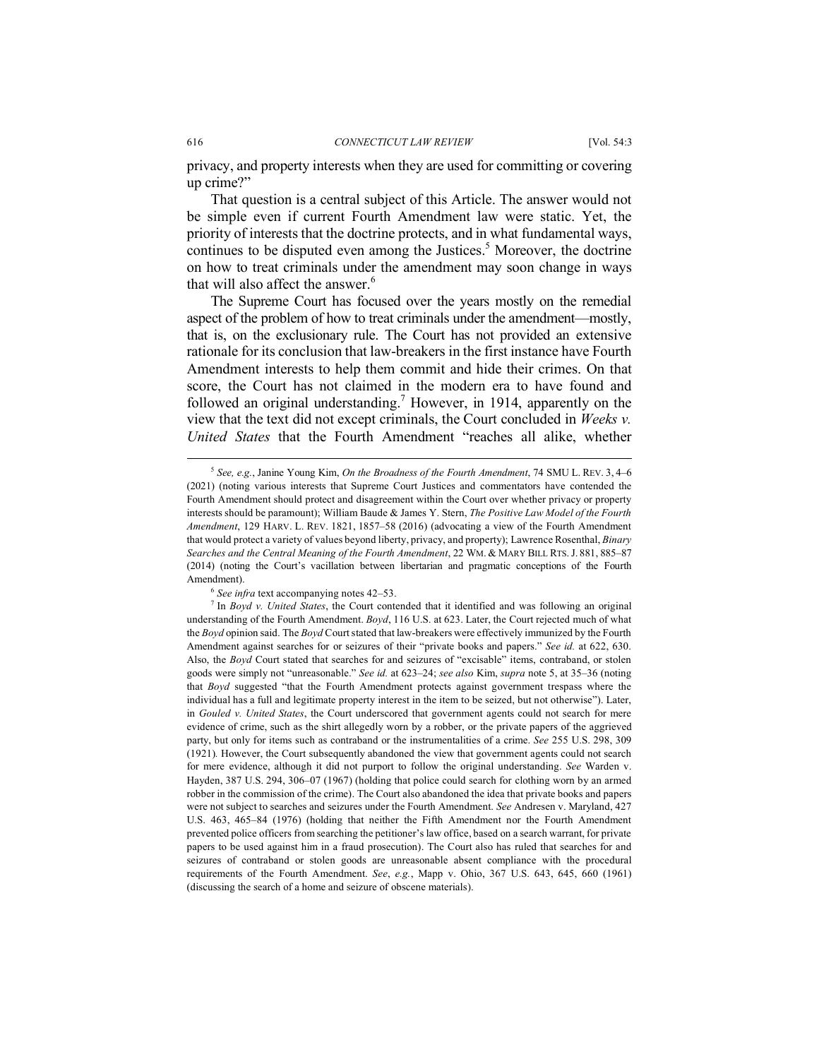privacy, and property interests when they are used for committing or covering up crime?"

That question is a central subject of this Article. The answer would not be simple even if current Fourth Amendment law were static. Yet, the priority of interests that the doctrine protects, and in what fundamental ways, continues to be disputed even among the Justices.[5] Moreover, the doctrine on how to treat criminals under the amendment may soon change in ways that will also affect the answer.[6]

The Supreme Court has focused over the years mostly on the remedial aspect of the problem of how to treat criminals under the amendment—mostly, that is, on the exclusionary rule. The Court has not provided an extensive rationale for its conclusion that law-breakers in the first instance have Fourth Amendment interests to help them commit and hide their crimes. On that score, the Court has not claimed in the modern era to have found and followed an original understanding.[7] However, in 1914, apparently on the view that the text did not except criminals, the Court concluded in *Weeks v. United States* that the Fourth Amendment "reaches all alike, whether

---

[5] *See, e.g.*, Janine Young Kim, *On the Broadness of the Fourth Amendment*, 74 SMU L. REV. 3, 4–6 (2021) (noting various interests that Supreme Court Justices and commentators have contended the Fourth Amendment should protect and disagreement within the Court over whether privacy or property interests should be paramount); William Baude & James Y. Stern, *The Positive Law Model of the Fourth Amendment*, 129 HARV. L. REV. 1821, 1857–58 (2016) (advocating a view of the Fourth Amendment that would protect a variety of values beyond liberty, privacy, and property); Lawrence Rosenthal, *Binary Searches and the Central Meaning of the Fourth Amendment*, 22 WM. & MARY BILL RTS. J. 881, 885–87 (2014) (noting the Court's vacillation between libertarian and pragmatic conceptions of the Fourth Amendment).

[6] *See infra* text accompanying notes 42–53.

[7] In *Boyd v. United States*, the Court contended that it identified and was following an original understanding of the Fourth Amendment. *Boyd*, 116 U.S. at 623. Later, the Court rejected much of what the *Boyd* opinion said. The *Boyd* Court stated that law-breakers were effectively immunized by the Fourth Amendment against searches for or seizures of their "private books and papers." *See id.* at 622, 630. Also, the *Boyd* Court stated that searches for and seizures of "excisable" items, contraband, or stolen goods were simply not "unreasonable." *See id.* at 623–24; *see also* Kim, *supra* note 5, at 35–36 (noting that *Boyd* suggested "that the Fourth Amendment protects against government trespass where the individual has a full and legitimate property interest in the item to be seized, but not otherwise"). Later, in *Gouled v. United States*, the Court underscored that government agents could not search for mere evidence of crime, such as the shirt allegedly worn by a robber, or the private papers of the aggrieved party, but only for items such as contraband or the instrumentalities of a crime. *See* 255 U.S. 298, 309 (1921). However, the Court subsequently abandoned the view that government agents could not search for mere evidence, although it did not purport to follow the original understanding. *See* Warden v. Hayden, 387 U.S. 294, 306–07 (1967) (holding that police could search for clothing worn by an armed robber in the commission of the crime). The Court also abandoned the idea that private books and papers were not subject to searches and seizures under the Fourth Amendment. *See* Andresen v. Maryland, 427 U.S. 463, 465–84 (1976) (holding that neither the Fifth Amendment nor the Fourth Amendment prevented police officers from searching the petitioner's law office, based on a search warrant, for private papers to be used against him in a fraud prosecution). The Court also has ruled that searches for and seizures of contraband or stolen goods are unreasonable absent compliance with the procedural requirements of the Fourth Amendment. *See*, *e.g.*, Mapp v. Ohio, 367 U.S. 643, 645, 660 (1961) (discussing the search of a home and seizure of obscene materials).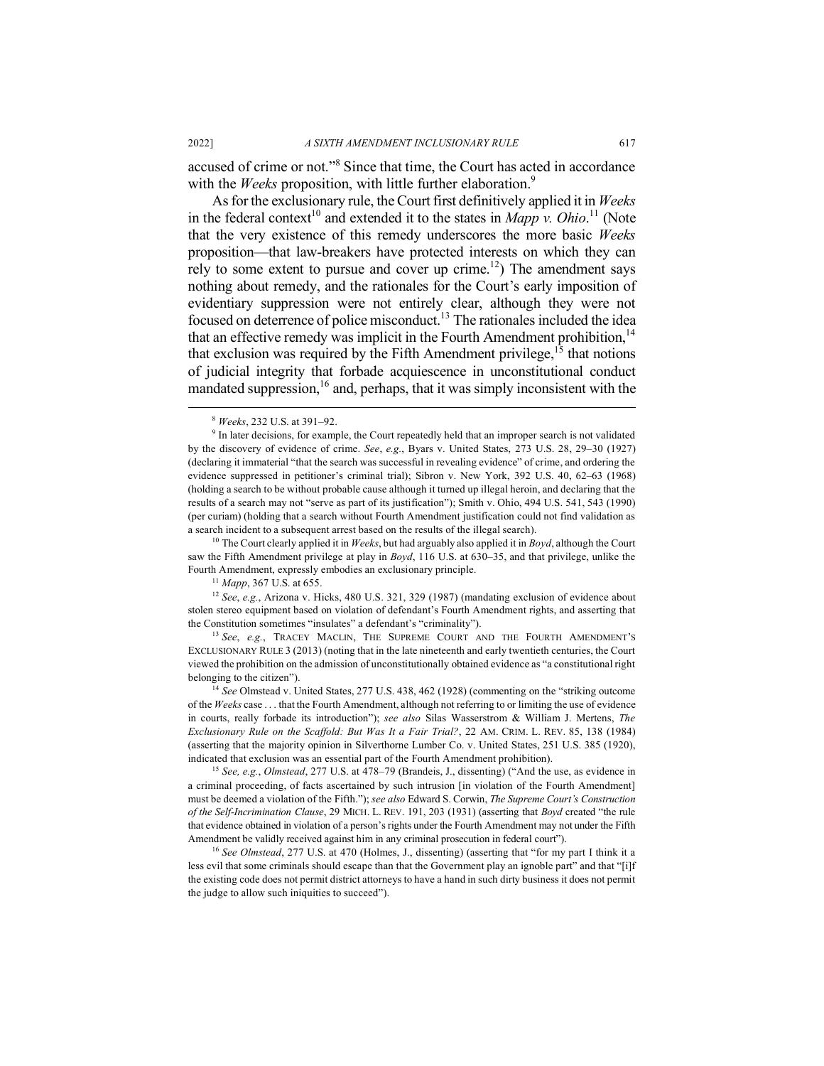accused of crime or not."[8] Since that time, the Court has acted in accordance with the *Weeks* proposition, with little further elaboration.[9]

As for the exclusionary rule, the Court first definitively applied it in *Weeks* in the federal context[10] and extended it to the states in *Mapp v. Ohio*.[11] (Note that the very existence of this remedy underscores the more basic *Weeks* proposition—that law-breakers have protected interests on which they can rely to some extent to pursue and cover up crime.[12]) The amendment says nothing about remedy, and the rationales for the Court's early imposition of evidentiary suppression were not entirely clear, although they were not focused on deterrence of police misconduct.[13] The rationales included the idea that an effective remedy was implicit in the Fourth Amendment prohibition,[14] that exclusion was required by the Fifth Amendment privilege,[15] that notions of judicial integrity that forbade acquiescence in unconstitutional conduct mandated suppression,[16] and, perhaps, that it was simply inconsistent with the

---

[8] *Weeks*, 232 U.S. at 391–92.

[9] In later decisions, for example, the Court repeatedly held that an improper search is not validated by the discovery of evidence of crime. *See*, *e.g.*, Byars v. United States, 273 U.S. 28, 29–30 (1927) (declaring it immaterial "that the search was successful in revealing evidence" of crime, and ordering the evidence suppressed in petitioner's criminal trial); Sibron v. New York, 392 U.S. 40, 62–63 (1968) (holding a search to be without probable cause although it turned up illegal heroin, and declaring that the results of a search may not "serve as part of its justification"); Smith v. Ohio, 494 U.S. 541, 543 (1990) (per curiam) (holding that a search without Fourth Amendment justification could not find validation as a search incident to a subsequent arrest based on the results of the illegal search).

[10] The Court clearly applied it in *Weeks*, but had arguably also applied it in *Boyd*, although the Court saw the Fifth Amendment privilege at play in *Boyd*, 116 U.S. at 630–35, and that privilege, unlike the Fourth Amendment, expressly embodies an exclusionary principle.

[11] *Mapp*, 367 U.S. at 655.

[12] *See*, *e.g.*, Arizona v. Hicks, 480 U.S. 321, 329 (1987) (mandating exclusion of evidence about stolen stereo equipment based on violation of defendant's Fourth Amendment rights, and asserting that the Constitution sometimes "insulates" a defendant's "criminality").

[13] *See*, *e.g.*, TRACEY MACLIN, THE SUPREME COURT AND THE FOURTH AMENDMENT'S EXCLUSIONARY RULE 3 (2013) (noting that in the late nineteenth and early twentieth centuries, the Court viewed the prohibition on the admission of unconstitutionally obtained evidence as "a constitutional right belonging to the citizen").

[14] *See* Olmstead v. United States, 277 U.S. 438, 462 (1928) (commenting on the "striking outcome of the *Weeks* case . . . that the Fourth Amendment, although not referring to or limiting the use of evidence in courts, really forbade its introduction"); *see also* Silas Wasserstrom & William J. Mertens, *The Exclusionary Rule on the Scaffold: But Was It a Fair Trial?*, 22 AM. CRIM. L. REV. 85, 138 (1984) (asserting that the majority opinion in Silverthorne Lumber Co. v. United States, 251 U.S. 385 (1920), indicated that exclusion was an essential part of the Fourth Amendment prohibition).

[15] *See, e.g.*, *Olmstead*, 277 U.S. at 478–79 (Brandeis, J., dissenting) ("And the use, as evidence in a criminal proceeding, of facts ascertained by such intrusion [in violation of the Fourth Amendment] must be deemed a violation of the Fifth."); *see also* Edward S. Corwin, *The Supreme Court's Construction of the Self-Incrimination Clause*, 29 MICH. L. REV. 191, 203 (1931) (asserting that *Boyd* created "the rule that evidence obtained in violation of a person's rights under the Fourth Amendment may not under the Fifth Amendment be validly received against him in any criminal prosecution in federal court").

[16] *See Olmstead*, 277 U.S. at 470 (Holmes, J., dissenting) (asserting that "for my part I think it a less evil that some criminals should escape than that the Government play an ignoble part" and that "[i]f the existing code does not permit district attorneys to have a hand in such dirty business it does not permit the judge to allow such iniquities to succeed").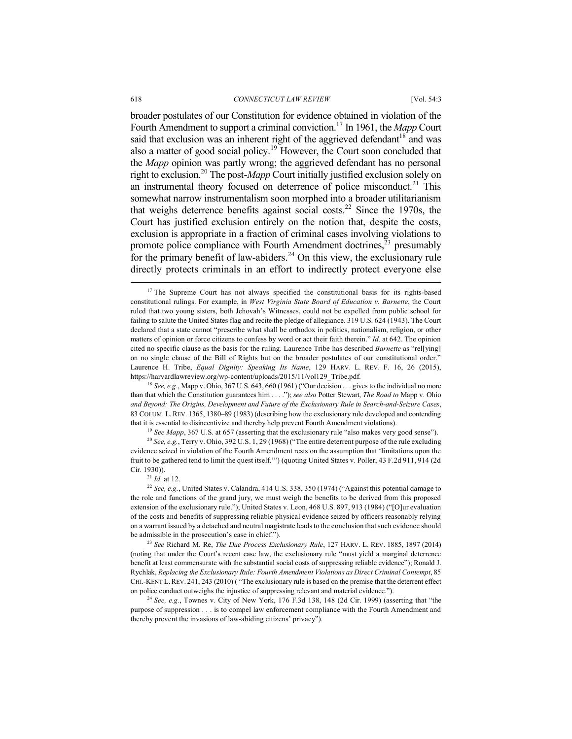broader postulates of our Constitution for evidence obtained in violation of the Fourth Amendment to support a criminal conviction.[17] In 1961, the *Mapp* Court said that exclusion was an inherent right of the aggrieved defendant[18] and was also a matter of good social policy.[19] However, the Court soon concluded that the *Mapp* opinion was partly wrong; the aggrieved defendant has no personal right to exclusion.[20] The post-*Mapp* Court initially justified exclusion solely on an instrumental theory focused on deterrence of police misconduct.[21] This somewhat narrow instrumentalism soon morphed into a broader utilitarianism that weighs deterrence benefits against social costs.[22] Since the 1970s, the Court has justified exclusion entirely on the notion that, despite the costs, exclusion is appropriate in a fraction of criminal cases involving violations to promote police compliance with Fourth Amendment doctrines,[23] presumably for the primary benefit of law-abiders.[24] On this view, the exclusionary rule directly protects criminals in an effort to indirectly protect everyone else

---

[17] The Supreme Court has not always specified the constitutional basis for its rights-based constitutional rulings. For example, in *West Virginia State Board of Education v. Barnette*, the Court ruled that two young sisters, both Jehovah's Witnesses, could not be expelled from public school for failing to salute the United States flag and recite the pledge of allegiance. 319 U.S. 624 (1943). The Court declared that a state cannot "prescribe what shall be orthodox in politics, nationalism, religion, or other matters of opinion or force citizens to confess by word or act their faith therein." *Id.* at 642. The opinion cited no specific clause as the basis for the ruling. Laurence Tribe has described *Barnette* as "rel[ying] on no single clause of the Bill of Rights but on the broader postulates of our constitutional order." Laurence H. Tribe, *Equal Dignity: Speaking Its Name*, 129 HARV. L. REV. F. 16, 26 (2015), https://harvardlawreview.org/wp-content/uploads/2015/11/vol129_Tribe.pdf.

[18] *See, e.g.*, Mapp v. Ohio, 367 U.S. 643, 660 (1961) ("Our decision . . . gives to the individual no more than that which the Constitution guarantees him . . . ."); *see also* Potter Stewart, *The Road to* Mapp v. Ohio *and Beyond: The Origins, Development and Future of the Exclusionary Rule in Search-and-Seizure Cases*, 83 COLUM. L. REV. 1365, 1380–89 (1983) (describing how the exclusionary rule developed and contending that it is essential to disincentivize and thereby help prevent Fourth Amendment violations).

[19] *See Mapp*, 367 U.S. at 657 (asserting that the exclusionary rule "also makes very good sense").

[20] *See, e.g.*, Terry v. Ohio, 392 U.S. 1, 29 (1968) ("The entire deterrent purpose of the rule excluding evidence seized in violation of the Fourth Amendment rests on the assumption that 'limitations upon the fruit to be gathered tend to limit the quest itself.'") (quoting United States v. Poller, 43 F.2d 911, 914 (2d Cir. 1930)).

[21] *Id.* at 12.

[22] *See, e.g.*, United States v. Calandra, 414 U.S. 338, 350 (1974) ("Against this potential damage to the role and functions of the grand jury, we must weigh the benefits to be derived from this proposed extension of the exclusionary rule."); United States v. Leon, 468 U.S. 897, 913 (1984) ("[O]ur evaluation of the costs and benefits of suppressing reliable physical evidence seized by officers reasonably relying on a warrant issued by a detached and neutral magistrate leads to the conclusion that such evidence should be admissible in the prosecution's case in chief.").

[23] *See* Richard M. Re, *The Due Process Exclusionary Rule*, 127 HARV. L. REV. 1885, 1897 (2014) (noting that under the Court's recent case law, the exclusionary rule "must yield a marginal deterrence benefit at least commensurate with the substantial social costs of suppressing reliable evidence"); Ronald J. Rychlak, *Replacing the Exclusionary Rule: Fourth Amendment Violations as Direct Criminal Contempt*, 85 CHI.-KENT L. REV. 241, 243 (2010) ( "The exclusionary rule is based on the premise that the deterrent effect on police conduct outweighs the injustice of suppressing relevant and material evidence.").

[24] *See, e.g.*, Townes v. City of New York, 176 F.3d 138, 148 (2d Cir. 1999) (asserting that "the purpose of suppression . . . is to compel law enforcement compliance with the Fourth Amendment and thereby prevent the invasions of law-abiding citizens' privacy").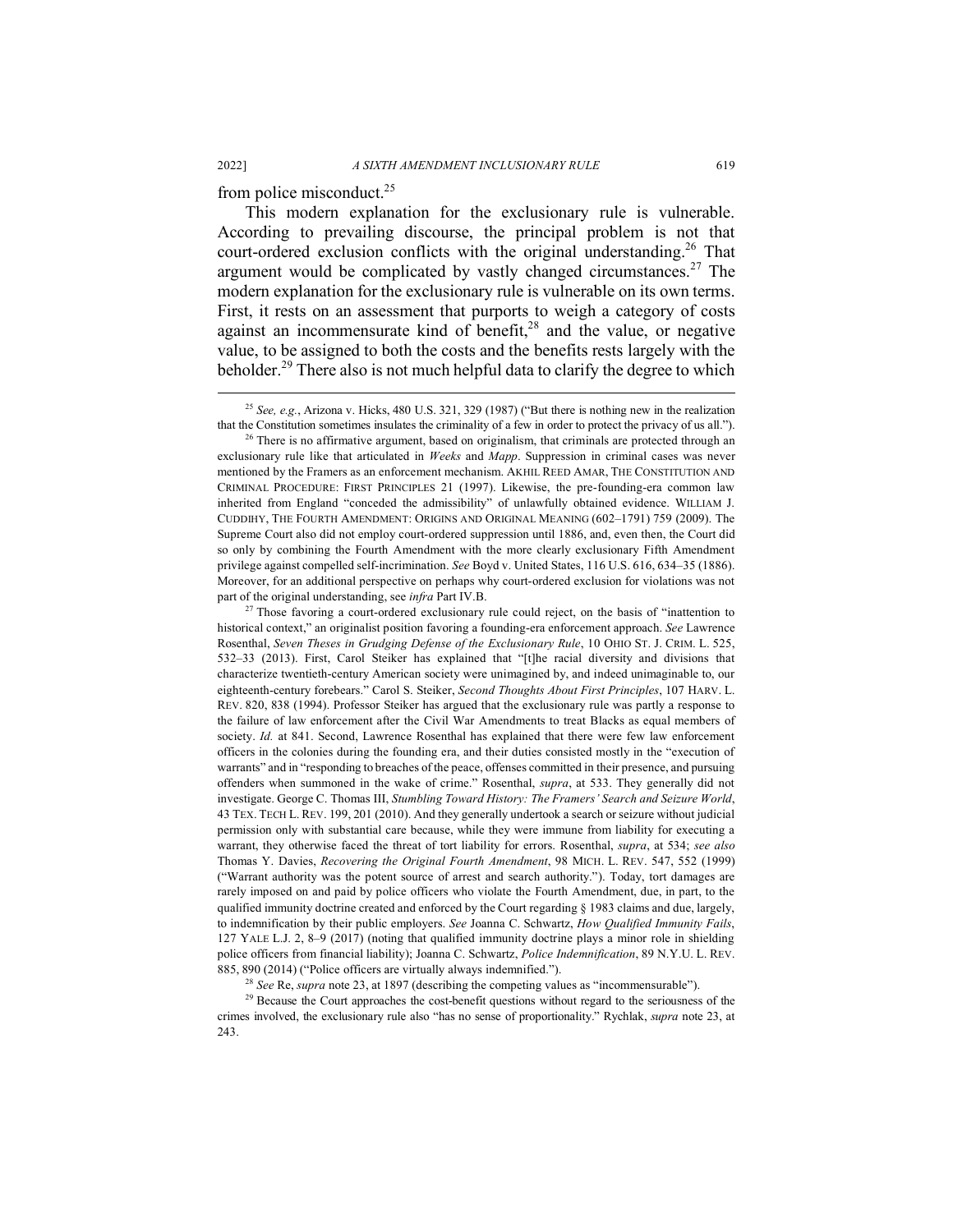from police misconduct.[25]

This modern explanation for the exclusionary rule is vulnerable. According to prevailing discourse, the principal problem is not that court-ordered exclusion conflicts with the original understanding.[26] That argument would be complicated by vastly changed circumstances.[27] The modern explanation for the exclusionary rule is vulnerable on its own terms. First, it rests on an assessment that purports to weigh a category of costs against an incommensurate kind of benefit,[28] and the value, or negative value, to be assigned to both the costs and the benefits rests largely with the beholder.[29] There also is not much helpful data to clarify the degree to which

---

[25] *See, e.g.*, Arizona v. Hicks, 480 U.S. 321, 329 (1987) ("But there is nothing new in the realization that the Constitution sometimes insulates the criminality of a few in order to protect the privacy of us all.").

[26] There is no affirmative argument, based on originalism, that criminals are protected through an exclusionary rule like that articulated in *Weeks* and *Mapp*. Suppression in criminal cases was never mentioned by the Framers as an enforcement mechanism. AKHIL REED AMAR, THE CONSTITUTION AND CRIMINAL PROCEDURE: FIRST PRINCIPLES 21 (1997). Likewise, the pre-founding-era common law inherited from England "conceded the admissibility" of unlawfully obtained evidence. WILLIAM J. CUDDIHY, THE FOURTH AMENDMENT: ORIGINS AND ORIGINAL MEANING (602–1791) 759 (2009). The Supreme Court also did not employ court-ordered suppression until 1886, and, even then, the Court did so only by combining the Fourth Amendment with the more clearly exclusionary Fifth Amendment privilege against compelled self-incrimination. *See* Boyd v. United States, 116 U.S. 616, 634–35 (1886). Moreover, for an additional perspective on perhaps why court-ordered exclusion for violations was not part of the original understanding, see *infra* Part IV.B.

[27] Those favoring a court-ordered exclusionary rule could reject, on the basis of "inattention to historical context," an originalist position favoring a founding-era enforcement approach. *See* Lawrence Rosenthal, *Seven Theses in Grudging Defense of the Exclusionary Rule*, 10 OHIO ST. J. CRIM. L. 525, 532–33 (2013). First, Carol Steiker has explained that "[t]he racial diversity and divisions that characterize twentieth-century American society were unimagined by, and indeed unimaginable to, our eighteenth-century forebears." Carol S. Steiker, *Second Thoughts About First Principles*, 107 HARV. L. REV. 820, 838 (1994). Professor Steiker has argued that the exclusionary rule was partly a response to the failure of law enforcement after the Civil War Amendments to treat Blacks as equal members of society. *Id.* at 841. Second, Lawrence Rosenthal has explained that there were few law enforcement officers in the colonies during the founding era, and their duties consisted mostly in the "execution of warrants" and in "responding to breaches of the peace, offenses committed in their presence, and pursuing offenders when summoned in the wake of crime." Rosenthal, *supra*, at 533. They generally did not investigate. George C. Thomas III, *Stumbling Toward History: The Framers' Search and Seizure World*, 43 TEX. TECH L. REV. 199, 201 (2010). And they generally undertook a search or seizure without judicial permission only with substantial care because, while they were immune from liability for executing a warrant, they otherwise faced the threat of tort liability for errors. Rosenthal, *supra*, at 534; *see also* Thomas Y. Davies, *Recovering the Original Fourth Amendment*, 98 MICH. L. REV. 547, 552 (1999) ("Warrant authority was the potent source of arrest and search authority."). Today, tort damages are rarely imposed on and paid by police officers who violate the Fourth Amendment, due, in part, to the qualified immunity doctrine created and enforced by the Court regarding § 1983 claims and due, largely, to indemnification by their public employers. *See* Joanna C. Schwartz, *How Qualified Immunity Fails*, 127 YALE L.J. 2, 8–9 (2017) (noting that qualified immunity doctrine plays a minor role in shielding police officers from financial liability); Joanna C. Schwartz, *Police Indemnification*, 89 N.Y.U. L. REV. 885, 890 (2014) ("Police officers are virtually always indemnified.").

[28] *See* Re, *supra* note 23, at 1897 (describing the competing values as "incommensurable").

[29] Because the Court approaches the cost-benefit questions without regard to the seriousness of the crimes involved, the exclusionary rule also "has no sense of proportionality." Rychlak, *supra* note 23, at 243.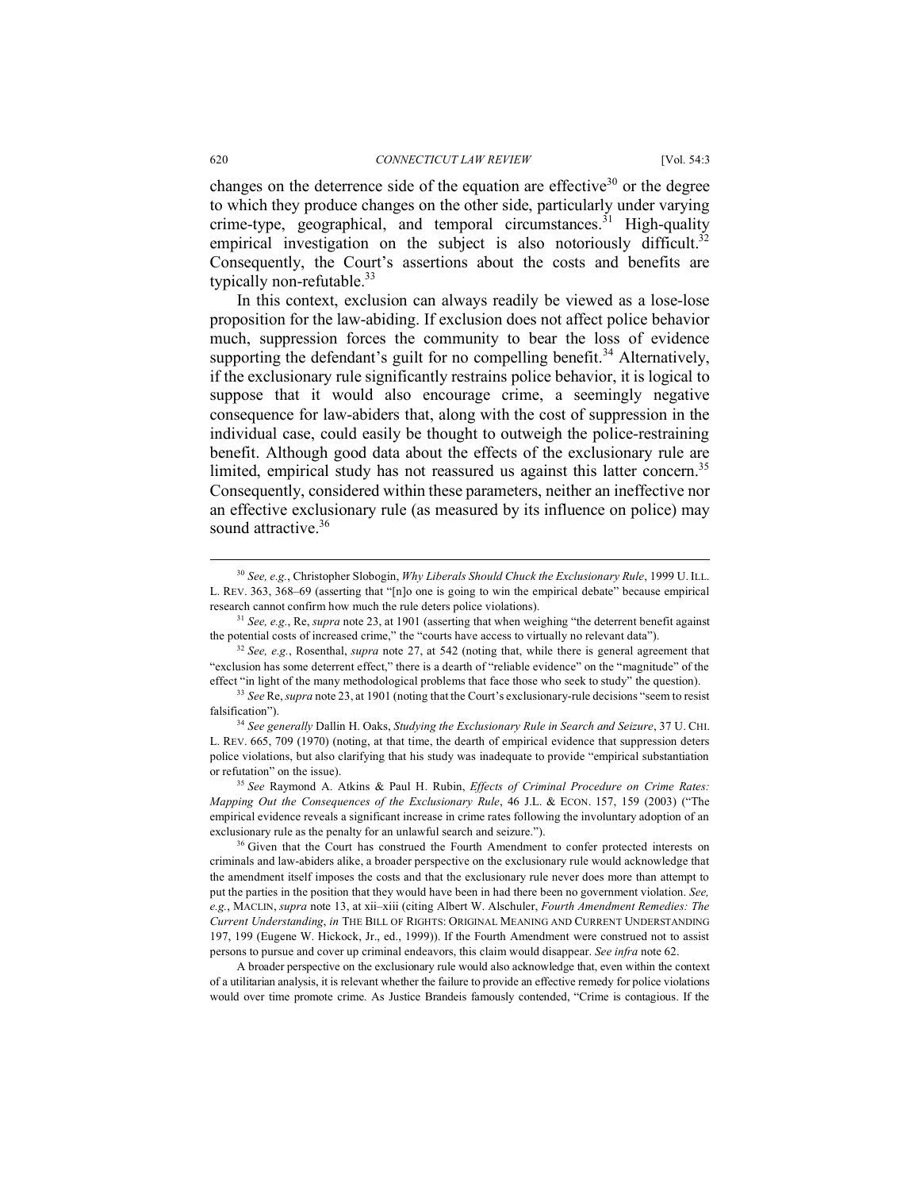changes on the deterrence side of the equation are effective[30] or the degree to which they produce changes on the other side, particularly under varying crime-type, geographical, and temporal circumstances.[31] High-quality empirical investigation on the subject is also notoriously difficult.[32] Consequently, the Court's assertions about the costs and benefits are typically non-refutable.[33]

In this context, exclusion can always readily be viewed as a lose-lose proposition for the law-abiding. If exclusion does not affect police behavior much, suppression forces the community to bear the loss of evidence supporting the defendant's guilt for no compelling benefit.[34] Alternatively, if the exclusionary rule significantly restrains police behavior, it is logical to suppose that it would also encourage crime, a seemingly negative consequence for law-abiders that, along with the cost of suppression in the individual case, could easily be thought to outweigh the police-restraining benefit. Although good data about the effects of the exclusionary rule are limited, empirical study has not reassured us against this latter concern.[35] Consequently, considered within these parameters, neither an ineffective nor an effective exclusionary rule (as measured by its influence on police) may sound attractive.[36]

---

[30] *See, e.g.*, Christopher Slobogin, *Why Liberals Should Chuck the Exclusionary Rule*, 1999 U. ILL. L. REV. 363, 368–69 (asserting that "[n]o one is going to win the empirical debate" because empirical research cannot confirm how much the rule deters police violations).

[31] *See, e.g.*, Re, *supra* note 23, at 1901 (asserting that when weighing "the deterrent benefit against the potential costs of increased crime," the "courts have access to virtually no relevant data").

[32] *See, e.g.*, Rosenthal, *supra* note 27, at 542 (noting that, while there is general agreement that "exclusion has some deterrent effect," there is a dearth of "reliable evidence" on the "magnitude" of the effect "in light of the many methodological problems that face those who seek to study" the question).

[33] *See* Re, *supra* note 23, at 1901 (noting that the Court's exclusionary-rule decisions "seem to resist falsification").

[34] *See generally* Dallin H. Oaks, *Studying the Exclusionary Rule in Search and Seizure*, 37 U. CHI. L. REV. 665, 709 (1970) (noting, at that time, the dearth of empirical evidence that suppression deters police violations, but also clarifying that his study was inadequate to provide "empirical substantiation or refutation" on the issue).

[35] *See* Raymond A. Atkins & Paul H. Rubin, *Effects of Criminal Procedure on Crime Rates: Mapping Out the Consequences of the Exclusionary Rule*, 46 J.L. & ECON. 157, 159 (2003) ("The empirical evidence reveals a significant increase in crime rates following the involuntary adoption of an exclusionary rule as the penalty for an unlawful search and seizure.").

[36] Given that the Court has construed the Fourth Amendment to confer protected interests on criminals and law-abiders alike, a broader perspective on the exclusionary rule would acknowledge that the amendment itself imposes the costs and that the exclusionary rule never does more than attempt to put the parties in the position that they would have been in had there been no government violation. *See, e.g.*, MACLIN, *supra* note 13, at xii–xiii (citing Albert W. Alschuler, *Fourth Amendment Remedies: The Current Understanding*, *in* THE BILL OF RIGHTS: ORIGINAL MEANING AND CURRENT UNDERSTANDING 197, 199 (Eugene W. Hickock, Jr., ed., 1999)). If the Fourth Amendment were construed not to assist persons to pursue and cover up criminal endeavors, this claim would disappear. *See infra* note 62.

A broader perspective on the exclusionary rule would also acknowledge that, even within the context of a utilitarian analysis, it is relevant whether the failure to provide an effective remedy for police violations would over time promote crime. As Justice Brandeis famously contended, "Crime is contagious. If the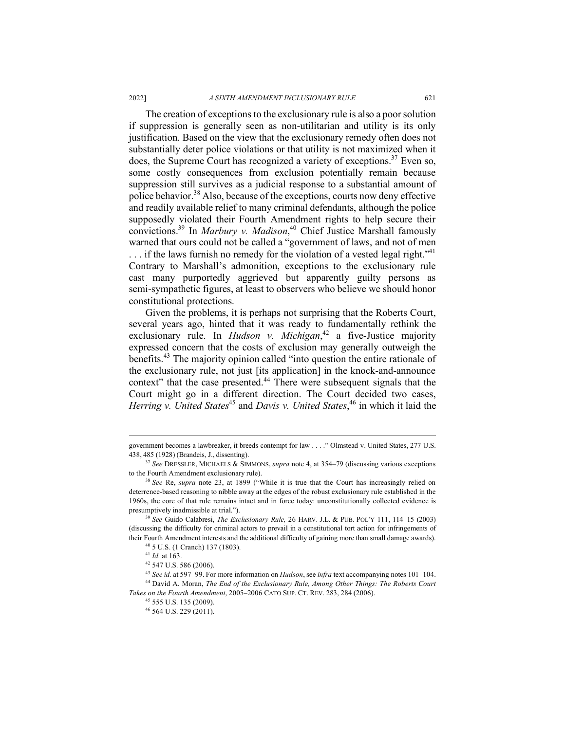The creation of exceptions to the exclusionary rule is also a poor solution if suppression is generally seen as non-utilitarian and utility is its only justification. Based on the view that the exclusionary remedy often does not substantially deter police violations or that utility is not maximized when it does, the Supreme Court has recognized a variety of exceptions.[37] Even so, some costly consequences from exclusion potentially remain because suppression still survives as a judicial response to a substantial amount of police behavior.[38] Also, because of the exceptions, courts now deny effective and readily available relief to many criminal defendants, although the police supposedly violated their Fourth Amendment rights to help secure their convictions.[39] In *Marbury v. Madison*,[40] Chief Justice Marshall famously warned that ours could not be called a "government of laws, and not of men . . . if the laws furnish no remedy for the violation of a vested legal right."[41] Contrary to Marshall's admonition, exceptions to the exclusionary rule cast many purportedly aggrieved but apparently guilty persons as semi-sympathetic figures, at least to observers who believe we should honor constitutional protections.

Given the problems, it is perhaps not surprising that the Roberts Court, several years ago, hinted that it was ready to fundamentally rethink the exclusionary rule. In *Hudson v. Michigan*,[42] a five-Justice majority expressed concern that the costs of exclusion may generally outweigh the benefits.[43] The majority opinion called "into question the entire rationale of the exclusionary rule, not just [its application] in the knock-and-announce context" that the case presented.[44] There were subsequent signals that the Court might go in a different direction. The Court decided two cases, *Herring v. United States*[45] and *Davis v. United States*,[46] in which it laid the

---

government becomes a lawbreaker, it breeds contempt for law . . . ." Olmstead v. United States, 277 U.S. 438, 485 (1928) (Brandeis, J., dissenting).

[37] *See* DRESSLER, MICHAELS & SIMMONS, *supra* note 4, at 354–79 (discussing various exceptions to the Fourth Amendment exclusionary rule).

[38] *See* Re, *supra* note 23, at 1899 ("While it is true that the Court has increasingly relied on deterrence-based reasoning to nibble away at the edges of the robust exclusionary rule established in the 1960s, the core of that rule remains intact and in force today: unconstitutionally collected evidence is presumptively inadmissible at trial.").

[39] *See* Guido Calabresi, *The Exclusionary Rule,* 26 HARV. J.L. & PUB. POL'Y 111, 114–15 (2003) (discussing the difficulty for criminal actors to prevail in a constitutional tort action for infringements of their Fourth Amendment interests and the additional difficulty of gaining more than small damage awards).

[40] 5 U.S. (1 Cranch) 137 (1803).

[41] *Id.* at 163.

[42] 547 U.S. 586 (2006).

[43] *See id.* at 597–99. For more information on *Hudson*, see *infra* text accompanying notes 101–104.

[44] David A. Moran, *The End of the Exclusionary Rule, Among Other Things: The Roberts Court Takes on the Fourth Amendment*, 2005–2006 CATO SUP. CT. REV. 283, 284 (2006).

[45] 555 U.S. 135 (2009).

[46] 564 U.S. 229 (2011).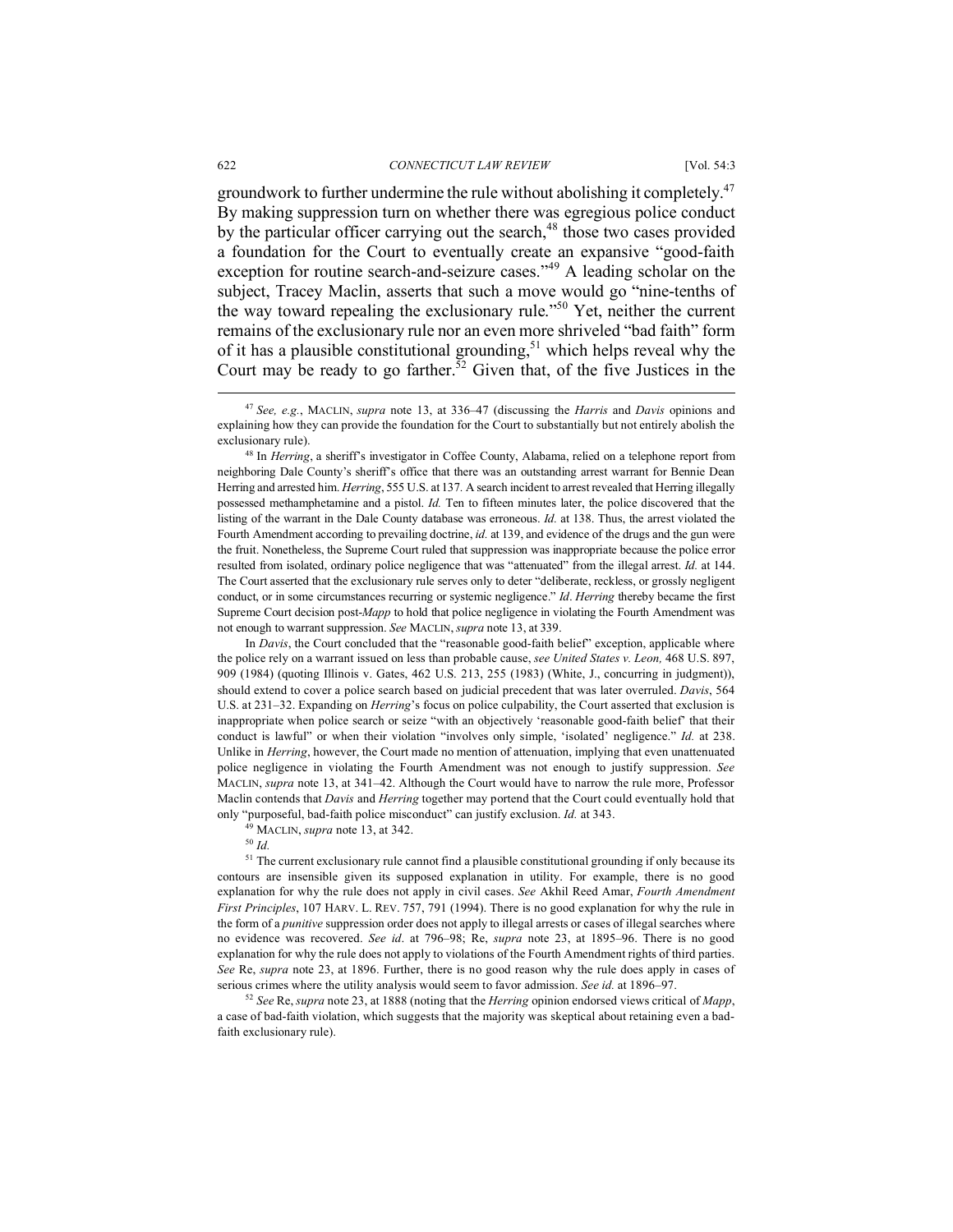groundwork to further undermine the rule without abolishing it completely.[47] By making suppression turn on whether there was egregious police conduct by the particular officer carrying out the search,[48] those two cases provided a foundation for the Court to eventually create an expansive "good-faith exception for routine search-and-seizure cases."[49] A leading scholar on the subject, Tracey Maclin, asserts that such a move would go "nine-tenths of the way toward repealing the exclusionary rule."[50] Yet, neither the current remains of the exclusionary rule nor an even more shriveled "bad faith" form of it has a plausible constitutional grounding,[51] which helps reveal why the Court may be ready to go farther.[52] Given that, of the five Justices in the

---

[47] *See, e.g.*, MACLIN, *supra* note 13, at 336–47 (discussing the *Harris* and *Davis* opinions and explaining how they can provide the foundation for the Court to substantially but not entirely abolish the exclusionary rule).

[48] In *Herring*, a sheriff's investigator in Coffee County, Alabama, relied on a telephone report from neighboring Dale County's sheriff's office that there was an outstanding arrest warrant for Bennie Dean Herring and arrested him. *Herring*, 555 U.S. at 137. A search incident to arrest revealed that Herring illegally possessed methamphetamine and a pistol. *Id.* Ten to fifteen minutes later, the police discovered that the listing of the warrant in the Dale County database was erroneous. *Id.* at 138. Thus, the arrest violated the Fourth Amendment according to prevailing doctrine, *id.* at 139, and evidence of the drugs and the gun were the fruit. Nonetheless, the Supreme Court ruled that suppression was inappropriate because the police error resulted from isolated, ordinary police negligence that was "attenuated" from the illegal arrest. *Id.* at 144. The Court asserted that the exclusionary rule serves only to deter "deliberate, reckless, or grossly negligent conduct, or in some circumstances recurring or systemic negligence." *Id*. *Herring* thereby became the first Supreme Court decision post-*Mapp* to hold that police negligence in violating the Fourth Amendment was not enough to warrant suppression. *See* MACLIN, *supra* note 13, at 339.

In *Davis*, the Court concluded that the "reasonable good-faith belief" exception, applicable where the police rely on a warrant issued on less than probable cause, *see United States v. Leon,* 468 U.S. 897, 909 (1984) (quoting Illinois v. Gates, 462 U.S. 213, 255 (1983) (White, J., concurring in judgment)), should extend to cover a police search based on judicial precedent that was later overruled. *Davis*, 564 U.S. at 231–32. Expanding on *Herring*'s focus on police culpability, the Court asserted that exclusion is inappropriate when police search or seize "with an objectively 'reasonable good-faith belief' that their conduct is lawful" or when their violation "involves only simple, 'isolated' negligence." *Id.* at 238. Unlike in *Herring*, however, the Court made no mention of attenuation, implying that even unattenuated police negligence in violating the Fourth Amendment was not enough to justify suppression. *See* MACLIN, *supra* note 13, at 341–42. Although the Court would have to narrow the rule more, Professor Maclin contends that *Davis* and *Herring* together may portend that the Court could eventually hold that only "purposeful, bad-faith police misconduct" can justify exclusion. *Id.* at 343.

[49] MACLIN, *supra* note 13, at 342.

[50] *Id.*

[51] The current exclusionary rule cannot find a plausible constitutional grounding if only because its contours are insensible given its supposed explanation in utility. For example, there is no good explanation for why the rule does not apply in civil cases. *See* Akhil Reed Amar, *Fourth Amendment First Principles*, 107 HARV. L. REV. 757, 791 (1994). There is no good explanation for why the rule in the form of a *punitive* suppression order does not apply to illegal arrests or cases of illegal searches where no evidence was recovered. *See id*. at 796–98; Re, *supra* note 23, at 1895–96. There is no good explanation for why the rule does not apply to violations of the Fourth Amendment rights of third parties. *See* Re, *supra* note 23, at 1896. Further, there is no good reason why the rule does apply in cases of serious crimes where the utility analysis would seem to favor admission. *See id.* at 1896–97.

[52] *See* Re, *supra* note 23, at 1888 (noting that the *Herring* opinion endorsed views critical of *Mapp*, a case of bad-faith violation, which suggests that the majority was skeptical about retaining even a bad-faith exclusionary rule).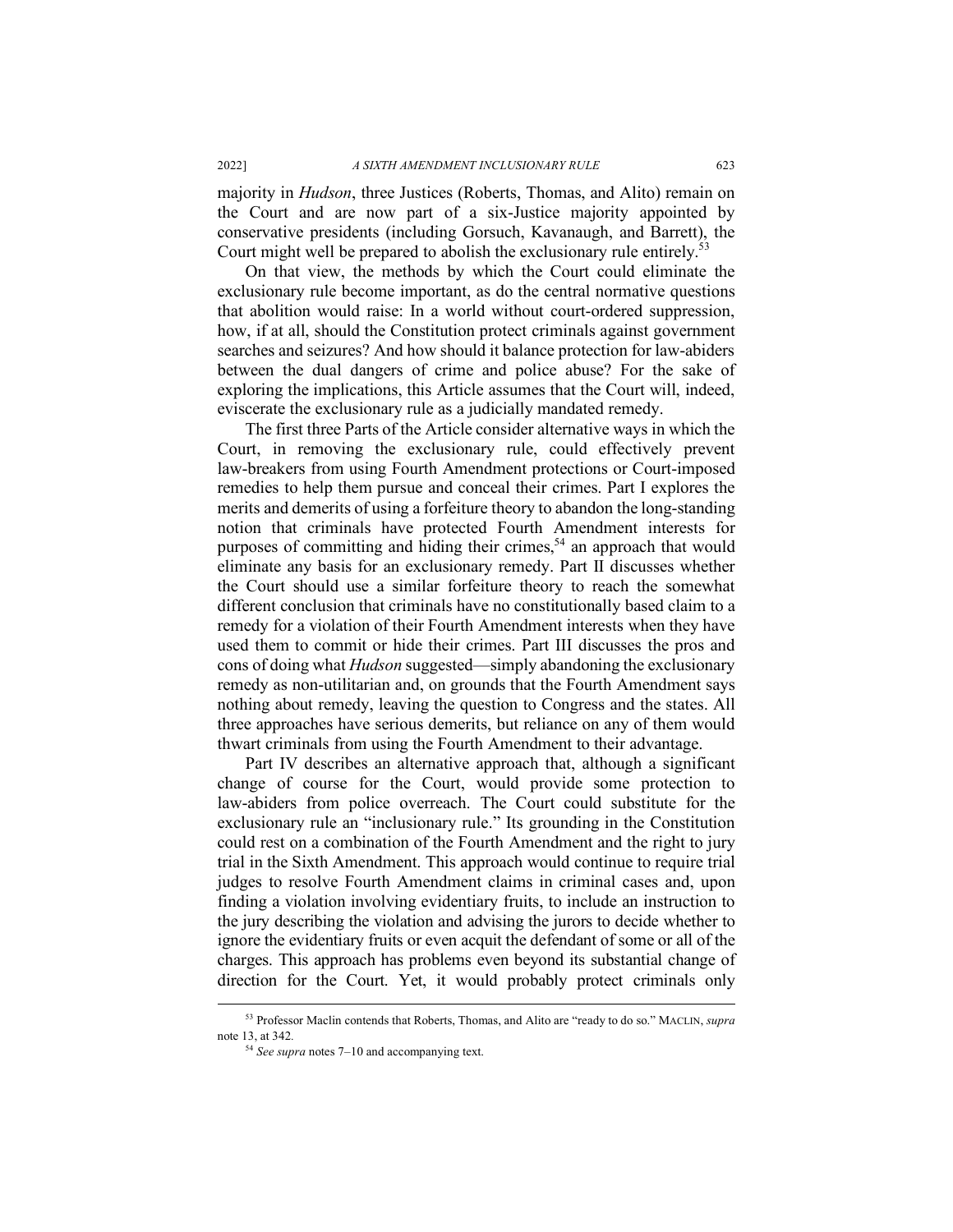majority in *Hudson*, three Justices (Roberts, Thomas, and Alito) remain on the Court and are now part of a six-Justice majority appointed by conservative presidents (including Gorsuch, Kavanaugh, and Barrett), the Court might well be prepared to abolish the exclusionary rule entirely.[53]

On that view, the methods by which the Court could eliminate the exclusionary rule become important, as do the central normative questions that abolition would raise: In a world without court-ordered suppression, how, if at all, should the Constitution protect criminals against government searches and seizures? And how should it balance protection for law-abiders between the dual dangers of crime and police abuse? For the sake of exploring the implications, this Article assumes that the Court will, indeed, eviscerate the exclusionary rule as a judicially mandated remedy.

The first three Parts of the Article consider alternative ways in which the Court, in removing the exclusionary rule, could effectively prevent law-breakers from using Fourth Amendment protections or Court-imposed remedies to help them pursue and conceal their crimes. Part I explores the merits and demerits of using a forfeiture theory to abandon the long-standing notion that criminals have protected Fourth Amendment interests for purposes of committing and hiding their crimes,[54] an approach that would eliminate any basis for an exclusionary remedy. Part II discusses whether the Court should use a similar forfeiture theory to reach the somewhat different conclusion that criminals have no constitutionally based claim to a remedy for a violation of their Fourth Amendment interests when they have used them to commit or hide their crimes. Part III discusses the pros and cons of doing what *Hudson* suggested—simply abandoning the exclusionary remedy as non-utilitarian and, on grounds that the Fourth Amendment says nothing about remedy, leaving the question to Congress and the states. All three approaches have serious demerits, but reliance on any of them would thwart criminals from using the Fourth Amendment to their advantage.

Part IV describes an alternative approach that, although a significant change of course for the Court, would provide some protection to law-abiders from police overreach. The Court could substitute for the exclusionary rule an "inclusionary rule." Its grounding in the Constitution could rest on a combination of the Fourth Amendment and the right to jury trial in the Sixth Amendment. This approach would continue to require trial judges to resolve Fourth Amendment claims in criminal cases and, upon finding a violation involving evidentiary fruits, to include an instruction to the jury describing the violation and advising the jurors to decide whether to ignore the evidentiary fruits or even acquit the defendant of some or all of the charges. This approach has problems even beyond its substantial change of direction for the Court. Yet, it would probably protect criminals only

---

[53] Professor Maclin contends that Roberts, Thomas, and Alito are "ready to do so." MACLIN, *supra* note 13, at 342.

[54] *See supra* notes 7–10 and accompanying text.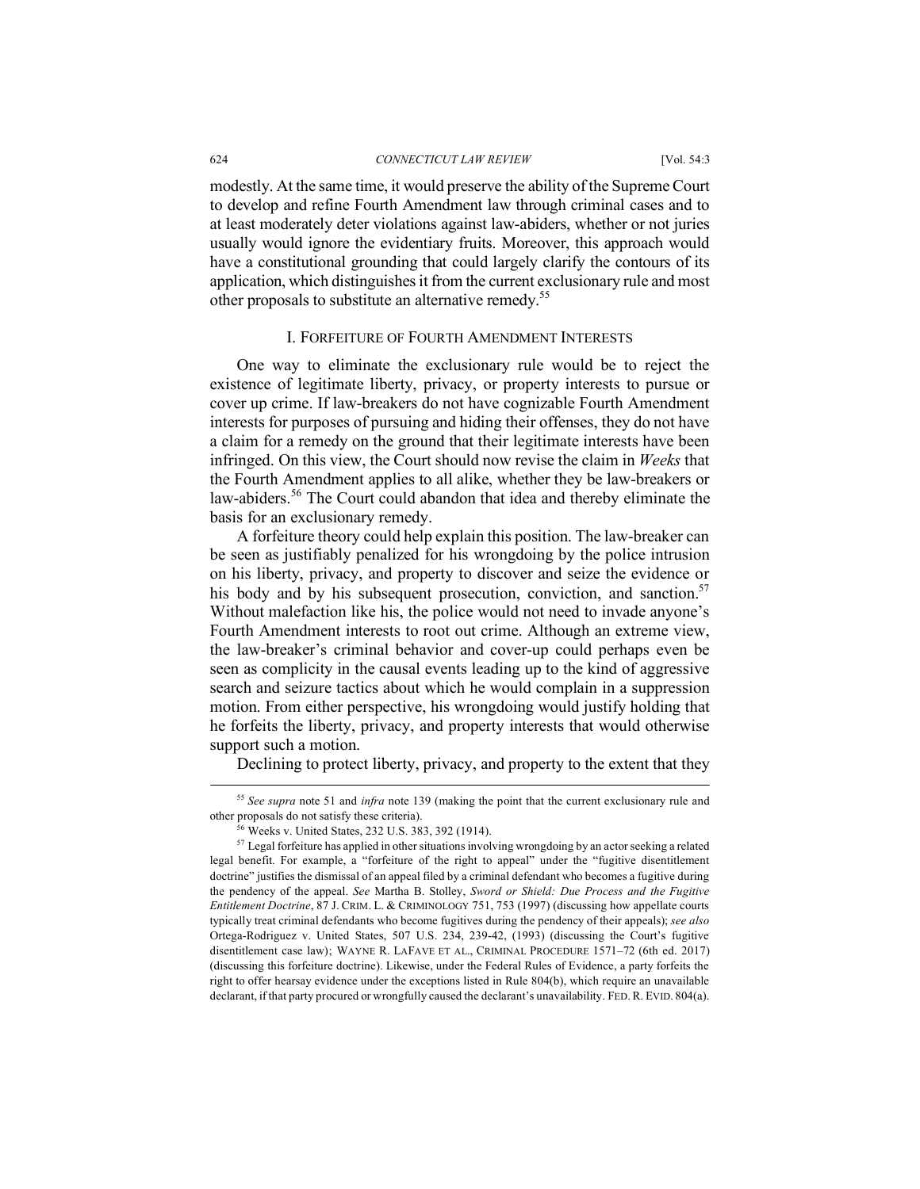modestly. At the same time, it would preserve the ability of the Supreme Court to develop and refine Fourth Amendment law through criminal cases and to at least moderately deter violations against law-abiders, whether or not juries usually would ignore the evidentiary fruits. Moreover, this approach would have a constitutional grounding that could largely clarify the contours of its application, which distinguishes it from the current exclusionary rule and most other proposals to substitute an alternative remedy.[55]

## I. FORFEITURE OF FOURTH AMENDMENT INTERESTS

One way to eliminate the exclusionary rule would be to reject the existence of legitimate liberty, privacy, or property interests to pursue or cover up crime. If law-breakers do not have cognizable Fourth Amendment interests for purposes of pursuing and hiding their offenses, they do not have a claim for a remedy on the ground that their legitimate interests have been infringed. On this view, the Court should now revise the claim in *Weeks* that the Fourth Amendment applies to all alike, whether they be law-breakers or law-abiders.[56] The Court could abandon that idea and thereby eliminate the basis for an exclusionary remedy.

A forfeiture theory could help explain this position. The law-breaker can be seen as justifiably penalized for his wrongdoing by the police intrusion on his liberty, privacy, and property to discover and seize the evidence or his body and by his subsequent prosecution, conviction, and sanction.[57] Without malefaction like his, the police would not need to invade anyone's Fourth Amendment interests to root out crime. Although an extreme view, the law-breaker's criminal behavior and cover-up could perhaps even be seen as complicity in the causal events leading up to the kind of aggressive search and seizure tactics about which he would complain in a suppression motion. From either perspective, his wrongdoing would justify holding that he forfeits the liberty, privacy, and property interests that would otherwise support such a motion.

Declining to protect liberty, privacy, and property to the extent that they

---

[55] *See supra* note 51 and *infra* note 139 (making the point that the current exclusionary rule and other proposals do not satisfy these criteria).

[56] Weeks v. United States, 232 U.S. 383, 392 (1914).

[57] Legal forfeiture has applied in other situations involving wrongdoing by an actor seeking a related legal benefit. For example, a "forfeiture of the right to appeal" under the "fugitive disentitlement doctrine" justifies the dismissal of an appeal filed by a criminal defendant who becomes a fugitive during the pendency of the appeal. *See* Martha B. Stolley, *Sword or Shield: Due Process and the Fugitive Entitlement Doctrine*, 87 J. CRIM. L. & CRIMINOLOGY 751, 753 (1997) (discussing how appellate courts typically treat criminal defendants who become fugitives during the pendency of their appeals); *see also* Ortega-Rodriguez v. United States, 507 U.S. 234, 239-42, (1993) (discussing the Court's fugitive disentitlement case law); WAYNE R. LAFAVE ET AL., CRIMINAL PROCEDURE 1571–72 (6th ed. 2017) (discussing this forfeiture doctrine). Likewise, under the Federal Rules of Evidence, a party forfeits the right to offer hearsay evidence under the exceptions listed in Rule 804(b), which require an unavailable declarant, if that party procured or wrongfully caused the declarant's unavailability. FED. R. EVID. 804(a).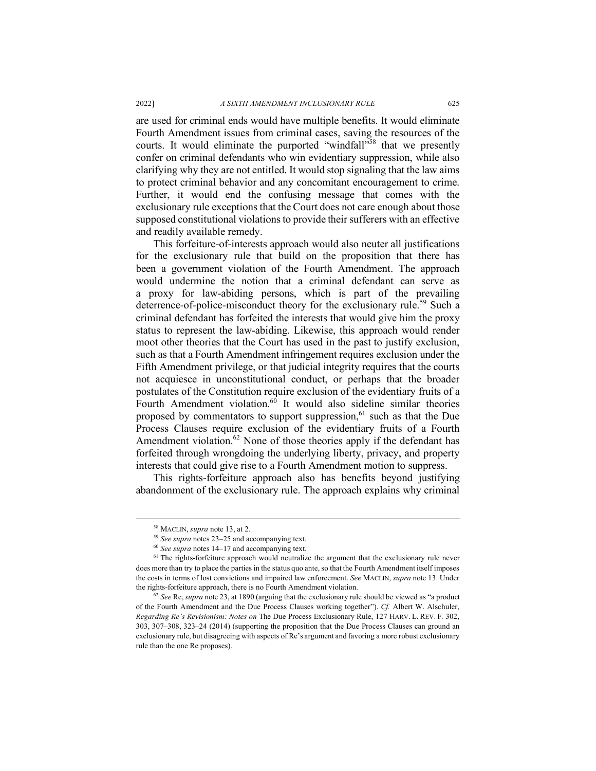are used for criminal ends would have multiple benefits. It would eliminate Fourth Amendment issues from criminal cases, saving the resources of the courts. It would eliminate the purported "windfall"[58] that we presently confer on criminal defendants who win evidentiary suppression, while also clarifying why they are not entitled. It would stop signaling that the law aims to protect criminal behavior and any concomitant encouragement to crime. Further, it would end the confusing message that comes with the exclusionary rule exceptions that the Court does not care enough about those supposed constitutional violations to provide their sufferers with an effective and readily available remedy.

This forfeiture-of-interests approach would also neuter all justifications for the exclusionary rule that build on the proposition that there has been a government violation of the Fourth Amendment. The approach would undermine the notion that a criminal defendant can serve as a proxy for law-abiding persons, which is part of the prevailing deterrence-of-police-misconduct theory for the exclusionary rule.[59] Such a criminal defendant has forfeited the interests that would give him the proxy status to represent the law-abiding. Likewise, this approach would render moot other theories that the Court has used in the past to justify exclusion, such as that a Fourth Amendment infringement requires exclusion under the Fifth Amendment privilege, or that judicial integrity requires that the courts not acquiesce in unconstitutional conduct, or perhaps that the broader postulates of the Constitution require exclusion of the evidentiary fruits of a Fourth Amendment violation.[60] It would also sideline similar theories proposed by commentators to support suppression,[61] such as that the Due Process Clauses require exclusion of the evidentiary fruits of a Fourth Amendment violation.[62] None of those theories apply if the defendant has forfeited through wrongdoing the underlying liberty, privacy, and property interests that could give rise to a Fourth Amendment motion to suppress.

This rights-forfeiture approach also has benefits beyond justifying abandonment of the exclusionary rule. The approach explains why criminal

---

[58] MACLIN, *supra* note 13, at 2.

[59] *See supra* notes 23–25 and accompanying text.

[60] *See supra* notes 14–17 and accompanying text.

[61] The rights-forfeiture approach would neutralize the argument that the exclusionary rule never does more than try to place the parties in the status quo ante, so that the Fourth Amendment itself imposes the costs in terms of lost convictions and impaired law enforcement. *See* MACLIN, *supra* note 13. Under the rights-forfeiture approach, there is no Fourth Amendment violation.

[62] *See* Re, *supra* note 23, at 1890 (arguing that the exclusionary rule should be viewed as "a product of the Fourth Amendment and the Due Process Clauses working together"). *Cf.* Albert W. Alschuler, *Regarding Re's Revisionism: Notes on* The Due Process Exclusionary Rule, 127 HARV. L. REV. F. 302, 303, 307–308, 323–24 (2014) (supporting the proposition that the Due Process Clauses can ground an exclusionary rule, but disagreeing with aspects of Re's argument and favoring a more robust exclusionary rule than the one Re proposes).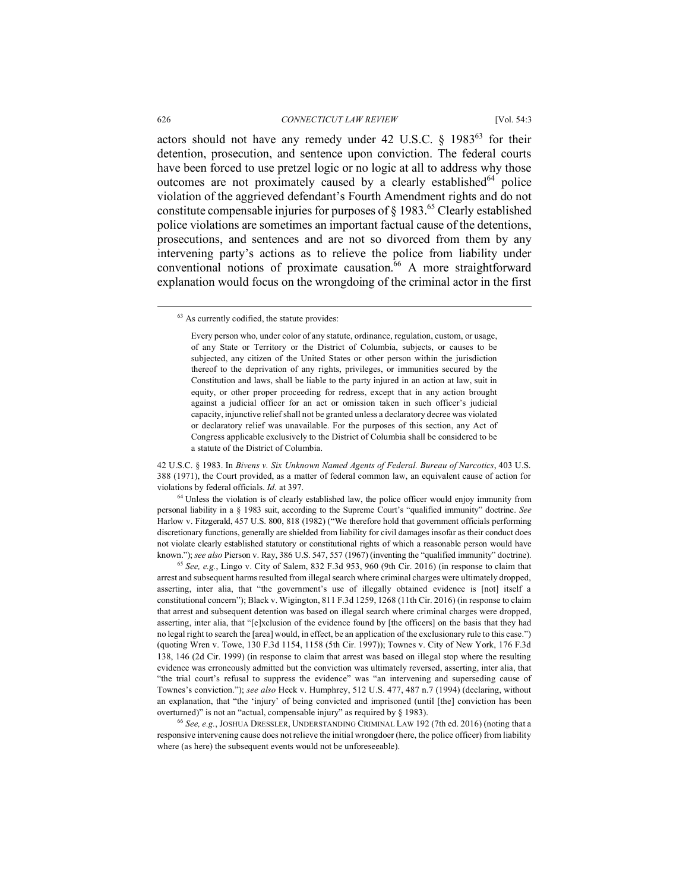actors should not have any remedy under 42 U.S.C. § 1983[63] for their detention, prosecution, and sentence upon conviction. The federal courts have been forced to use pretzel logic or no logic at all to address why those outcomes are not proximately caused by a clearly established[64] police violation of the aggrieved defendant's Fourth Amendment rights and do not constitute compensable injuries for purposes of § 1983.[65] Clearly established police violations are sometimes an important factual cause of the detentions, prosecutions, and sentences and are not so divorced from them by any intervening party's actions as to relieve the police from liability under conventional notions of proximate causation.[66] A more straightforward explanation would focus on the wrongdoing of the criminal actor in the first

---

[63] As currently codified, the statute provides:

> Every person who, under color of any statute, ordinance, regulation, custom, or usage, of any State or Territory or the District of Columbia, subjects, or causes to be subjected, any citizen of the United States or other person within the jurisdiction thereof to the deprivation of any rights, privileges, or immunities secured by the Constitution and laws, shall be liable to the party injured in an action at law, suit in equity, or other proper proceeding for redress, except that in any action brought against a judicial officer for an act or omission taken in such officer's judicial capacity, injunctive relief shall not be granted unless a declaratory decree was violated or declaratory relief was unavailable. For the purposes of this section, any Act of Congress applicable exclusively to the District of Columbia shall be considered to be a statute of the District of Columbia.

42 U.S.C. § 1983. In *Bivens v. Six Unknown Named Agents of Federal. Bureau of Narcotics*, 403 U.S. 388 (1971), the Court provided, as a matter of federal common law, an equivalent cause of action for violations by federal officials. *Id.* at 397.

[64] Unless the violation is of clearly established law, the police officer would enjoy immunity from personal liability in a § 1983 suit, according to the Supreme Court's "qualified immunity" doctrine. *See* Harlow v. Fitzgerald, 457 U.S. 800, 818 (1982) ("We therefore hold that government officials performing discretionary functions, generally are shielded from liability for civil damages insofar as their conduct does not violate clearly established statutory or constitutional rights of which a reasonable person would have known."); *see also* Pierson v. Ray, 386 U.S. 547, 557 (1967) (inventing the "qualified immunity" doctrine).

[65] *See, e.g.*, Lingo v. City of Salem, 832 F.3d 953, 960 (9th Cir. 2016) (in response to claim that arrest and subsequent harms resulted from illegal search where criminal charges were ultimately dropped, asserting, inter alia, that "the government's use of illegally obtained evidence is [not] itself a constitutional concern"); Black v. Wigington, 811 F.3d 1259, 1268 (11th Cir. 2016) (in response to claim that arrest and subsequent detention was based on illegal search where criminal charges were dropped, asserting, inter alia, that "[e]xclusion of the evidence found by [the officers] on the basis that they had no legal right to search the [area] would, in effect, be an application of the exclusionary rule to this case.") (quoting Wren v. Towe, 130 F.3d 1154, 1158 (5th Cir. 1997)); Townes v. City of New York, 176 F.3d 138, 146 (2d Cir. 1999) (in response to claim that arrest was based on illegal stop where the resulting evidence was erroneously admitted but the conviction was ultimately reversed, asserting, inter alia, that "the trial court's refusal to suppress the evidence" was "an intervening and superseding cause of Townes's conviction."); *see also* Heck v. Humphrey, 512 U.S. 477, 487 n.7 (1994) (declaring, without an explanation, that "the 'injury' of being convicted and imprisoned (until [the] conviction has been overturned)" is not an "actual, compensable injury" as required by § 1983).

[66] *See, e.g.*, JOSHUA DRESSLER, UNDERSTANDING CRIMINAL LAW 192 (7th ed. 2016) (noting that a responsive intervening cause does not relieve the initial wrongdoer (here, the police officer) from liability where (as here) the subsequent events would not be unforeseeable).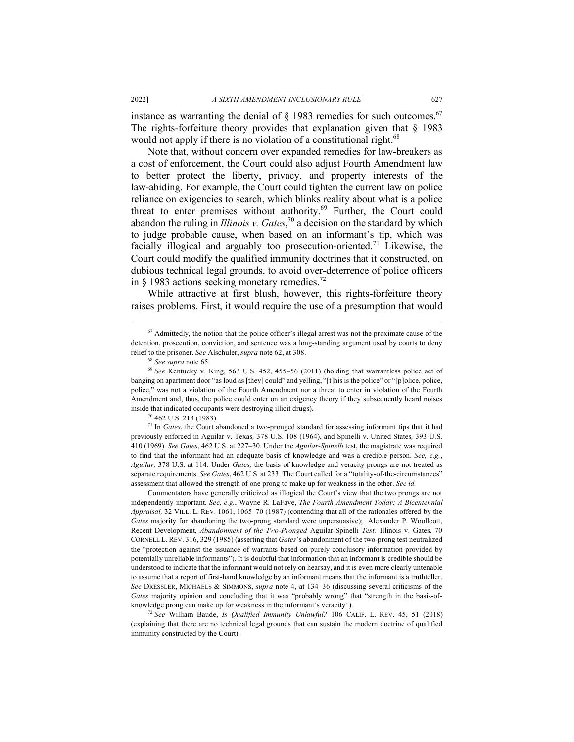instance as warranting the denial of § 1983 remedies for such outcomes.[67] The rights-forfeiture theory provides that explanation given that § 1983 would not apply if there is no violation of a constitutional right.[68]

Note that, without concern over expanded remedies for law-breakers as a cost of enforcement, the Court could also adjust Fourth Amendment law to better protect the liberty, privacy, and property interests of the law-abiding. For example, the Court could tighten the current law on police reliance on exigencies to search, which blinks reality about what is a police threat to enter premises without authority.[69] Further, the Court could abandon the ruling in *Illinois v. Gates*,[70] a decision on the standard by which to judge probable cause, when based on an informant's tip, which was facially illogical and arguably too prosecution-oriented.[71] Likewise, the Court could modify the qualified immunity doctrines that it constructed, on dubious technical legal grounds, to avoid over-deterrence of police officers in § 1983 actions seeking monetary remedies.[72]

While attractive at first blush, however, this rights-forfeiture theory raises problems. First, it would require the use of a presumption that would

---

[67] Admittedly, the notion that the police officer's illegal arrest was not the proximate cause of the detention, prosecution, conviction, and sentence was a long-standing argument used by courts to deny relief to the prisoner. *See* Alschuler, *supra* note 62, at 308.

[68] *See supra* note 65.

[69] *See* Kentucky v. King, 563 U.S. 452, 455–56 (2011) (holding that warrantless police act of banging on apartment door "as loud as [they] could" and yelling, "[t]his is the police" or "[p]olice, police, police," was not a violation of the Fourth Amendment nor a threat to enter in violation of the Fourth Amendment and, thus, the police could enter on an exigency theory if they subsequently heard noises inside that indicated occupants were destroying illicit drugs).

[70] 462 U.S. 213 (1983).

[71] In *Gates*, the Court abandoned a two-pronged standard for assessing informant tips that it had previously enforced in Aguilar v. Texas*,* 378 U.S. 108 (1964), and Spinelli v. United States*,* 393 U.S. 410 (1969). *See Gates*, 462 U.S. at 227–30. Under the *Aguilar-Spinelli* test, the magistrate was required to find that the informant had an adequate basis of knowledge and was a credible person. *See, e.g.*, *Aguilar,* 378 U.S. at 114. Under *Gates,* the basis of knowledge and veracity prongs are not treated as separate requirements. *See Gates*, 462 U.S. at 233. The Court called for a "totality-of-the-circumstances" assessment that allowed the strength of one prong to make up for weakness in the other. *See id.*

Commentators have generally criticized as illogical the Court's view that the two prongs are not independently important. *See, e.g.*, Wayne R. LaFave, *The Fourth Amendment Today: A Bicentennial Appraisal,* 32 VILL. L. REV. 1061, 1065–70 (1987) (contending that all of the rationales offered by the *Gates* majority for abandoning the two-prong standard were unpersuasive); Alexander P. Woollcott, Recent Development, *Abandonment of the Two-Pronged* Aguilar-Spinelli *Test:* Illinois v. Gates*,* 70 CORNELL L. REV. 316, 329 (1985) (asserting that *Gates*'s abandonment of the two-prong test neutralized the "protection against the issuance of warrants based on purely conclusory information provided by potentially unreliable informants"). It is doubtful that information that an informant is credible should be understood to indicate that the informant would not rely on hearsay, and it is even more clearly untenable to assume that a report of first-hand knowledge by an informant means that the informant is a truthteller. *See* DRESSLER, MICHAELS & SIMMONS, *supra* note 4, at 134–36 (discussing several criticisms of the *Gates* majority opinion and concluding that it was "probably wrong" that "strength in the basis-of-knowledge prong can make up for weakness in the informant's veracity").

[72] *See* William Baude, *Is Qualified Immunity Unlawful?* 106 CALIF. L. REV. 45, 51 (2018) (explaining that there are no technical legal grounds that can sustain the modern doctrine of qualified immunity constructed by the Court).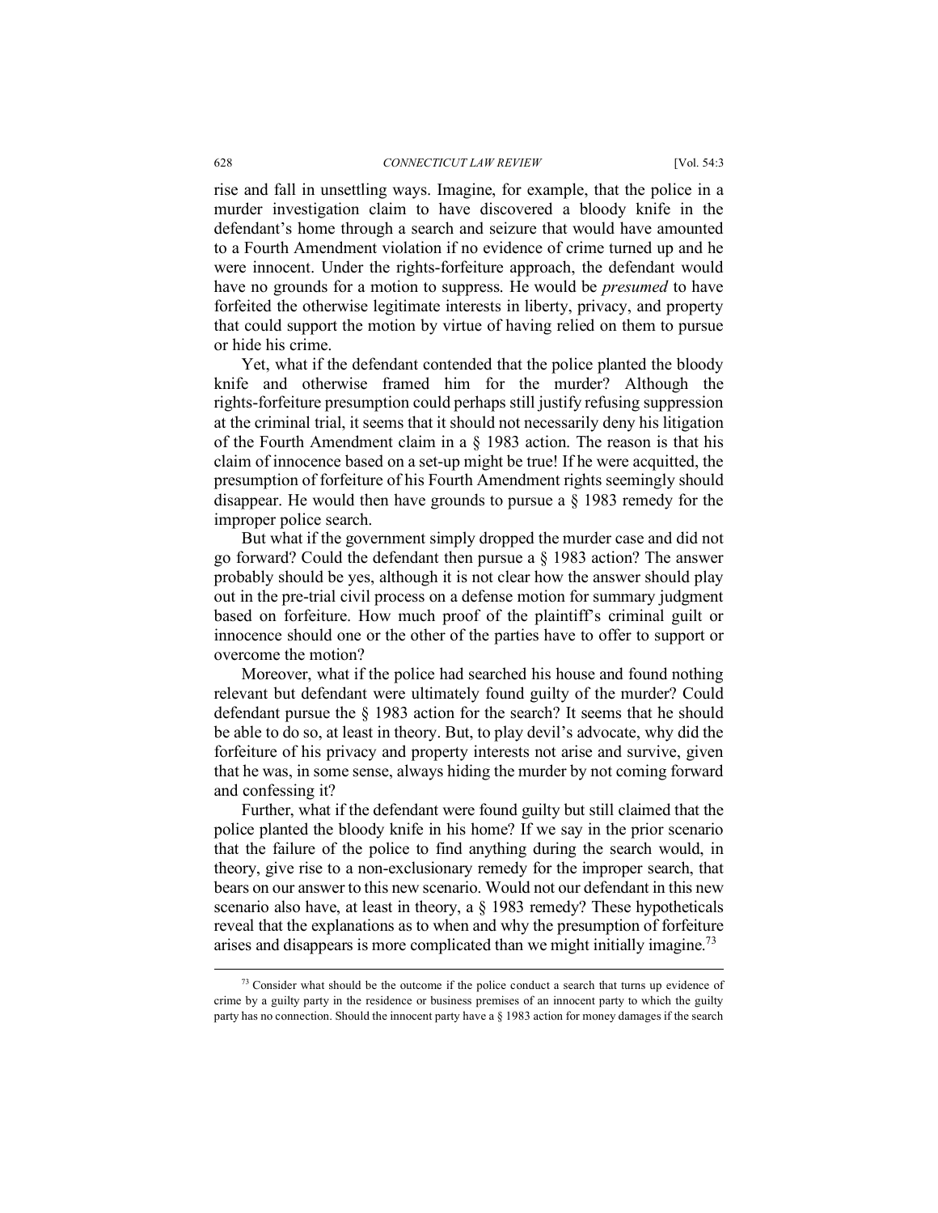rise and fall in unsettling ways. Imagine, for example, that the police in a murder investigation claim to have discovered a bloody knife in the defendant's home through a search and seizure that would have amounted to a Fourth Amendment violation if no evidence of crime turned up and he were innocent. Under the rights-forfeiture approach, the defendant would have no grounds for a motion to suppress. He would be *presumed* to have forfeited the otherwise legitimate interests in liberty, privacy, and property that could support the motion by virtue of having relied on them to pursue or hide his crime.

Yet, what if the defendant contended that the police planted the bloody knife and otherwise framed him for the murder? Although the rights-forfeiture presumption could perhaps still justify refusing suppression at the criminal trial, it seems that it should not necessarily deny his litigation of the Fourth Amendment claim in a § 1983 action. The reason is that his claim of innocence based on a set-up might be true! If he were acquitted, the presumption of forfeiture of his Fourth Amendment rights seemingly should disappear. He would then have grounds to pursue a § 1983 remedy for the improper police search.

But what if the government simply dropped the murder case and did not go forward? Could the defendant then pursue a § 1983 action? The answer probably should be yes, although it is not clear how the answer should play out in the pre-trial civil process on a defense motion for summary judgment based on forfeiture. How much proof of the plaintiff's criminal guilt or innocence should one or the other of the parties have to offer to support or overcome the motion?

Moreover, what if the police had searched his house and found nothing relevant but defendant were ultimately found guilty of the murder? Could defendant pursue the § 1983 action for the search? It seems that he should be able to do so, at least in theory. But, to play devil's advocate, why did the forfeiture of his privacy and property interests not arise and survive, given that he was, in some sense, always hiding the murder by not coming forward and confessing it?

Further, what if the defendant were found guilty but still claimed that the police planted the bloody knife in his home? If we say in the prior scenario that the failure of the police to find anything during the search would, in theory, give rise to a non-exclusionary remedy for the improper search, that bears on our answer to this new scenario. Would not our defendant in this new scenario also have, at least in theory, a § 1983 remedy? These hypotheticals reveal that the explanations as to when and why the presumption of forfeiture arises and disappears is more complicated than we might initially imagine.[73]

[73] Consider what should be the outcome if the police conduct a search that turns up evidence of crime by a guilty party in the residence or business premises of an innocent party to which the guilty party has no connection. Should the innocent party have a § 1983 action for money damages if the search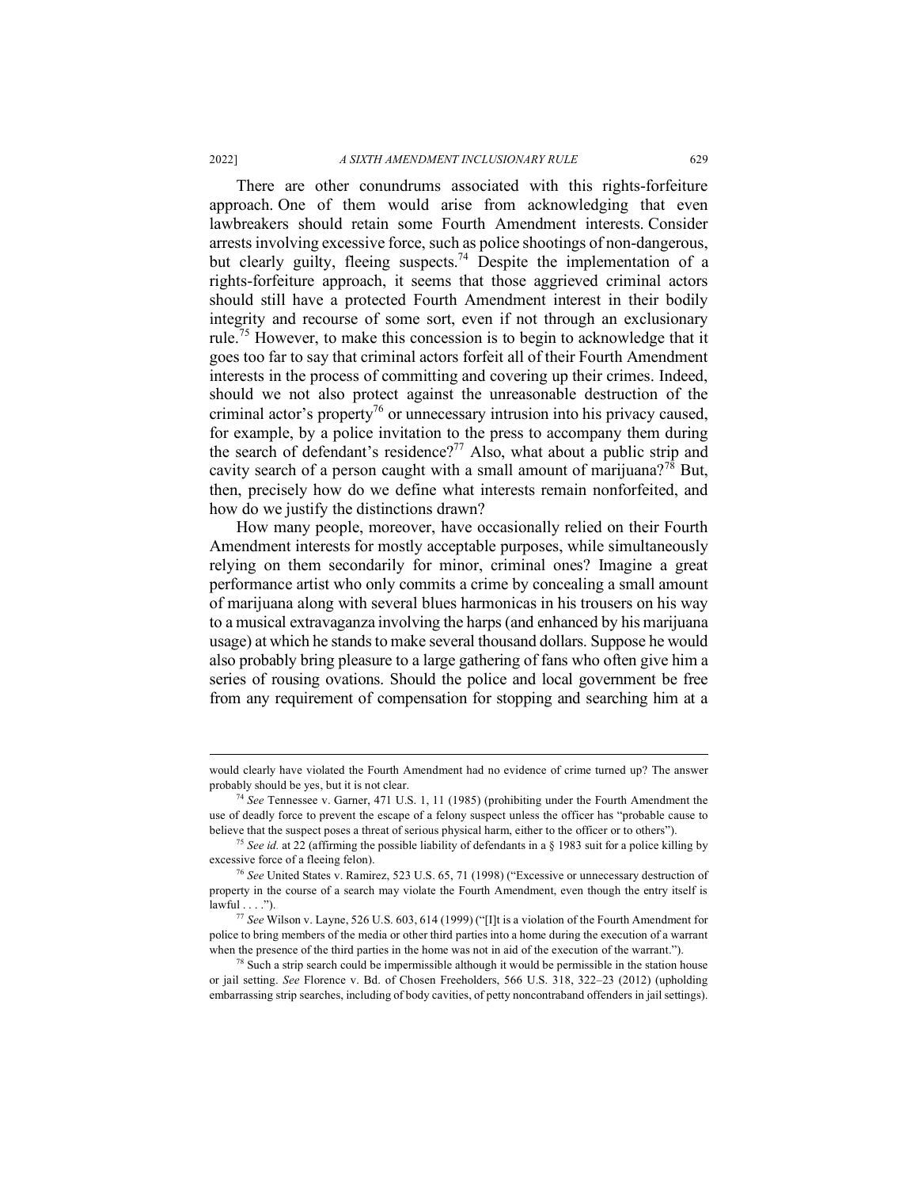There are other conundrums associated with this rights-forfeiture approach. One of them would arise from acknowledging that even lawbreakers should retain some Fourth Amendment interests. Consider arrests involving excessive force, such as police shootings of non-dangerous, but clearly guilty, fleeing suspects.[74] Despite the implementation of a rights-forfeiture approach, it seems that those aggrieved criminal actors should still have a protected Fourth Amendment interest in their bodily integrity and recourse of some sort, even if not through an exclusionary rule.[75] However, to make this concession is to begin to acknowledge that it goes too far to say that criminal actors forfeit all of their Fourth Amendment interests in the process of committing and covering up their crimes. Indeed, should we not also protect against the unreasonable destruction of the criminal actor's property[76] or unnecessary intrusion into his privacy caused, for example, by a police invitation to the press to accompany them during the search of defendant's residence?[77] Also, what about a public strip and cavity search of a person caught with a small amount of marijuana?[78] But, then, precisely how do we define what interests remain nonforfeited, and how do we justify the distinctions drawn?

How many people, moreover, have occasionally relied on their Fourth Amendment interests for mostly acceptable purposes, while simultaneously relying on them secondarily for minor, criminal ones? Imagine a great performance artist who only commits a crime by concealing a small amount of marijuana along with several blues harmonicas in his trousers on his way to a musical extravaganza involving the harps (and enhanced by his marijuana usage) at which he stands to make several thousand dollars. Suppose he would also probably bring pleasure to a large gathering of fans who often give him a series of rousing ovations. Should the police and local government be free from any requirement of compensation for stopping and searching him at a

---

would clearly have violated the Fourth Amendment had no evidence of crime turned up? The answer probably should be yes, but it is not clear.

[74] *See* Tennessee v. Garner, 471 U.S. 1, 11 (1985) (prohibiting under the Fourth Amendment the use of deadly force to prevent the escape of a felony suspect unless the officer has "probable cause to believe that the suspect poses a threat of serious physical harm, either to the officer or to others").

[75] *See id.* at 22 (affirming the possible liability of defendants in a § 1983 suit for a police killing by excessive force of a fleeing felon).

[76] *See* United States v. Ramirez, 523 U.S. 65, 71 (1998) ("Excessive or unnecessary destruction of property in the course of a search may violate the Fourth Amendment, even though the entry itself is lawful . . . .").

[77] *See* Wilson v. Layne, 526 U.S. 603, 614 (1999) ("[I]t is a violation of the Fourth Amendment for police to bring members of the media or other third parties into a home during the execution of a warrant when the presence of the third parties in the home was not in aid of the execution of the warrant.").

[78] Such a strip search could be impermissible although it would be permissible in the station house or jail setting. *See* Florence v. Bd. of Chosen Freeholders, 566 U.S. 318, 322–23 (2012) (upholding embarrassing strip searches, including of body cavities, of petty noncontraband offenders in jail settings).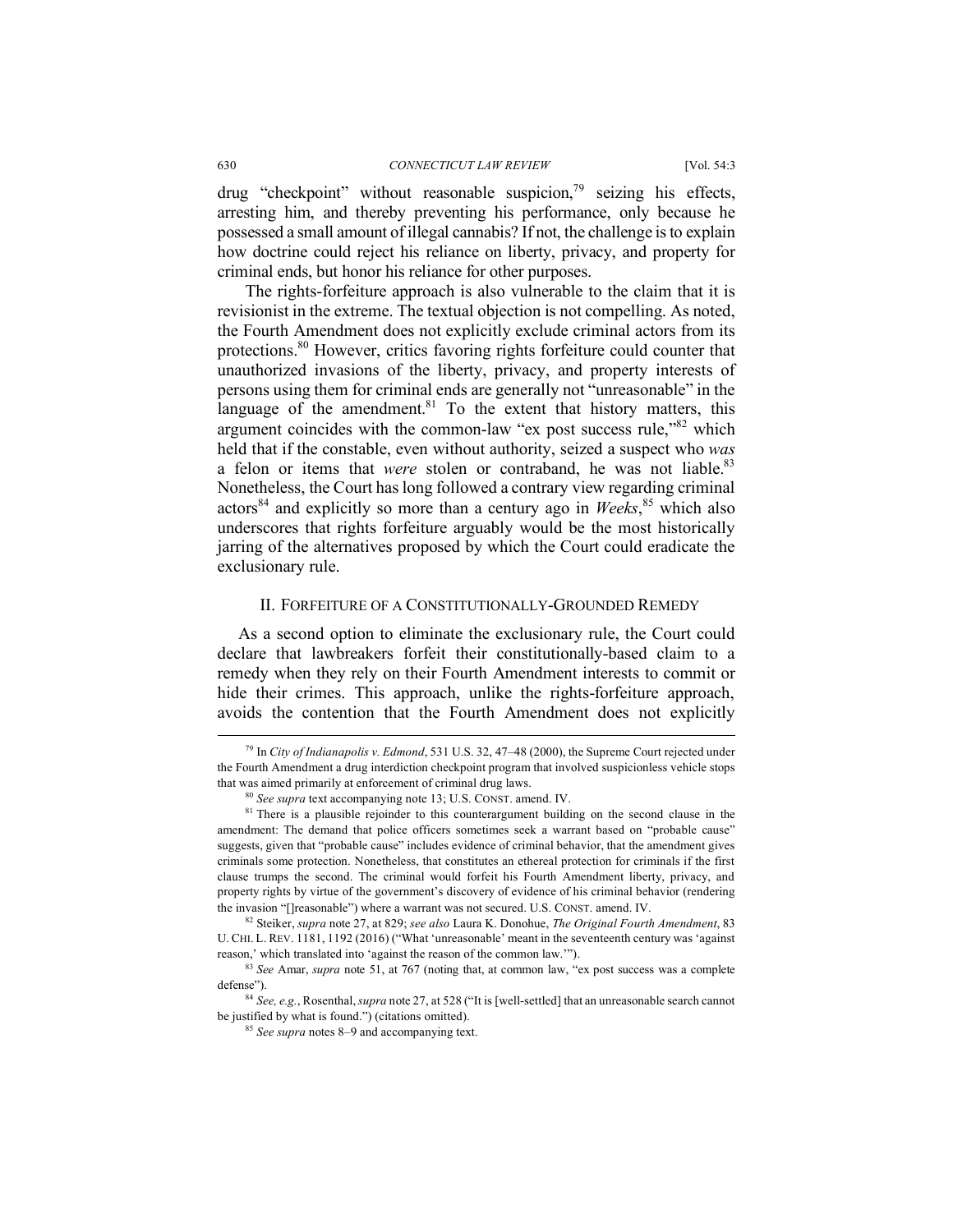drug "checkpoint" without reasonable suspicion,[79] seizing his effects, arresting him, and thereby preventing his performance, only because he possessed a small amount of illegal cannabis? If not, the challenge is to explain how doctrine could reject his reliance on liberty, privacy, and property for criminal ends, but honor his reliance for other purposes.

The rights-forfeiture approach is also vulnerable to the claim that it is revisionist in the extreme. The textual objection is not compelling. As noted, the Fourth Amendment does not explicitly exclude criminal actors from its protections.[80] However, critics favoring rights forfeiture could counter that unauthorized invasions of the liberty, privacy, and property interests of persons using them for criminal ends are generally not "unreasonable" in the language of the amendment.[81] To the extent that history matters, this argument coincides with the common-law "ex post success rule,"[82] which held that if the constable, even without authority, seized a suspect who *was* a felon or items that *were* stolen or contraband, he was not liable.[83] Nonetheless, the Court has long followed a contrary view regarding criminal actors[84] and explicitly so more than a century ago in *Weeks*,[85] which also underscores that rights forfeiture arguably would be the most historically jarring of the alternatives proposed by which the Court could eradicate the exclusionary rule.

## II. Forfeiture of a Constitutionally-Grounded Remedy

As a second option to eliminate the exclusionary rule, the Court could declare that lawbreakers forfeit their constitutionally-based claim to a remedy when they rely on their Fourth Amendment interests to commit or hide their crimes. This approach, unlike the rights-forfeiture approach, avoids the contention that the Fourth Amendment does not explicitly

---

[79] In *City of Indianapolis v. Edmond*, 531 U.S. 32, 47–48 (2000), the Supreme Court rejected under the Fourth Amendment a drug interdiction checkpoint program that involved suspicionless vehicle stops that was aimed primarily at enforcement of criminal drug laws.

[80] *See supra* text accompanying note 13; U.S. CONST. amend. IV.

[81] There is a plausible rejoinder to this counterargument building on the second clause in the amendment: The demand that police officers sometimes seek a warrant based on "probable cause" suggests, given that "probable cause" includes evidence of criminal behavior, that the amendment gives criminals some protection. Nonetheless, that constitutes an ethereal protection for criminals if the first clause trumps the second. The criminal would forfeit his Fourth Amendment liberty, privacy, and property rights by virtue of the government's discovery of evidence of his criminal behavior (rendering the invasion "[]reasonable") where a warrant was not secured. U.S. CONST. amend. IV.

[82] Steiker, *supra* note 27, at 829; *see also* Laura K. Donohue, *The Original Fourth Amendment*, 83 U. CHI. L. REV. 1181, 1192 (2016) ("What 'unreasonable' meant in the seventeenth century was 'against reason,' which translated into 'against the reason of the common law.'").

[83] *See* Amar, *supra* note 51, at 767 (noting that, at common law, "ex post success was a complete defense").

[84] *See, e.g.*, Rosenthal, *supra* note 27, at 528 ("It is [well-settled] that an unreasonable search cannot be justified by what is found.") (citations omitted).

[85] *See supra* notes 8–9 and accompanying text.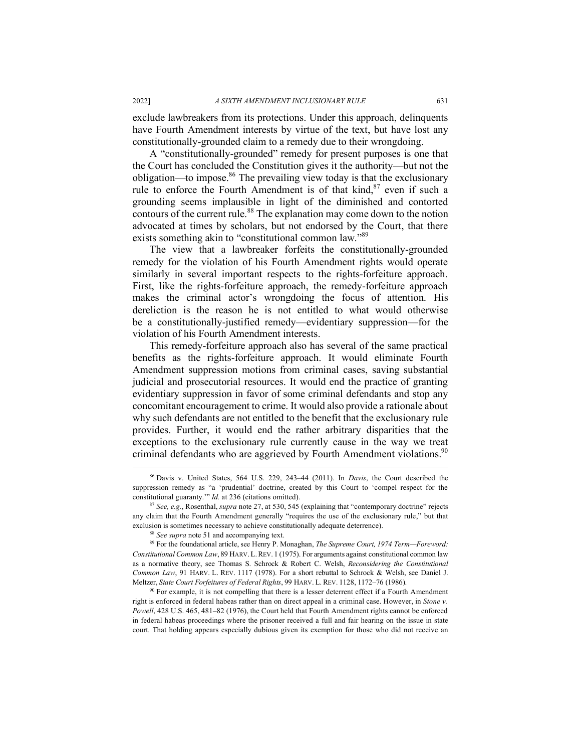exclude lawbreakers from its protections. Under this approach, delinquents have Fourth Amendment interests by virtue of the text, but have lost any constitutionally-grounded claim to a remedy due to their wrongdoing.

A "constitutionally-grounded" remedy for present purposes is one that the Court has concluded the Constitution gives it the authority—but not the obligation—to impose.[86] The prevailing view today is that the exclusionary rule to enforce the Fourth Amendment is of that kind,[87] even if such a grounding seems implausible in light of the diminished and contorted contours of the current rule.[88] The explanation may come down to the notion advocated at times by scholars, but not endorsed by the Court, that there exists something akin to "constitutional common law."[89]

The view that a lawbreaker forfeits the constitutionally-grounded remedy for the violation of his Fourth Amendment rights would operate similarly in several important respects to the rights-forfeiture approach. First, like the rights-forfeiture approach, the remedy-forfeiture approach makes the criminal actor's wrongdoing the focus of attention. His dereliction is the reason he is not entitled to what would otherwise be a constitutionally-justified remedy—evidentiary suppression—for the violation of his Fourth Amendment interests.

This remedy-forfeiture approach also has several of the same practical benefits as the rights-forfeiture approach. It would eliminate Fourth Amendment suppression motions from criminal cases, saving substantial judicial and prosecutorial resources. It would end the practice of granting evidentiary suppression in favor of some criminal defendants and stop any concomitant encouragement to crime. It would also provide a rationale about why such defendants are not entitled to the benefit that the exclusionary rule provides. Further, it would end the rather arbitrary disparities that the exceptions to the exclusionary rule currently cause in the way we treat criminal defendants who are aggrieved by Fourth Amendment violations.[90]

---

[86] Davis v. United States, 564 U.S. 229, 243–44 (2011). In *Davis*, the Court described the suppression remedy as "a 'prudential' doctrine, created by this Court to 'compel respect for the constitutional guaranty.'" *Id.* at 236 (citations omitted).

[87] *See, e.g.*, Rosenthal, *supra* note 27, at 530, 545 (explaining that "contemporary doctrine" rejects any claim that the Fourth Amendment generally "requires the use of the exclusionary rule," but that exclusion is sometimes necessary to achieve constitutionally adequate deterrence).

[88] *See supra* note 51 and accompanying text.

[89] For the foundational article, see Henry P. Monaghan, *The Supreme Court, 1974 Term—Foreword: Constitutional Common Law*, 89 HARV. L. REV. 1 (1975). For arguments against constitutional common law as a normative theory, see Thomas S. Schrock & Robert C. Welsh, *Reconsidering the Constitutional Common Law*, 91 HARV. L. REV. 1117 (1978). For a short rebuttal to Schrock & Welsh, see Daniel J. Meltzer, *State Court Forfeitures of Federal Rights*, 99 HARV. L. REV. 1128, 1172–76 (1986).

[90] For example, it is not compelling that there is a lesser deterrent effect if a Fourth Amendment right is enforced in federal habeas rather than on direct appeal in a criminal case. However, in *Stone v. Powell*, 428 U.S. 465, 481–82 (1976), the Court held that Fourth Amendment rights cannot be enforced in federal habeas proceedings where the prisoner received a full and fair hearing on the issue in state court. That holding appears especially dubious given its exemption for those who did not receive an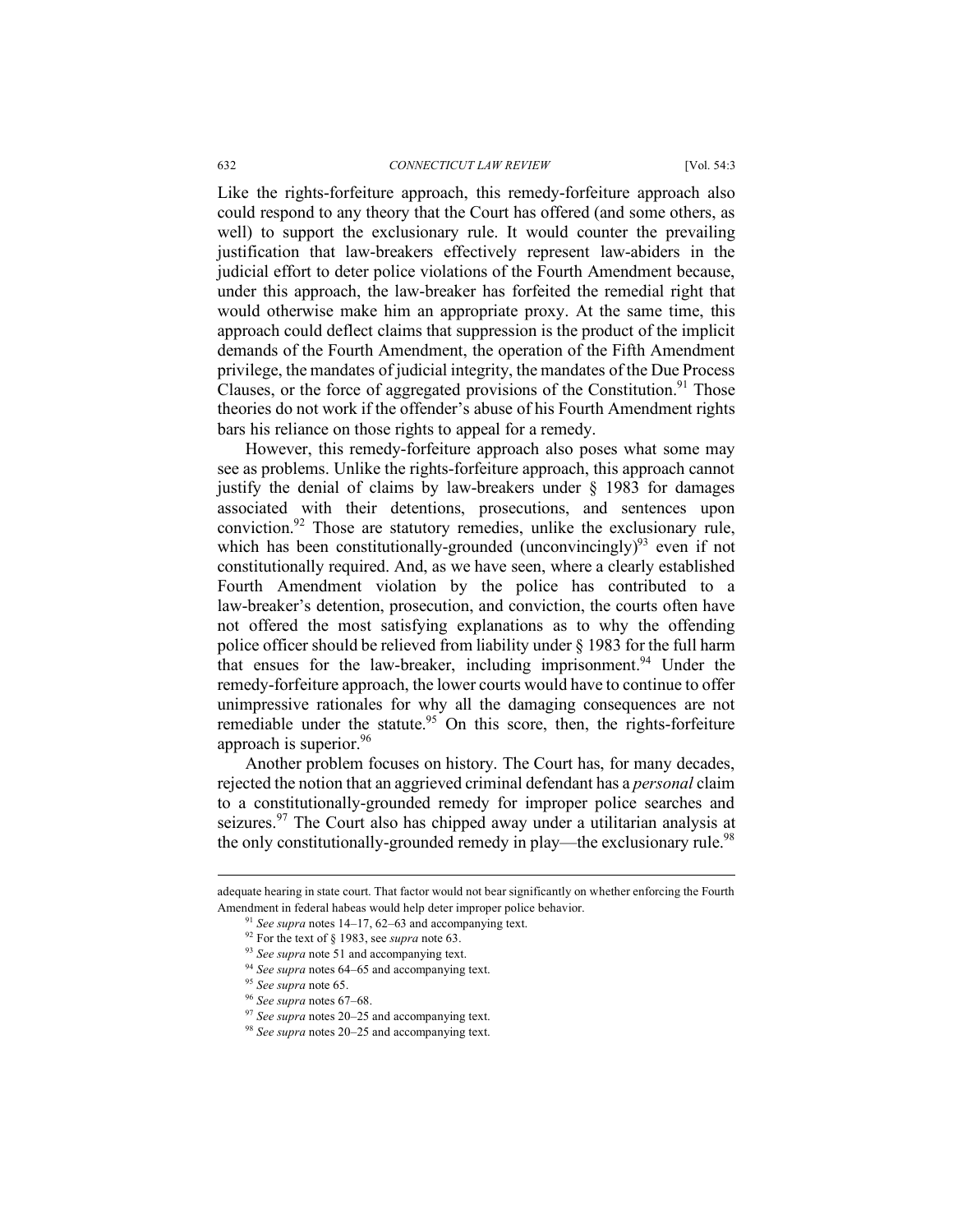Like the rights-forfeiture approach, this remedy-forfeiture approach also could respond to any theory that the Court has offered (and some others, as well) to support the exclusionary rule. It would counter the prevailing justification that law-breakers effectively represent law-abiders in the judicial effort to deter police violations of the Fourth Amendment because, under this approach, the law-breaker has forfeited the remedial right that would otherwise make him an appropriate proxy. At the same time, this approach could deflect claims that suppression is the product of the implicit demands of the Fourth Amendment, the operation of the Fifth Amendment privilege, the mandates of judicial integrity, the mandates of the Due Process Clauses, or the force of aggregated provisions of the Constitution.[91] Those theories do not work if the offender's abuse of his Fourth Amendment rights bars his reliance on those rights to appeal for a remedy.

However, this remedy-forfeiture approach also poses what some may see as problems. Unlike the rights-forfeiture approach, this approach cannot justify the denial of claims by law-breakers under § 1983 for damages associated with their detentions, prosecutions, and sentences upon conviction.[92] Those are statutory remedies, unlike the exclusionary rule, which has been constitutionally-grounded (unconvincingly)[93] even if not constitutionally required. And, as we have seen, where a clearly established Fourth Amendment violation by the police has contributed to a law-breaker's detention, prosecution, and conviction, the courts often have not offered the most satisfying explanations as to why the offending police officer should be relieved from liability under § 1983 for the full harm that ensues for the law-breaker, including imprisonment.[94] Under the remedy-forfeiture approach, the lower courts would have to continue to offer unimpressive rationales for why all the damaging consequences are not remediable under the statute.[95] On this score, then, the rights-forfeiture approach is superior.[96]

Another problem focuses on history. The Court has, for many decades, rejected the notion that an aggrieved criminal defendant has a *personal* claim to a constitutionally-grounded remedy for improper police searches and seizures.[97] The Court also has chipped away under a utilitarian analysis at the only constitutionally-grounded remedy in play—the exclusionary rule.[98]

---

adequate hearing in state court. That factor would not bear significantly on whether enforcing the Fourth Amendment in federal habeas would help deter improper police behavior.

[91] *See supra* notes 14–17, 62–63 and accompanying text.

[92] For the text of § 1983, see *supra* note 63.

[93] *See supra* note 51 and accompanying text.

[94] *See supra* notes 64–65 and accompanying text.

[95] *See supra* note 65.

[96] *See supra* notes 67–68.

[97] *See supra* notes 20–25 and accompanying text.

[98] *See supra* notes 20–25 and accompanying text.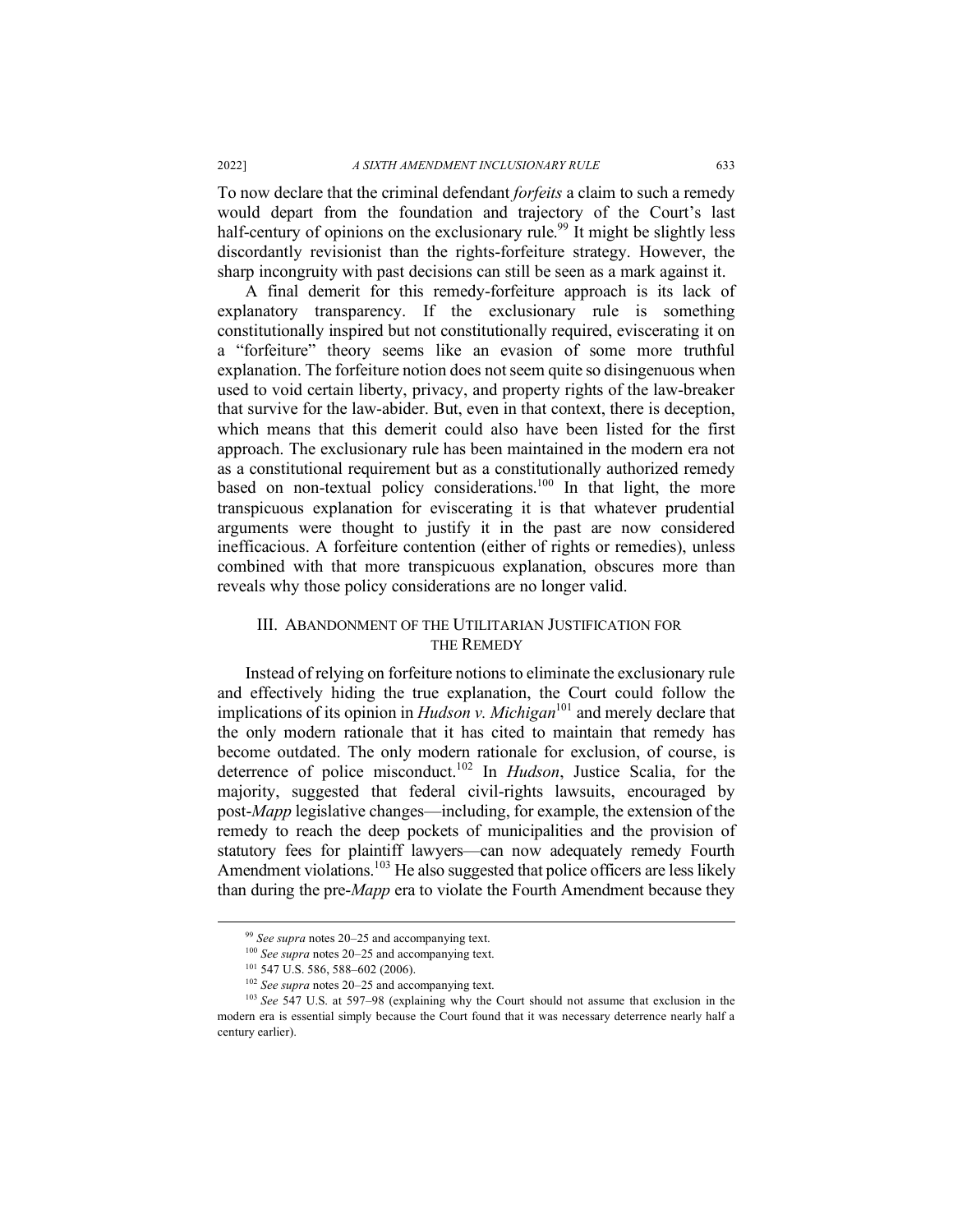To now declare that the criminal defendant *forfeits* a claim to such a remedy would depart from the foundation and trajectory of the Court's last half-century of opinions on the exclusionary rule.[99] It might be slightly less discordantly revisionist than the rights-forfeiture strategy. However, the sharp incongruity with past decisions can still be seen as a mark against it.

A final demerit for this remedy-forfeiture approach is its lack of explanatory transparency. If the exclusionary rule is something constitutionally inspired but not constitutionally required, eviscerating it on a "forfeiture" theory seems like an evasion of some more truthful explanation. The forfeiture notion does not seem quite so disingenuous when used to void certain liberty, privacy, and property rights of the law-breaker that survive for the law-abider. But, even in that context, there is deception, which means that this demerit could also have been listed for the first approach. The exclusionary rule has been maintained in the modern era not as a constitutional requirement but as a constitutionally authorized remedy based on non-textual policy considerations.[100] In that light, the more transpicuous explanation for eviscerating it is that whatever prudential arguments were thought to justify it in the past are now considered inefficacious. A forfeiture contention (either of rights or remedies), unless combined with that more transpicuous explanation, obscures more than reveals why those policy considerations are no longer valid.

## III. Abandonment of the Utilitarian Justification for the Remedy

Instead of relying on forfeiture notions to eliminate the exclusionary rule and effectively hiding the true explanation, the Court could follow the implications of its opinion in *Hudson v. Michigan*[101] and merely declare that the only modern rationale that it has cited to maintain that remedy has become outdated. The only modern rationale for exclusion, of course, is deterrence of police misconduct.[102] In *Hudson*, Justice Scalia, for the majority, suggested that federal civil-rights lawsuits, encouraged by post-*Mapp* legislative changes—including, for example, the extension of the remedy to reach the deep pockets of municipalities and the provision of statutory fees for plaintiff lawyers—can now adequately remedy Fourth Amendment violations.[103] He also suggested that police officers are less likely than during the pre-*Mapp* era to violate the Fourth Amendment because they

---

[99] *See supra* notes 20–25 and accompanying text.

[100] *See supra* notes 20–25 and accompanying text.

[101] 547 U.S. 586, 588–602 (2006).

[102] *See supra* notes 20–25 and accompanying text.

[103] *See* 547 U.S. at 597–98 (explaining why the Court should not assume that exclusion in the modern era is essential simply because the Court found that it was necessary deterrence nearly half a century earlier).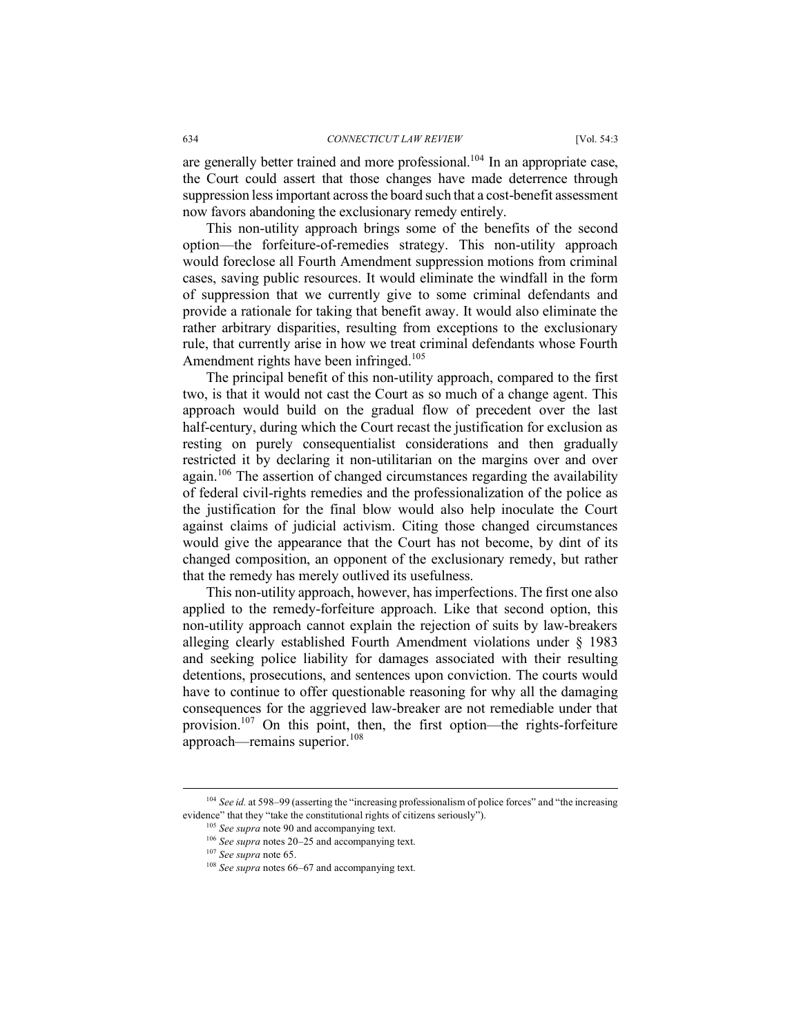are generally better trained and more professional.[104] In an appropriate case, the Court could assert that those changes have made deterrence through suppression less important across the board such that a cost-benefit assessment now favors abandoning the exclusionary remedy entirely.

This non-utility approach brings some of the benefits of the second option—the forfeiture-of-remedies strategy. This non-utility approach would foreclose all Fourth Amendment suppression motions from criminal cases, saving public resources. It would eliminate the windfall in the form of suppression that we currently give to some criminal defendants and provide a rationale for taking that benefit away. It would also eliminate the rather arbitrary disparities, resulting from exceptions to the exclusionary rule, that currently arise in how we treat criminal defendants whose Fourth Amendment rights have been infringed.[105]

The principal benefit of this non-utility approach, compared to the first two, is that it would not cast the Court as so much of a change agent. This approach would build on the gradual flow of precedent over the last half-century, during which the Court recast the justification for exclusion as resting on purely consequentialist considerations and then gradually restricted it by declaring it non-utilitarian on the margins over and over again.[106] The assertion of changed circumstances regarding the availability of federal civil-rights remedies and the professionalization of the police as the justification for the final blow would also help inoculate the Court against claims of judicial activism. Citing those changed circumstances would give the appearance that the Court has not become, by dint of its changed composition, an opponent of the exclusionary remedy, but rather that the remedy has merely outlived its usefulness.

This non-utility approach, however, has imperfections. The first one also applied to the remedy-forfeiture approach. Like that second option, this non-utility approach cannot explain the rejection of suits by law-breakers alleging clearly established Fourth Amendment violations under § 1983 and seeking police liability for damages associated with their resulting detentions, prosecutions, and sentences upon conviction. The courts would have to continue to offer questionable reasoning for why all the damaging consequences for the aggrieved law-breaker are not remediable under that provision.[107] On this point, then, the first option—the rights-forfeiture approach—remains superior.[108]

---

[104] *See id.* at 598–99 (asserting the "increasing professionalism of police forces" and "the increasing evidence" that they "take the constitutional rights of citizens seriously").

[105] *See supra* note 90 and accompanying text.

[106] *See supra* notes 20–25 and accompanying text.

[107] *See supra* note 65.

[108] *See supra* notes 66–67 and accompanying text.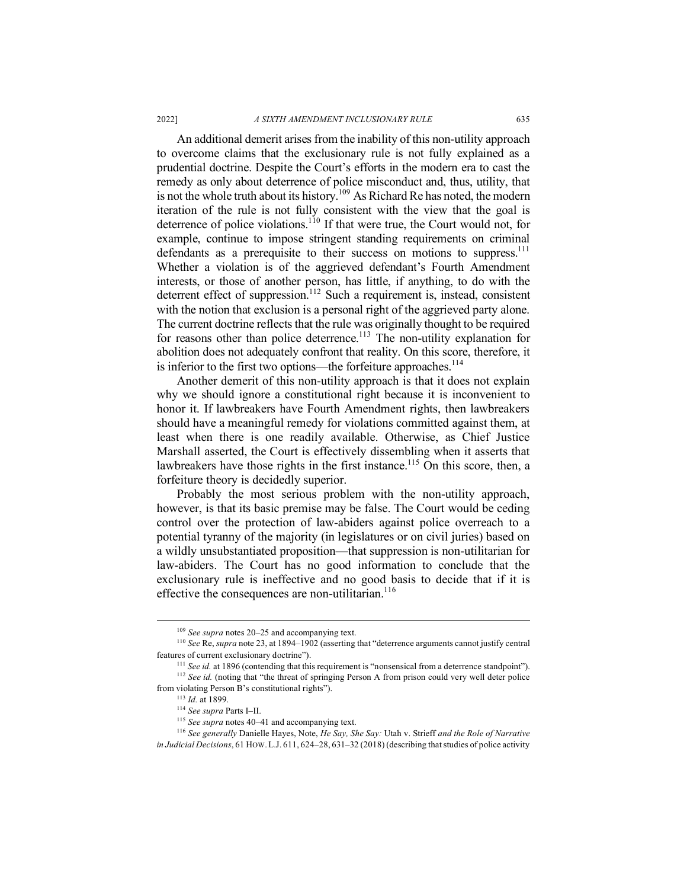An additional demerit arises from the inability of this non-utility approach to overcome claims that the exclusionary rule is not fully explained as a prudential doctrine. Despite the Court's efforts in the modern era to cast the remedy as only about deterrence of police misconduct and, thus, utility, that is not the whole truth about its history.[109] As Richard Re has noted, the modern iteration of the rule is not fully consistent with the view that the goal is deterrence of police violations.[110] If that were true, the Court would not, for example, continue to impose stringent standing requirements on criminal defendants as a prerequisite to their success on motions to suppress.[111] Whether a violation is of the aggrieved defendant's Fourth Amendment interests, or those of another person, has little, if anything, to do with the deterrent effect of suppression.[112] Such a requirement is, instead, consistent with the notion that exclusion is a personal right of the aggrieved party alone. The current doctrine reflects that the rule was originally thought to be required for reasons other than police deterrence.[113] The non-utility explanation for abolition does not adequately confront that reality. On this score, therefore, it is inferior to the first two options—the forfeiture approaches.[114]

Another demerit of this non-utility approach is that it does not explain why we should ignore a constitutional right because it is inconvenient to honor it. If lawbreakers have Fourth Amendment rights, then lawbreakers should have a meaningful remedy for violations committed against them, at least when there is one readily available. Otherwise, as Chief Justice Marshall asserted, the Court is effectively dissembling when it asserts that lawbreakers have those rights in the first instance.[115] On this score, then, a forfeiture theory is decidedly superior.

Probably the most serious problem with the non-utility approach, however, is that its basic premise may be false. The Court would be ceding control over the protection of law-abiders against police overreach to a potential tyranny of the majority (in legislatures or on civil juries) based on a wildly unsubstantiated proposition—that suppression is non-utilitarian for law-abiders. The Court has no good information to conclude that the exclusionary rule is ineffective and no good basis to decide that if it is effective the consequences are non-utilitarian.[116]

---

[109] *See supra* notes 20–25 and accompanying text.

[110] *See* Re, *supra* note 23, at 1894–1902 (asserting that "deterrence arguments cannot justify central features of current exclusionary doctrine").

[111] *See id.* at 1896 (contending that this requirement is "nonsensical from a deterrence standpoint").

[112] *See id.* (noting that "the threat of springing Person A from prison could very well deter police from violating Person B's constitutional rights").

[113] *Id.* at 1899.

[114] *See supra* Parts I–II.

[115] *See supra* notes 40–41 and accompanying text.

[116] *See generally* Danielle Hayes, Note, *He Say, She Say:* Utah v. Strieff *and the Role of Narrative in Judicial Decisions*, 61 HOW. L.J. 611, 624–28, 631–32 (2018) (describing that studies of police activity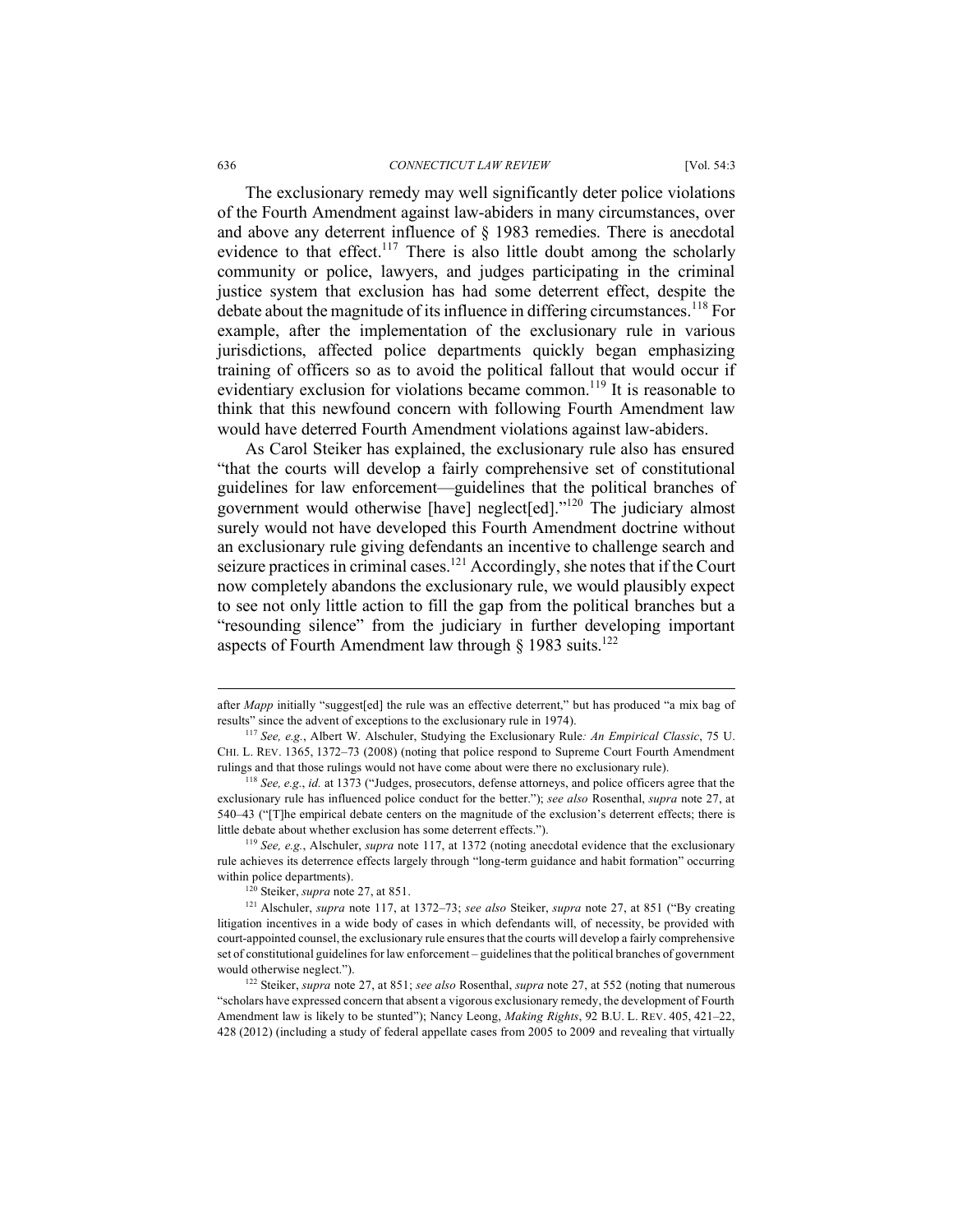The exclusionary remedy may well significantly deter police violations of the Fourth Amendment against law-abiders in many circumstances, over and above any deterrent influence of § 1983 remedies. There is anecdotal evidence to that effect.[117] There is also little doubt among the scholarly community or police, lawyers, and judges participating in the criminal justice system that exclusion has had some deterrent effect, despite the debate about the magnitude of its influence in differing circumstances.[118] For example, after the implementation of the exclusionary rule in various jurisdictions, affected police departments quickly began emphasizing training of officers so as to avoid the political fallout that would occur if evidentiary exclusion for violations became common.[119] It is reasonable to think that this newfound concern with following Fourth Amendment law would have deterred Fourth Amendment violations against law-abiders.

As Carol Steiker has explained, the exclusionary rule also has ensured "that the courts will develop a fairly comprehensive set of constitutional guidelines for law enforcement—guidelines that the political branches of government would otherwise [have] neglect[ed]."[120] The judiciary almost surely would not have developed this Fourth Amendment doctrine without an exclusionary rule giving defendants an incentive to challenge search and seizure practices in criminal cases.[121] Accordingly, she notes that if the Court now completely abandons the exclusionary rule, we would plausibly expect to see not only little action to fill the gap from the political branches but a "resounding silence" from the judiciary in further developing important aspects of Fourth Amendment law through § 1983 suits.[122]

---

after *Mapp* initially "suggest[ed] the rule was an effective deterrent," but has produced "a mix bag of results" since the advent of exceptions to the exclusionary rule in 1974).

[117] *See, e.g.*, Albert W. Alschuler, Studying the Exclusionary Rule*: An Empirical Classic*, 75 U. CHI. L. REV. 1365, 1372–73 (2008) (noting that police respond to Supreme Court Fourth Amendment rulings and that those rulings would not have come about were there no exclusionary rule).

[118] *See, e.g.*, *id.* at 1373 ("Judges, prosecutors, defense attorneys, and police officers agree that the exclusionary rule has influenced police conduct for the better."); *see also* Rosenthal, *supra* note 27, at 540–43 ("[T]he empirical debate centers on the magnitude of the exclusion's deterrent effects; there is little debate about whether exclusion has some deterrent effects.").

[119] *See, e.g.*, Alschuler, *supra* note 117, at 1372 (noting anecdotal evidence that the exclusionary rule achieves its deterrence effects largely through "long-term guidance and habit formation" occurring within police departments).

[120] Steiker, *supra* note 27, at 851.

[121] Alschuler, *supra* note 117, at 1372–73; *see also* Steiker, *supra* note 27, at 851 ("By creating litigation incentives in a wide body of cases in which defendants will, of necessity, be provided with court-appointed counsel, the exclusionary rule ensures that the courts will develop a fairly comprehensive set of constitutional guidelines for law enforcement – guidelines that the political branches of government would otherwise neglect.").

[122] Steiker, *supra* note 27, at 851; *see also* Rosenthal, *supra* note 27, at 552 (noting that numerous "scholars have expressed concern that absent a vigorous exclusionary remedy, the development of Fourth Amendment law is likely to be stunted"); Nancy Leong, *Making Rights*, 92 B.U. L. REV. 405, 421–22, 428 (2012) (including a study of federal appellate cases from 2005 to 2009 and revealing that virtually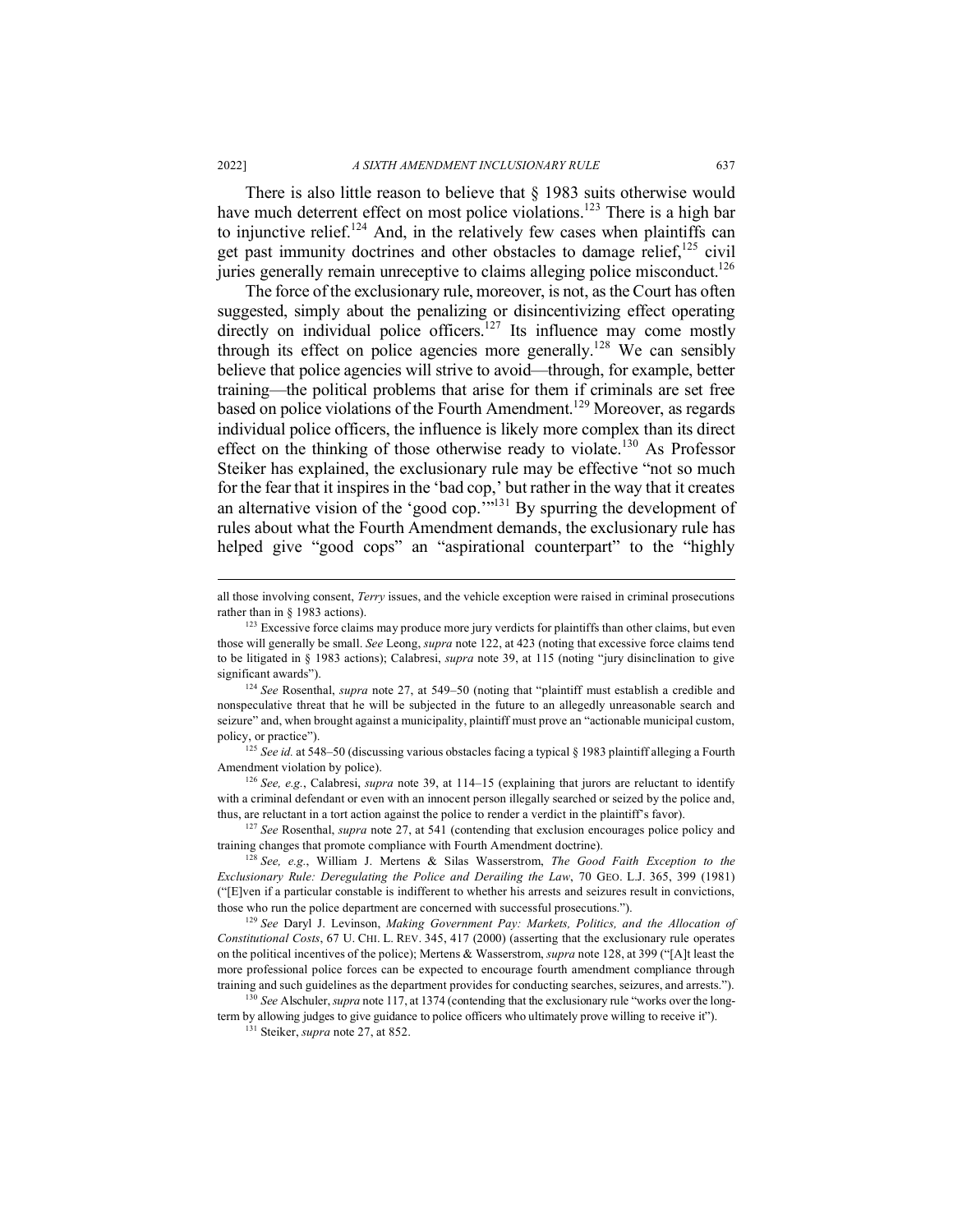There is also little reason to believe that § 1983 suits otherwise would have much deterrent effect on most police violations.[123] There is a high bar to injunctive relief.[124] And, in the relatively few cases when plaintiffs can get past immunity doctrines and other obstacles to damage relief,[125] civil juries generally remain unreceptive to claims alleging police misconduct.[126]

The force of the exclusionary rule, moreover, is not, as the Court has often suggested, simply about the penalizing or disincentivizing effect operating directly on individual police officers.[127] Its influence may come mostly through its effect on police agencies more generally.[128] We can sensibly believe that police agencies will strive to avoid—through, for example, better training—the political problems that arise for them if criminals are set free based on police violations of the Fourth Amendment.[129] Moreover, as regards individual police officers, the influence is likely more complex than its direct effect on the thinking of those otherwise ready to violate.[130] As Professor Steiker has explained, the exclusionary rule may be effective "not so much for the fear that it inspires in the 'bad cop,' but rather in the way that it creates an alternative vision of the 'good cop.'"[131] By spurring the development of rules about what the Fourth Amendment demands, the exclusionary rule has helped give "good cops" an "aspirational counterpart" to the "highly

---

all those involving consent, *Terry* issues, and the vehicle exception were raised in criminal prosecutions rather than in § 1983 actions).

[123] Excessive force claims may produce more jury verdicts for plaintiffs than other claims, but even those will generally be small. *See* Leong, *supra* note 122, at 423 (noting that excessive force claims tend to be litigated in § 1983 actions); Calabresi, *supra* note 39, at 115 (noting "jury disinclination to give significant awards").

[124] *See* Rosenthal, *supra* note 27, at 549–50 (noting that "plaintiff must establish a credible and nonspeculative threat that he will be subjected in the future to an allegedly unreasonable search and seizure" and, when brought against a municipality, plaintiff must prove an "actionable municipal custom, policy, or practice").

[125] *See id.* at 548–50 (discussing various obstacles facing a typical § 1983 plaintiff alleging a Fourth Amendment violation by police).

[126] *See, e.g.*, Calabresi, *supra* note 39, at 114–15 (explaining that jurors are reluctant to identify with a criminal defendant or even with an innocent person illegally searched or seized by the police and, thus, are reluctant in a tort action against the police to render a verdict in the plaintiff's favor).

[127] *See* Rosenthal, *supra* note 27, at 541 (contending that exclusion encourages police policy and training changes that promote compliance with Fourth Amendment doctrine).

[128] *See, e.g.*, William J. Mertens & Silas Wasserstrom, *The Good Faith Exception to the Exclusionary Rule: Deregulating the Police and Derailing the Law*, 70 GEO. L.J. 365, 399 (1981) ("[E]ven if a particular constable is indifferent to whether his arrests and seizures result in convictions, those who run the police department are concerned with successful prosecutions.").

[129] *See* Daryl J. Levinson, *Making Government Pay: Markets, Politics, and the Allocation of Constitutional Costs*, 67 U. CHI. L. REV. 345, 417 (2000) (asserting that the exclusionary rule operates on the political incentives of the police); Mertens & Wasserstrom, *supra* note 128, at 399 ("[A]t least the more professional police forces can be expected to encourage fourth amendment compliance through training and such guidelines as the department provides for conducting searches, seizures, and arrests.").

[130] *See* Alschuler, *supra* note 117, at 1374 (contending that the exclusionary rule "works over the long-term by allowing judges to give guidance to police officers who ultimately prove willing to receive it").

[131] Steiker, *supra* note 27, at 852.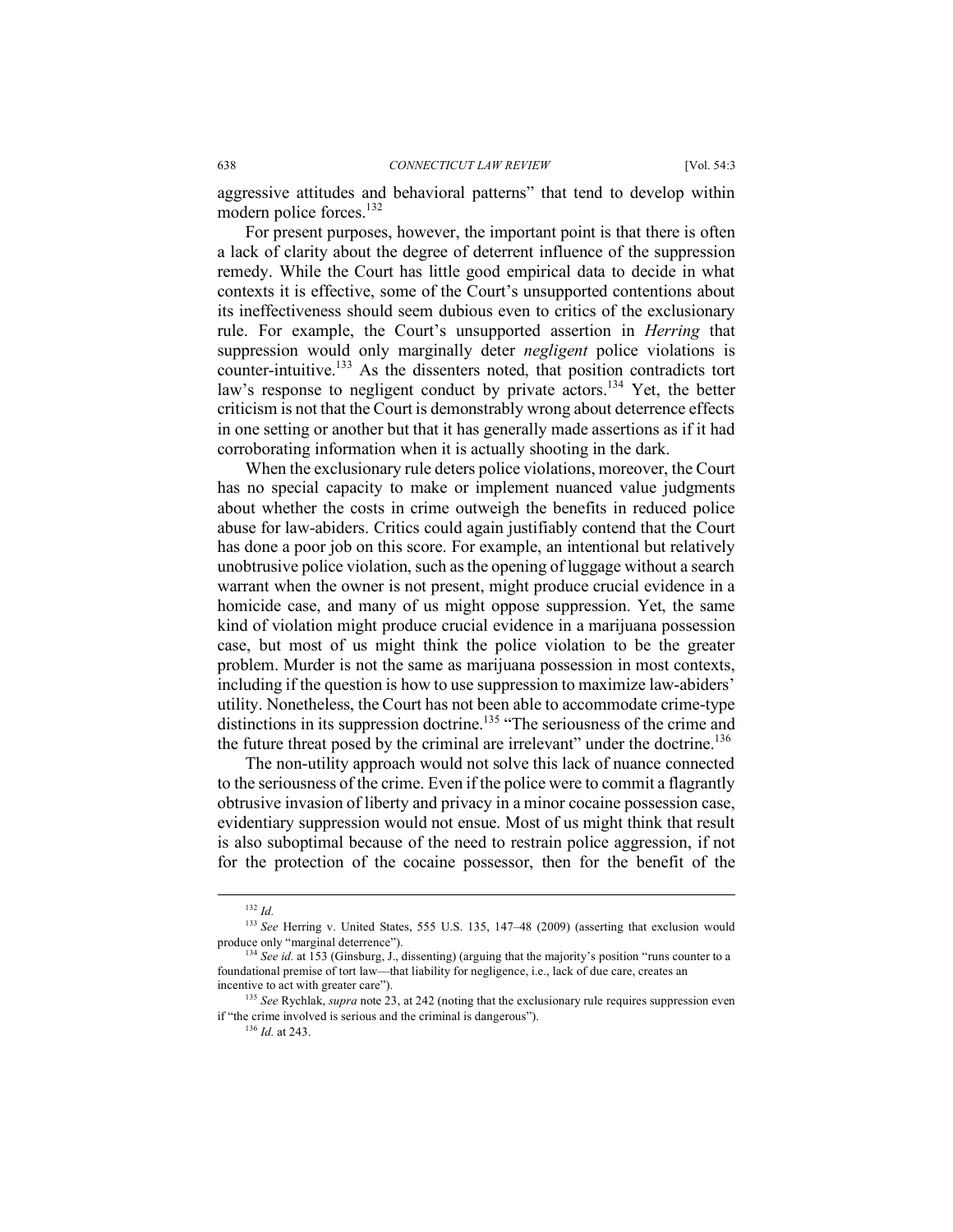aggressive attitudes and behavioral patterns" that tend to develop within modern police forces.[132]

For present purposes, however, the important point is that there is often a lack of clarity about the degree of deterrent influence of the suppression remedy. While the Court has little good empirical data to decide in what contexts it is effective, some of the Court's unsupported contentions about its ineffectiveness should seem dubious even to critics of the exclusionary rule. For example, the Court's unsupported assertion in *Herring* that suppression would only marginally deter *negligent* police violations is counter-intuitive.[133] As the dissenters noted, that position contradicts tort law's response to negligent conduct by private actors.[134] Yet, the better criticism is not that the Court is demonstrably wrong about deterrence effects in one setting or another but that it has generally made assertions as if it had corroborating information when it is actually shooting in the dark.

When the exclusionary rule deters police violations, moreover, the Court has no special capacity to make or implement nuanced value judgments about whether the costs in crime outweigh the benefits in reduced police abuse for law-abiders. Critics could again justifiably contend that the Court has done a poor job on this score. For example, an intentional but relatively unobtrusive police violation, such as the opening of luggage without a search warrant when the owner is not present, might produce crucial evidence in a homicide case, and many of us might oppose suppression. Yet, the same kind of violation might produce crucial evidence in a marijuana possession case, but most of us might think the police violation to be the greater problem. Murder is not the same as marijuana possession in most contexts, including if the question is how to use suppression to maximize law-abiders' utility. Nonetheless, the Court has not been able to accommodate crime-type distinctions in its suppression doctrine.[135] "The seriousness of the crime and the future threat posed by the criminal are irrelevant" under the doctrine.[136]

The non-utility approach would not solve this lack of nuance connected to the seriousness of the crime. Even if the police were to commit a flagrantly obtrusive invasion of liberty and privacy in a minor cocaine possession case, evidentiary suppression would not ensue. Most of us might think that result is also suboptimal because of the need to restrain police aggression, if not for the protection of the cocaine possessor, then for the benefit of the

---

[132] *Id.*

[133] *See* Herring v. United States, 555 U.S. 135, 147–48 (2009) (asserting that exclusion would produce only "marginal deterrence").

[134] *See id.* at 153 (Ginsburg, J., dissenting) (arguing that the majority's position "runs counter to a foundational premise of tort law—that liability for negligence, i.e., lack of due care, creates an incentive to act with greater care").

[135] *See* Rychlak, *supra* note 23, at 242 (noting that the exclusionary rule requires suppression even if "the crime involved is serious and the criminal is dangerous").

[136] *Id.* at 243.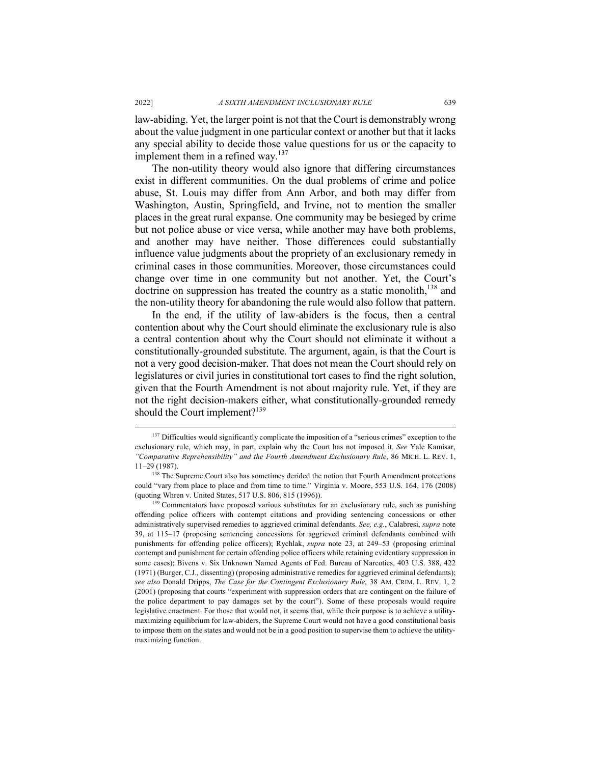law-abiding. Yet, the larger point is not that the Court is demonstrably wrong about the value judgment in one particular context or another but that it lacks any special ability to decide those value questions for us or the capacity to implement them in a refined way.[137]

The non-utility theory would also ignore that differing circumstances exist in different communities. On the dual problems of crime and police abuse, St. Louis may differ from Ann Arbor, and both may differ from Washington, Austin, Springfield, and Irvine, not to mention the smaller places in the great rural expanse. One community may be besieged by crime but not police abuse or vice versa, while another may have both problems, and another may have neither. Those differences could substantially influence value judgments about the propriety of an exclusionary remedy in criminal cases in those communities. Moreover, those circumstances could change over time in one community but not another. Yet, the Court's doctrine on suppression has treated the country as a static monolith,[138] and the non-utility theory for abandoning the rule would also follow that pattern.

In the end, if the utility of law-abiders is the focus, then a central contention about why the Court should eliminate the exclusionary rule is also a central contention about why the Court should not eliminate it without a constitutionally-grounded substitute. The argument, again, is that the Court is not a very good decision-maker. That does not mean the Court should rely on legislatures or civil juries in constitutional tort cases to find the right solution, given that the Fourth Amendment is not about majority rule. Yet, if they are not the right decision-makers either, what constitutionally-grounded remedy should the Court implement?[139]

---

[137] Difficulties would significantly complicate the imposition of a "serious crimes" exception to the exclusionary rule, which may, in part, explain why the Court has not imposed it. *See* Yale Kamisar, *"Comparative Reprehensibility" and the Fourth Amendment Exclusionary Rule*, 86 MICH. L. REV. 1, 11–29 (1987).

[138] The Supreme Court also has sometimes derided the notion that Fourth Amendment protections could "vary from place to place and from time to time." Virginia v. Moore, 553 U.S. 164, 176 (2008) (quoting Whren v. United States, 517 U.S. 806, 815 (1996)).

[139] Commentators have proposed various substitutes for an exclusionary rule, such as punishing offending police officers with contempt citations and providing sentencing concessions or other administratively supervised remedies to aggrieved criminal defendants. *See, e.g.*, Calabresi, *supra* note 39, at 115–17 (proposing sentencing concessions for aggrieved criminal defendants combined with punishments for offending police officers); Rychlak, *supra* note 23, at 249–53 (proposing criminal contempt and punishment for certain offending police officers while retaining evidentiary suppression in some cases); Bivens v. Six Unknown Named Agents of Fed. Bureau of Narcotics, 403 U.S. 388, 422 (1971) (Burger, C.J., dissenting) (proposing administrative remedies for aggrieved criminal defendants); *see also* Donald Dripps, *The Case for the Contingent Exclusionary Rule*, 38 AM. CRIM. L. REV. 1, 2 (2001) (proposing that courts "experiment with suppression orders that are contingent on the failure of the police department to pay damages set by the court"). Some of these proposals would require legislative enactment. For those that would not, it seems that, while their purpose is to achieve a utility-maximizing equilibrium for law-abiders, the Supreme Court would not have a good constitutional basis to impose them on the states and would not be in a good position to supervise them to achieve the utility-maximizing function.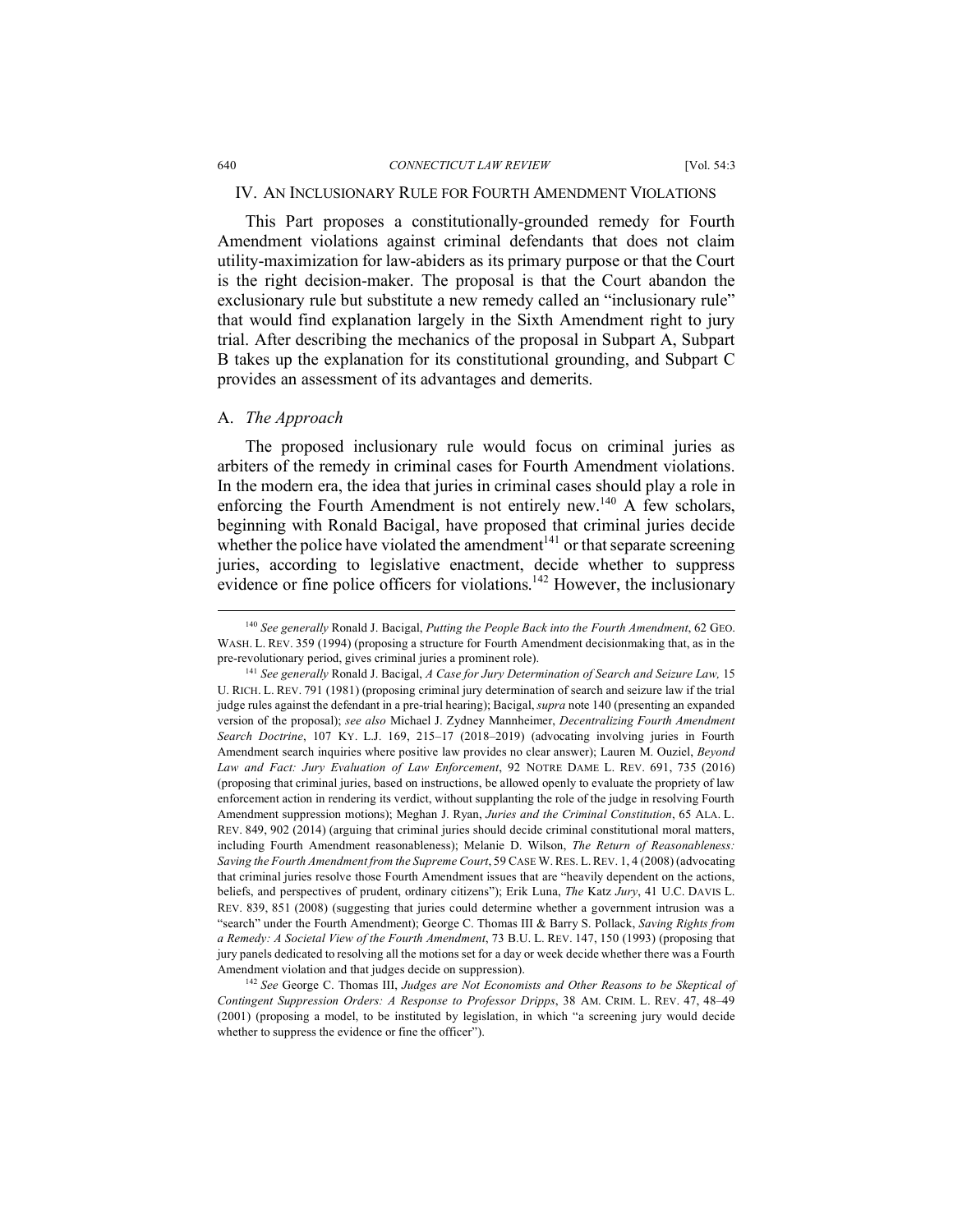## IV. AN INCLUSIONARY RULE FOR FOURTH AMENDMENT VIOLATIONS

This Part proposes a constitutionally-grounded remedy for Fourth Amendment violations against criminal defendants that does not claim utility-maximization for law-abiders as its primary purpose or that the Court is the right decision-maker. The proposal is that the Court abandon the exclusionary rule but substitute a new remedy called an "inclusionary rule" that would find explanation largely in the Sixth Amendment right to jury trial. After describing the mechanics of the proposal in Subpart A, Subpart B takes up the explanation for its constitutional grounding, and Subpart C provides an assessment of its advantages and demerits.

### A. *The Approach*

The proposed inclusionary rule would focus on criminal juries as arbiters of the remedy in criminal cases for Fourth Amendment violations. In the modern era, the idea that juries in criminal cases should play a role in enforcing the Fourth Amendment is not entirely new.[140] A few scholars, beginning with Ronald Bacigal, have proposed that criminal juries decide whether the police have violated the amendment[141] or that separate screening juries, according to legislative enactment, decide whether to suppress evidence or fine police officers for violations.[142] However, the inclusionary

---

[140] *See generally* Ronald J. Bacigal, *Putting the People Back into the Fourth Amendment*, 62 GEO. WASH. L. REV. 359 (1994) (proposing a structure for Fourth Amendment decisionmaking that, as in the pre-revolutionary period, gives criminal juries a prominent role).

[141] *See generally* Ronald J. Bacigal, *A Case for Jury Determination of Search and Seizure Law,* 15 U. RICH. L. REV. 791 (1981) (proposing criminal jury determination of search and seizure law if the trial judge rules against the defendant in a pre-trial hearing); Bacigal, *supra* note 140 (presenting an expanded version of the proposal); *see also* Michael J. Zydney Mannheimer, *Decentralizing Fourth Amendment Search Doctrine*, 107 KY. L.J. 169, 215–17 (2018–2019) (advocating involving juries in Fourth Amendment search inquiries where positive law provides no clear answer); Lauren M. Ouziel, *Beyond Law and Fact: Jury Evaluation of Law Enforcement*, 92 NOTRE DAME L. REV. 691, 735 (2016) (proposing that criminal juries, based on instructions, be allowed openly to evaluate the propriety of law enforcement action in rendering its verdict, without supplanting the role of the judge in resolving Fourth Amendment suppression motions); Meghan J. Ryan, *Juries and the Criminal Constitution*, 65 ALA. L. REV. 849, 902 (2014) (arguing that criminal juries should decide criminal constitutional moral matters, including Fourth Amendment reasonableness); Melanie D. Wilson, *The Return of Reasonableness: Saving the Fourth Amendment from the Supreme Court*, 59 CASE W. RES. L. REV. 1, 4 (2008) (advocating that criminal juries resolve those Fourth Amendment issues that are "heavily dependent on the actions, beliefs, and perspectives of prudent, ordinary citizens"); Erik Luna, *The* Katz *Jury*, 41 U.C. DAVIS L. REV. 839, 851 (2008) (suggesting that juries could determine whether a government intrusion was a "search" under the Fourth Amendment); George C. Thomas III & Barry S. Pollack, *Saving Rights from a Remedy: A Societal View of the Fourth Amendment*, 73 B.U. L. REV. 147, 150 (1993) (proposing that jury panels dedicated to resolving all the motions set for a day or week decide whether there was a Fourth Amendment violation and that judges decide on suppression).

[142] *See* George C. Thomas III, *Judges are Not Economists and Other Reasons to be Skeptical of Contingent Suppression Orders: A Response to Professor Dripps*, 38 AM. CRIM. L. REV. 47, 48–49 (2001) (proposing a model, to be instituted by legislation, in which "a screening jury would decide whether to suppress the evidence or fine the officer").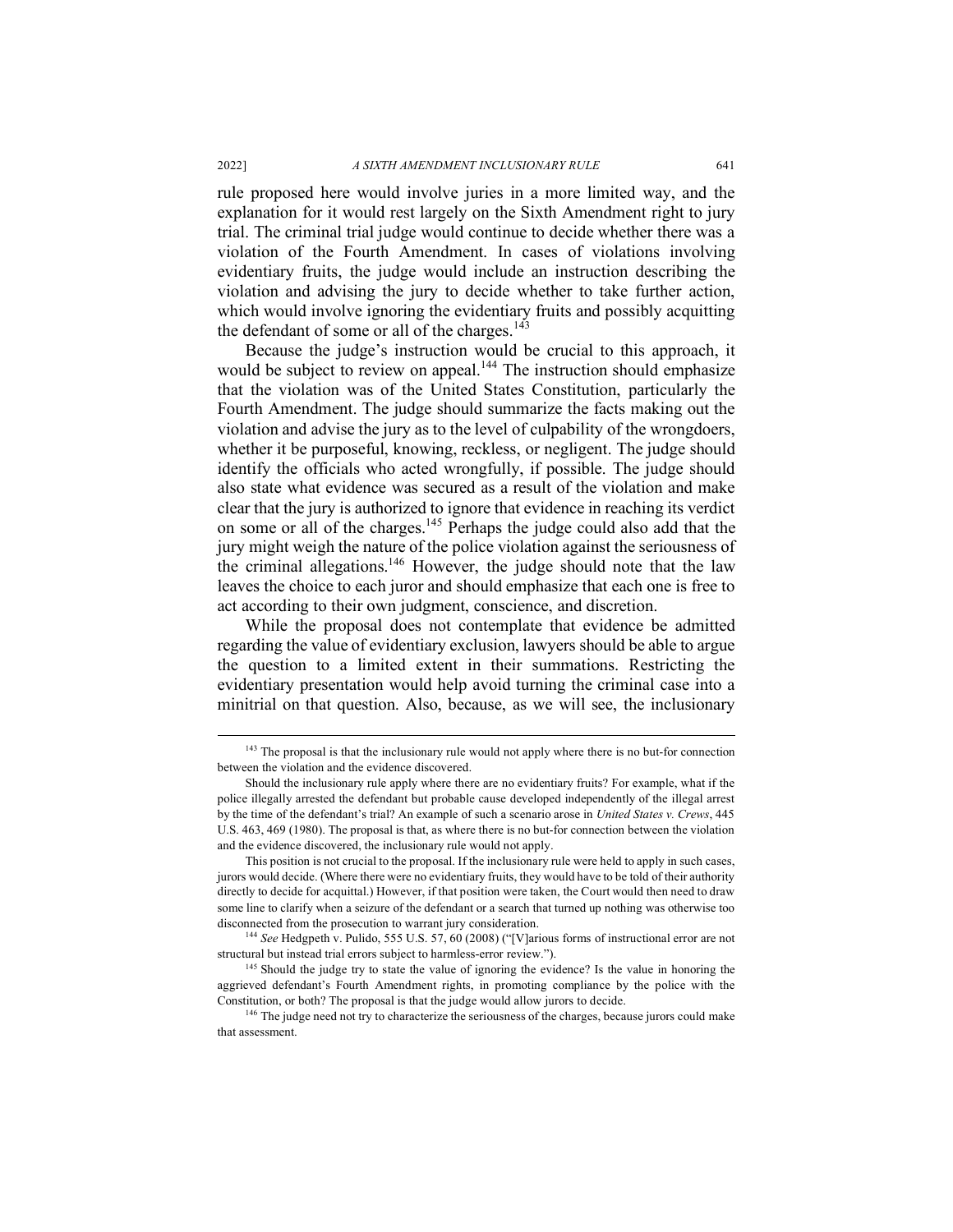rule proposed here would involve juries in a more limited way, and the explanation for it would rest largely on the Sixth Amendment right to jury trial. The criminal trial judge would continue to decide whether there was a violation of the Fourth Amendment. In cases of violations involving evidentiary fruits, the judge would include an instruction describing the violation and advising the jury to decide whether to take further action, which would involve ignoring the evidentiary fruits and possibly acquitting the defendant of some or all of the charges.[143]

Because the judge's instruction would be crucial to this approach, it would be subject to review on appeal.[144] The instruction should emphasize that the violation was of the United States Constitution, particularly the Fourth Amendment. The judge should summarize the facts making out the violation and advise the jury as to the level of culpability of the wrongdoers, whether it be purposeful, knowing, reckless, or negligent. The judge should identify the officials who acted wrongfully, if possible. The judge should also state what evidence was secured as a result of the violation and make clear that the jury is authorized to ignore that evidence in reaching its verdict on some or all of the charges.[145] Perhaps the judge could also add that the jury might weigh the nature of the police violation against the seriousness of the criminal allegations.[146] However, the judge should note that the law leaves the choice to each juror and should emphasize that each one is free to act according to their own judgment, conscience, and discretion.

While the proposal does not contemplate that evidence be admitted regarding the value of evidentiary exclusion, lawyers should be able to argue the question to a limited extent in their summations. Restricting the evidentiary presentation would help avoid turning the criminal case into a minitrial on that question. Also, because, as we will see, the inclusionary

---

[143] The proposal is that the inclusionary rule would not apply where there is no but-for connection between the violation and the evidence discovered.

Should the inclusionary rule apply where there are no evidentiary fruits? For example, what if the police illegally arrested the defendant but probable cause developed independently of the illegal arrest by the time of the defendant's trial? An example of such a scenario arose in *United States v. Crews*, 445 U.S. 463, 469 (1980). The proposal is that, as where there is no but-for connection between the violation and the evidence discovered, the inclusionary rule would not apply.

This position is not crucial to the proposal. If the inclusionary rule were held to apply in such cases, jurors would decide. (Where there were no evidentiary fruits, they would have to be told of their authority directly to decide for acquittal.) However, if that position were taken, the Court would then need to draw some line to clarify when a seizure of the defendant or a search that turned up nothing was otherwise too disconnected from the prosecution to warrant jury consideration.

[144] *See* Hedgpeth v. Pulido, 555 U.S. 57, 60 (2008) ("[V]arious forms of instructional error are not structural but instead trial errors subject to harmless-error review.").

[145] Should the judge try to state the value of ignoring the evidence? Is the value in honoring the aggrieved defendant's Fourth Amendment rights, in promoting compliance by the police with the Constitution, or both? The proposal is that the judge would allow jurors to decide.

[146] The judge need not try to characterize the seriousness of the charges, because jurors could make that assessment.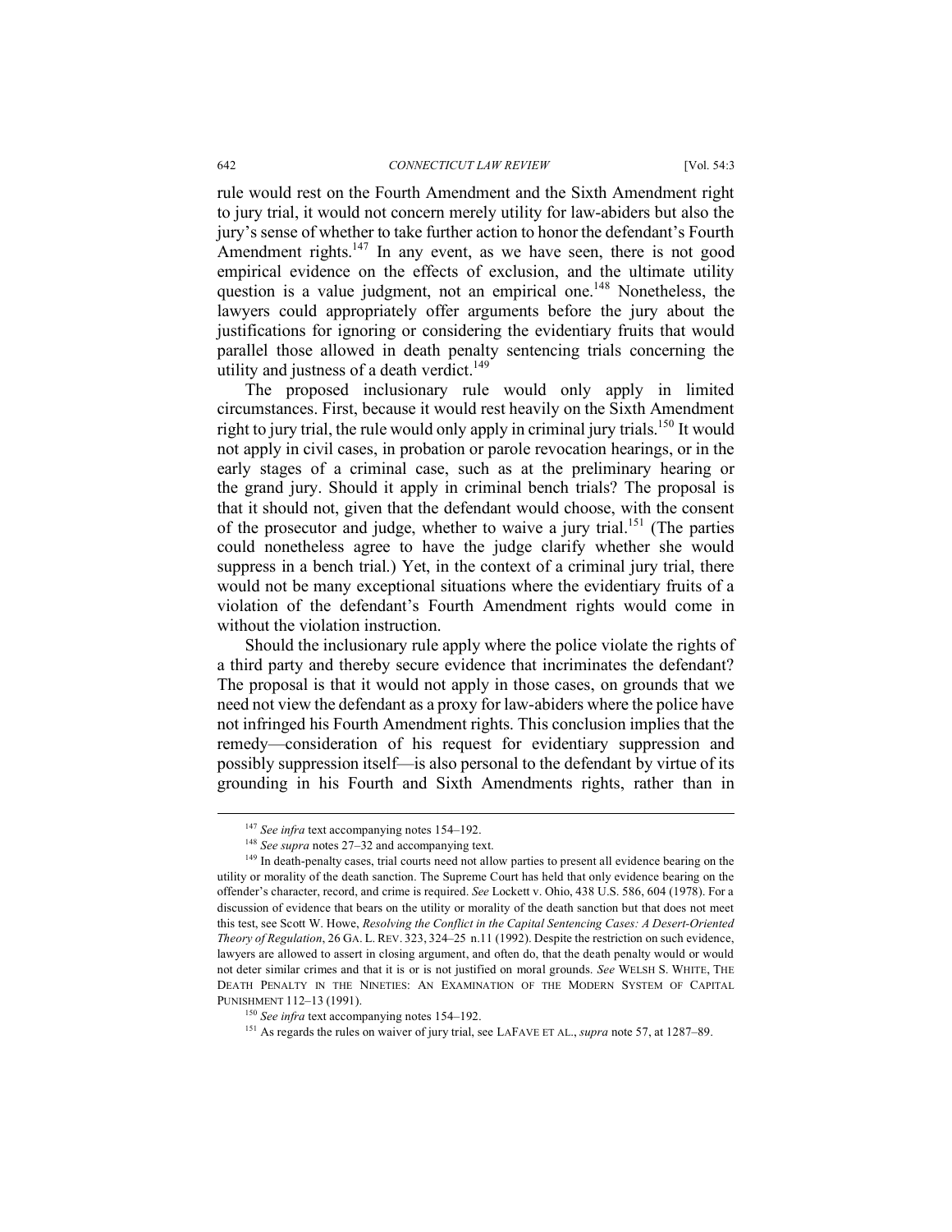rule would rest on the Fourth Amendment and the Sixth Amendment right to jury trial, it would not concern merely utility for law-abiders but also the jury's sense of whether to take further action to honor the defendant's Fourth Amendment rights.[147] In any event, as we have seen, there is not good empirical evidence on the effects of exclusion, and the ultimate utility question is a value judgment, not an empirical one.[148] Nonetheless, the lawyers could appropriately offer arguments before the jury about the justifications for ignoring or considering the evidentiary fruits that would parallel those allowed in death penalty sentencing trials concerning the utility and justness of a death verdict.[149]

The proposed inclusionary rule would only apply in limited circumstances. First, because it would rest heavily on the Sixth Amendment right to jury trial, the rule would only apply in criminal jury trials.[150] It would not apply in civil cases, in probation or parole revocation hearings, or in the early stages of a criminal case, such as at the preliminary hearing or the grand jury. Should it apply in criminal bench trials? The proposal is that it should not, given that the defendant would choose, with the consent of the prosecutor and judge, whether to waive a jury trial.[151] (The parties could nonetheless agree to have the judge clarify whether she would suppress in a bench trial.) Yet, in the context of a criminal jury trial, there would not be many exceptional situations where the evidentiary fruits of a violation of the defendant's Fourth Amendment rights would come in without the violation instruction.

Should the inclusionary rule apply where the police violate the rights of a third party and thereby secure evidence that incriminates the defendant? The proposal is that it would not apply in those cases, on grounds that we need not view the defendant as a proxy for law-abiders where the police have not infringed his Fourth Amendment rights. This conclusion implies that the remedy—consideration of his request for evidentiary suppression and possibly suppression itself—is also personal to the defendant by virtue of its grounding in his Fourth and Sixth Amendments rights, rather than in

---

[147] *See infra* text accompanying notes 154–192.

[148] *See supra* notes 27–32 and accompanying text.

[149] In death-penalty cases, trial courts need not allow parties to present all evidence bearing on the utility or morality of the death sanction. The Supreme Court has held that only evidence bearing on the offender's character, record, and crime is required. *See* Lockett v. Ohio, 438 U.S. 586, 604 (1978). For a discussion of evidence that bears on the utility or morality of the death sanction but that does not meet this test, see Scott W. Howe, *Resolving the Conflict in the Capital Sentencing Cases: A Desert-Oriented Theory of Regulation*, 26 GA. L. REV. 323, 324–25 n.11 (1992). Despite the restriction on such evidence, lawyers are allowed to assert in closing argument, and often do, that the death penalty would or would not deter similar crimes and that it is or is not justified on moral grounds. *See* WELSH S. WHITE, THE DEATH PENALTY IN THE NINETIES: AN EXAMINATION OF THE MODERN SYSTEM OF CAPITAL PUNISHMENT 112–13 (1991).

[150] *See infra* text accompanying notes 154–192.

[151] As regards the rules on waiver of jury trial, see LAFAVE ET AL., *supra* note 57, at 1287–89.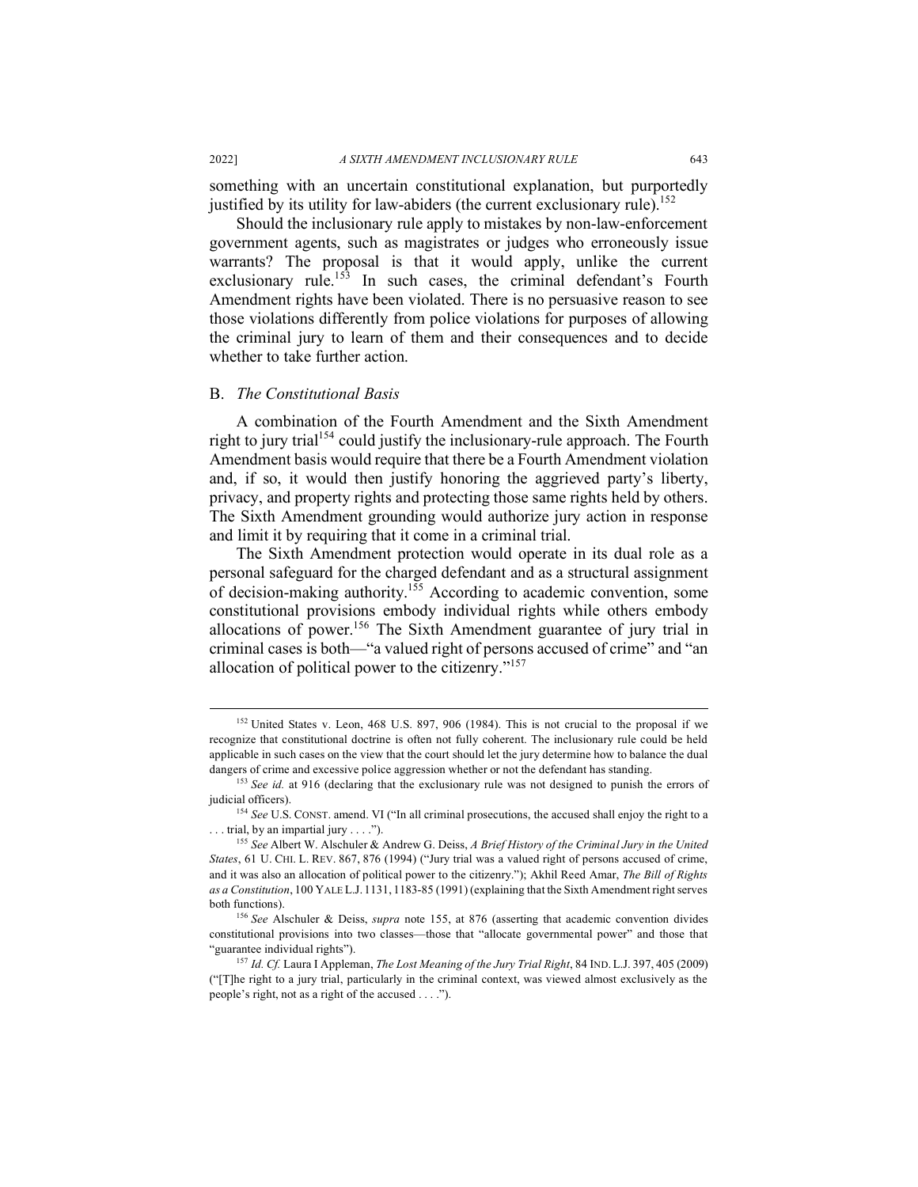something with an uncertain constitutional explanation, but purportedly justified by its utility for law-abiders (the current exclusionary rule).[152]

Should the inclusionary rule apply to mistakes by non-law-enforcement government agents, such as magistrates or judges who erroneously issue warrants? The proposal is that it would apply, unlike the current exclusionary rule.[153] In such cases, the criminal defendant's Fourth Amendment rights have been violated. There is no persuasive reason to see those violations differently from police violations for purposes of allowing the criminal jury to learn of them and their consequences and to decide whether to take further action.

## B. *The Constitutional Basis*

A combination of the Fourth Amendment and the Sixth Amendment right to jury trial[154] could justify the inclusionary-rule approach. The Fourth Amendment basis would require that there be a Fourth Amendment violation and, if so, it would then justify honoring the aggrieved party's liberty, privacy, and property rights and protecting those same rights held by others. The Sixth Amendment grounding would authorize jury action in response and limit it by requiring that it come in a criminal trial.

The Sixth Amendment protection would operate in its dual role as a personal safeguard for the charged defendant and as a structural assignment of decision-making authority.[155] According to academic convention, some constitutional provisions embody individual rights while others embody allocations of power.[156] The Sixth Amendment guarantee of jury trial in criminal cases is both—"a valued right of persons accused of crime" and "an allocation of political power to the citizenry."[157]

---

[152] United States v. Leon, 468 U.S. 897, 906 (1984). This is not crucial to the proposal if we recognize that constitutional doctrine is often not fully coherent. The inclusionary rule could be held applicable in such cases on the view that the court should let the jury determine how to balance the dual dangers of crime and excessive police aggression whether or not the defendant has standing.

[153] *See id.* at 916 (declaring that the exclusionary rule was not designed to punish the errors of judicial officers).

[154] *See* U.S. CONST. amend. VI ("In all criminal prosecutions, the accused shall enjoy the right to a . . . trial, by an impartial jury . . . .").

[155] *See* Albert W. Alschuler & Andrew G. Deiss, *A Brief History of the Criminal Jury in the United States*, 61 U. CHI. L. REV. 867, 876 (1994) ("Jury trial was a valued right of persons accused of crime, and it was also an allocation of political power to the citizenry."); Akhil Reed Amar, *The Bill of Rights as a Constitution*, 100 YALE L.J. 1131, 1183-85 (1991) (explaining that the Sixth Amendment right serves both functions).

[156] *See* Alschuler & Deiss, *supra* note 155, at 876 (asserting that academic convention divides constitutional provisions into two classes—those that "allocate governmental power" and those that "guarantee individual rights").

[157] *Id. Cf.* Laura I Appleman, *The Lost Meaning of the Jury Trial Right*, 84 IND. L.J. 397, 405 (2009) ("[T]he right to a jury trial, particularly in the criminal context, was viewed almost exclusively as the people's right, not as a right of the accused . . . .").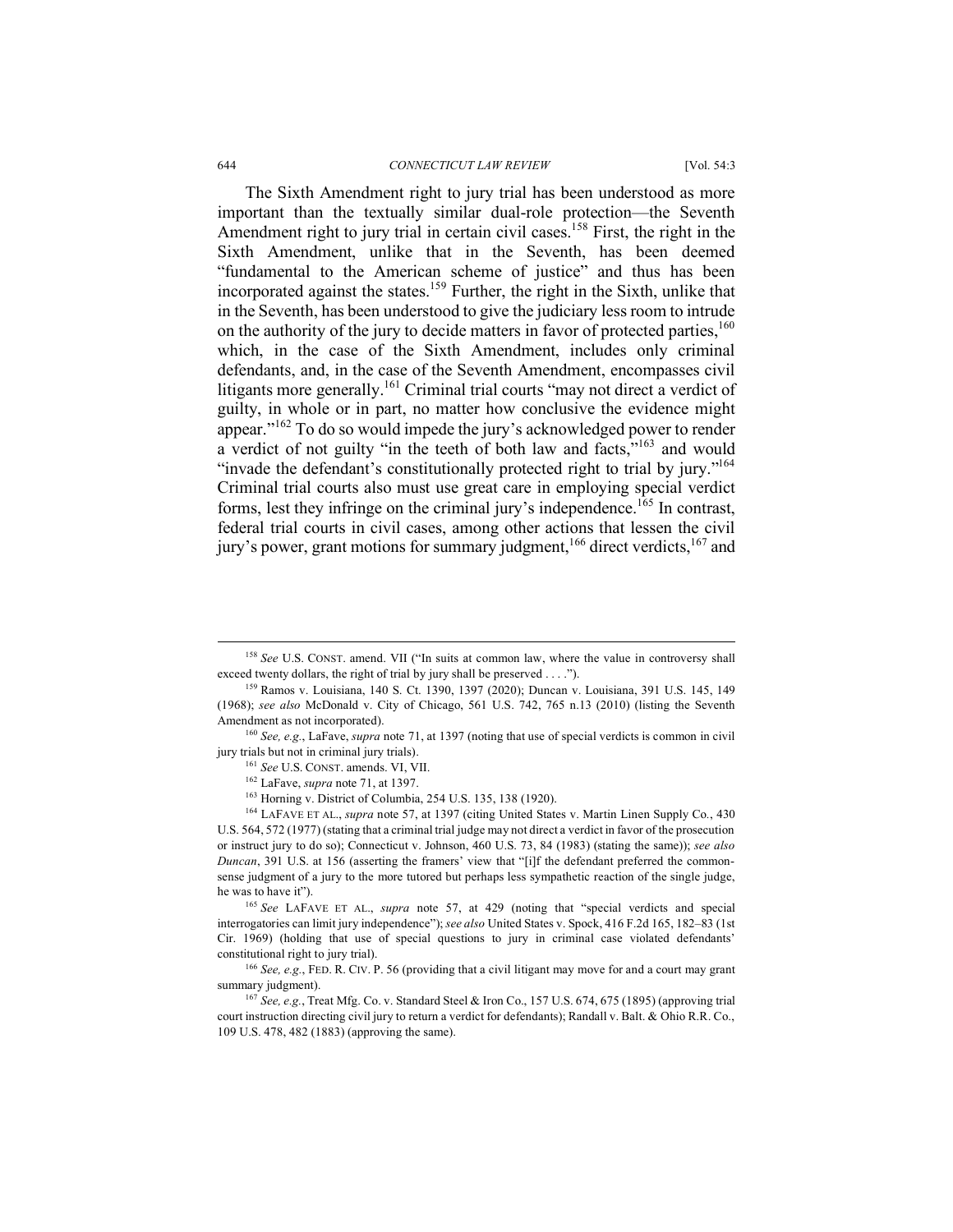The Sixth Amendment right to jury trial has been understood as more important than the textually similar dual-role protection—the Seventh Amendment right to jury trial in certain civil cases.[158] First, the right in the Sixth Amendment, unlike that in the Seventh, has been deemed "fundamental to the American scheme of justice" and thus has been incorporated against the states.[159] Further, the right in the Sixth, unlike that in the Seventh, has been understood to give the judiciary less room to intrude on the authority of the jury to decide matters in favor of protected parties,[160] which, in the case of the Sixth Amendment, includes only criminal defendants, and, in the case of the Seventh Amendment, encompasses civil litigants more generally.[161] Criminal trial courts "may not direct a verdict of guilty, in whole or in part, no matter how conclusive the evidence might appear."[162] To do so would impede the jury's acknowledged power to render a verdict of not guilty "in the teeth of both law and facts,"[163] and would "invade the defendant's constitutionally protected right to trial by jury."[164] Criminal trial courts also must use great care in employing special verdict forms, lest they infringe on the criminal jury's independence.[165] In contrast, federal trial courts in civil cases, among other actions that lessen the civil jury's power, grant motions for summary judgment,[166] direct verdicts,[167] and

---

[158] *See* U.S. CONST. amend. VII ("In suits at common law, where the value in controversy shall exceed twenty dollars, the right of trial by jury shall be preserved . . . .").

[159] Ramos v. Louisiana, 140 S. Ct. 1390, 1397 (2020); Duncan v. Louisiana, 391 U.S. 145, 149 (1968); *see also* McDonald v. City of Chicago, 561 U.S. 742, 765 n.13 (2010) (listing the Seventh Amendment as not incorporated).

[160] *See, e.g.*, LaFave, *supra* note 71, at 1397 (noting that use of special verdicts is common in civil jury trials but not in criminal jury trials).

[161] *See* U.S. CONST. amends. VI, VII.

[162] LaFave, *supra* note 71, at 1397.

[163] Horning v. District of Columbia, 254 U.S. 135, 138 (1920).

[164] LAFAVE ET AL., *supra* note 57, at 1397 (citing United States v. Martin Linen Supply Co., 430 U.S. 564, 572 (1977) (stating that a criminal trial judge may not direct a verdict in favor of the prosecution or instruct jury to do so); Connecticut v. Johnson, 460 U.S. 73, 84 (1983) (stating the same)); *see also Duncan*, 391 U.S. at 156 (asserting the framers' view that "[i]f the defendant preferred the common-sense judgment of a jury to the more tutored but perhaps less sympathetic reaction of the single judge, he was to have it").

[165] *See* LAFAVE ET AL., *supra* note 57, at 429 (noting that "special verdicts and special interrogatories can limit jury independence"); *see also* United States v. Spock, 416 F.2d 165, 182–83 (1st Cir. 1969) (holding that use of special questions to jury in criminal case violated defendants' constitutional right to jury trial).

[166] *See, e.g.*, FED. R. CIV. P. 56 (providing that a civil litigant may move for and a court may grant summary judgment).

[167] *See, e.g.*, Treat Mfg. Co. v. Standard Steel & Iron Co., 157 U.S. 674, 675 (1895) (approving trial court instruction directing civil jury to return a verdict for defendants); Randall v. Balt. & Ohio R.R. Co., 109 U.S. 478, 482 (1883) (approving the same).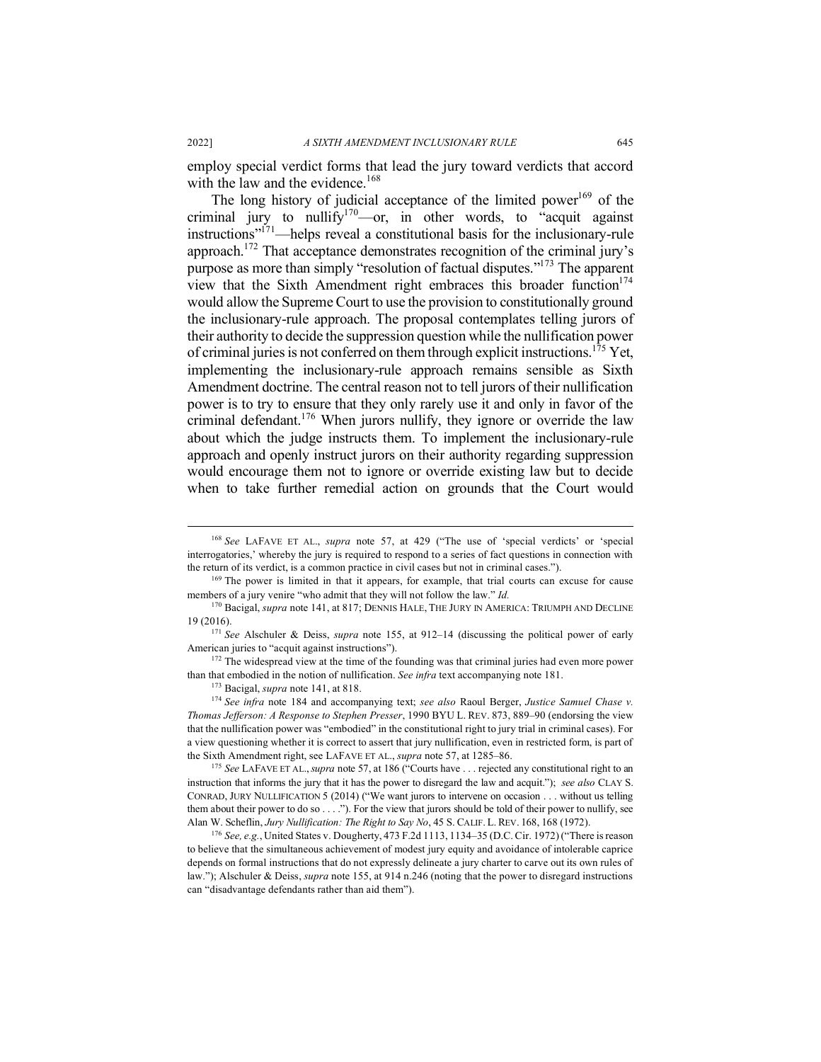employ special verdict forms that lead the jury toward verdicts that accord with the law and the evidence.[168]

The long history of judicial acceptance of the limited power[169] of the criminal jury to nullify[170]—or, in other words, to "acquit against instructions"[171]—helps reveal a constitutional basis for the inclusionary-rule approach.[172] That acceptance demonstrates recognition of the criminal jury's purpose as more than simply "resolution of factual disputes."[173] The apparent view that the Sixth Amendment right embraces this broader function[174] would allow the Supreme Court to use the provision to constitutionally ground the inclusionary-rule approach. The proposal contemplates telling jurors of their authority to decide the suppression question while the nullification power of criminal juries is not conferred on them through explicit instructions.[175] Yet, implementing the inclusionary-rule approach remains sensible as Sixth Amendment doctrine. The central reason not to tell jurors of their nullification power is to try to ensure that they only rarely use it and only in favor of the criminal defendant.[176] When jurors nullify, they ignore or override the law about which the judge instructs them. To implement the inclusionary-rule approach and openly instruct jurors on their authority regarding suppression would encourage them not to ignore or override existing law but to decide when to take further remedial action on grounds that the Court would

---

[168] *See* LAFAVE ET AL., *supra* note 57, at 429 ("The use of 'special verdicts' or 'special interrogatories,' whereby the jury is required to respond to a series of fact questions in connection with the return of its verdict, is a common practice in civil cases but not in criminal cases.").

[169] The power is limited in that it appears, for example, that trial courts can excuse for cause members of a jury venire "who admit that they will not follow the law." *Id.*

[170] Bacigal, *supra* note 141, at 817; DENNIS HALE, THE JURY IN AMERICA: TRIUMPH AND DECLINE 19 (2016).

[171] *See* Alschuler & Deiss, *supra* note 155, at 912–14 (discussing the political power of early American juries to "acquit against instructions").

[172] The widespread view at the time of the founding was that criminal juries had even more power than that embodied in the notion of nullification. *See infra* text accompanying note 181.

[173] Bacigal, *supra* note 141, at 818.

[174] *See infra* note 184 and accompanying text; *see also* Raoul Berger, *Justice Samuel Chase v. Thomas Jefferson: A Response to Stephen Presser*, 1990 BYU L. REV. 873, 889–90 (endorsing the view that the nullification power was "embodied" in the constitutional right to jury trial in criminal cases). For a view questioning whether it is correct to assert that jury nullification, even in restricted form, is part of the Sixth Amendment right, see LAFAVE ET AL., *supra* note 57, at 1285–86.

[175] *See* LAFAVE ET AL., *supra* note 57, at 186 ("Courts have . . . rejected any constitutional right to an instruction that informs the jury that it has the power to disregard the law and acquit."); *see also* CLAY S. CONRAD, JURY NULLIFICATION 5 (2014) ("We want jurors to intervene on occasion . . . without us telling them about their power to do so . . . ."). For the view that jurors should be told of their power to nullify, see Alan W. Scheflin, *Jury Nullification: The Right to Say No*, 45 S. CALIF. L. REV. 168, 168 (1972).

[176] *See, e.g.*, United States v. Dougherty, 473 F.2d 1113, 1134–35 (D.C. Cir. 1972) ("There is reason to believe that the simultaneous achievement of modest jury equity and avoidance of intolerable caprice depends on formal instructions that do not expressly delineate a jury charter to carve out its own rules of law."); Alschuler & Deiss, *supra* note 155, at 914 n.246 (noting that the power to disregard instructions can "disadvantage defendants rather than aid them").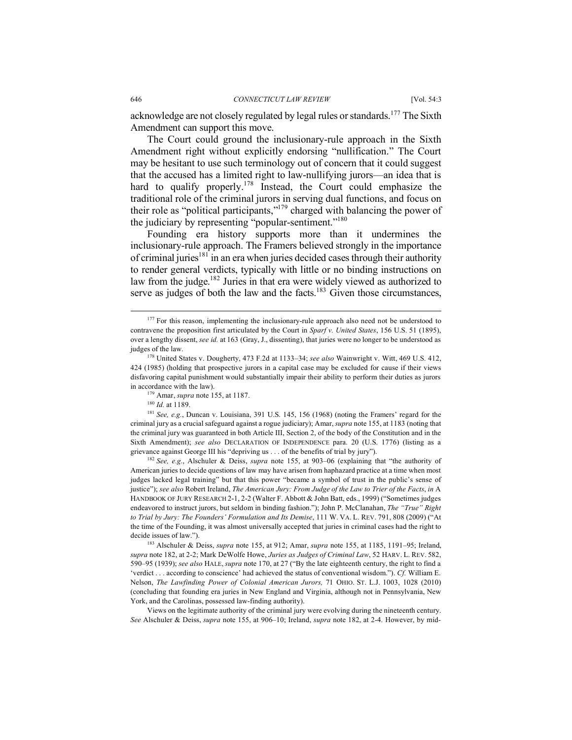acknowledge are not closely regulated by legal rules or standards.[177] The Sixth Amendment can support this move.

The Court could ground the inclusionary-rule approach in the Sixth Amendment right without explicitly endorsing "nullification." The Court may be hesitant to use such terminology out of concern that it could suggest that the accused has a limited right to law-nullifying jurors—an idea that is hard to qualify properly.[178] Instead, the Court could emphasize the traditional role of the criminal jurors in serving dual functions, and focus on their role as "political participants,"[179] charged with balancing the power of the judiciary by representing "popular-sentiment."[180]

Founding era history supports more than it undermines the inclusionary-rule approach. The Framers believed strongly in the importance of criminal juries[181] in an era when juries decided cases through their authority to render general verdicts, typically with little or no binding instructions on law from the judge.[182] Juries in that era were widely viewed as authorized to serve as judges of both the law and the facts.[183] Given those circumstances,

---

[177] For this reason, implementing the inclusionary-rule approach also need not be understood to contravene the proposition first articulated by the Court in *Sparf v. United States*, 156 U.S. 51 (1895), over a lengthy dissent, *see id.* at 163 (Gray, J., dissenting), that juries were no longer to be understood as judges of the law.

[178] United States v. Dougherty, 473 F.2d at 1133–34; *see also* Wainwright v. Witt, 469 U.S. 412, 424 (1985) (holding that prospective jurors in a capital case may be excluded for cause if their views disfavoring capital punishment would substantially impair their ability to perform their duties as jurors in accordance with the law).

[179] Amar, *supra* note 155, at 1187.

[180] *Id.* at 1189.

[181] *See, e.g.*, Duncan v. Louisiana, 391 U.S. 145, 156 (1968) (noting the Framers' regard for the criminal jury as a crucial safeguard against a rogue judiciary); Amar, *supra* note 155, at 1183 (noting that the criminal jury was guaranteed in both Article III, Section 2, of the body of the Constitution and in the Sixth Amendment); *see also* DECLARATION OF INDEPENDENCE para. 20 (U.S. 1776) (listing as a grievance against George III his "depriving us . . . of the benefits of trial by jury").

[182] *See, e.g.*, Alschuler & Deiss, *supra* note 155, at 903–06 (explaining that "the authority of American juries to decide questions of law may have arisen from haphazard practice at a time when most judges lacked legal training" but that this power "became a symbol of trust in the public's sense of justice"); *see also* Robert Ireland, *The American Jury: From Judge of the Law to Trier of the Facts*, *in* A HANDBOOK OF JURY RESEARCH 2-1, 2-2 (Walter F. Abbott & John Batt, eds., 1999) ("Sometimes judges endeavored to instruct jurors, but seldom in binding fashion."); John P. McClanahan, *The "True" Right to Trial by Jury: The Founders' Formulation and Its Demise*, 111 W. VA. L. REV. 791, 808 (2009) ("At the time of the Founding, it was almost universally accepted that juries in criminal cases had the right to decide issues of law.").

[183] Alschuler & Deiss, *supra* note 155, at 912; Amar, *supra* note 155, at 1185, 1191–95; Ireland, *supra* note 182, at 2-2; Mark DeWolfe Howe, *Juries as Judges of Criminal Law*, 52 HARV. L. REV. 582, 590–95 (1939); *see also* HALE, *supra* note 170, at 27 ("By the late eighteenth century, the right to find a 'verdict . . . according to conscience' had achieved the status of conventional wisdom."). *Cf.* William E. Nelson, *The Lawfinding Power of Colonial American Jurors,* 71 OHIO. ST. L.J. 1003, 1028 (2010) (concluding that founding era juries in New England and Virginia, although not in Pennsylvania, New York, and the Carolinas, possessed law-finding authority).

Views on the legitimate authority of the criminal jury were evolving during the nineteenth century. *See* Alschuler & Deiss, *supra* note 155, at 906–10; Ireland, *supra* note 182, at 2-4. However, by mid-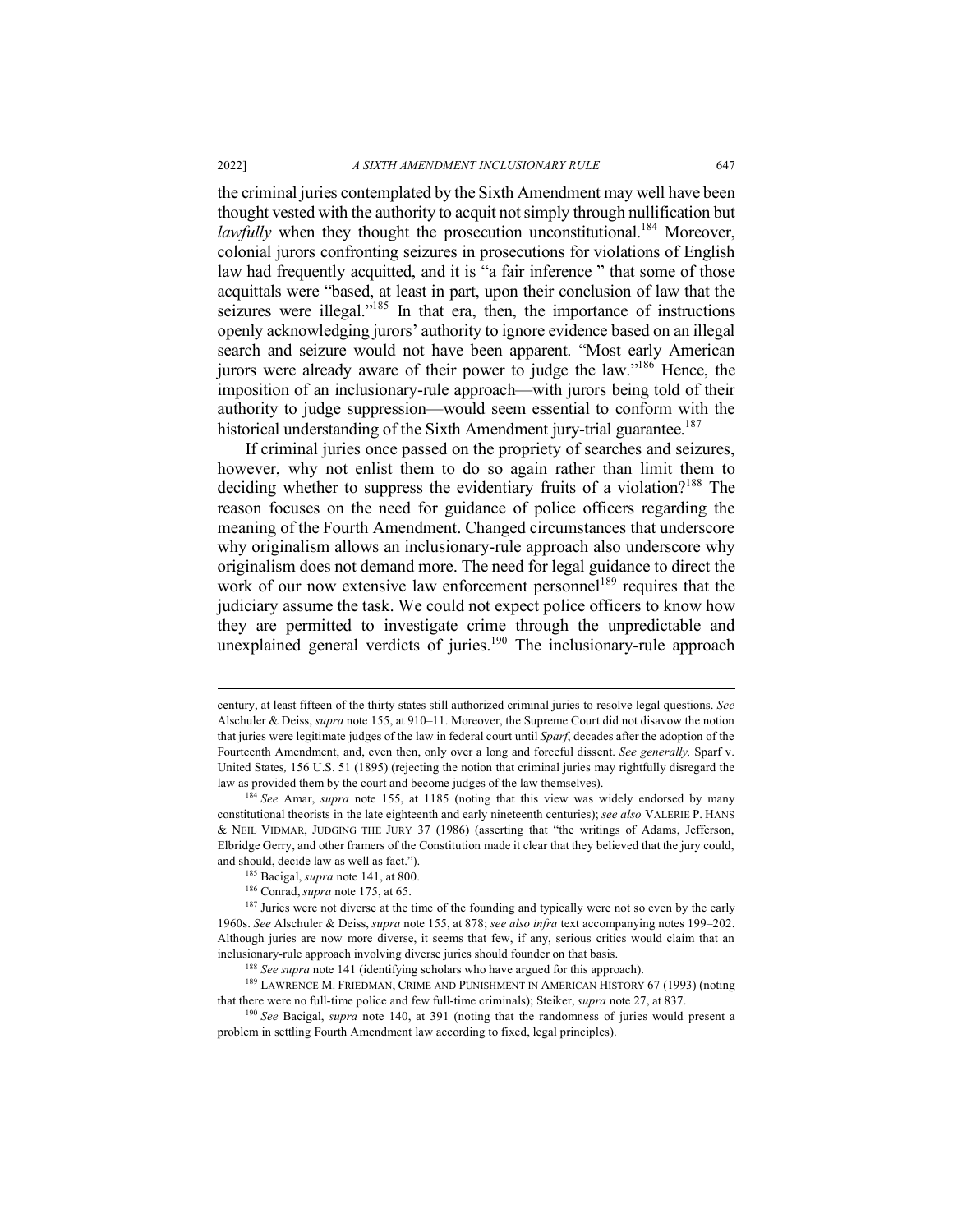the criminal juries contemplated by the Sixth Amendment may well have been thought vested with the authority to acquit not simply through nullification but *lawfully* when they thought the prosecution unconstitutional.[184] Moreover, colonial jurors confronting seizures in prosecutions for violations of English law had frequently acquitted, and it is "a fair inference " that some of those acquittals were "based, at least in part, upon their conclusion of law that the seizures were illegal."[185] In that era, then, the importance of instructions openly acknowledging jurors' authority to ignore evidence based on an illegal search and seizure would not have been apparent. "Most early American jurors were already aware of their power to judge the law."[186] Hence, the imposition of an inclusionary-rule approach—with jurors being told of their authority to judge suppression—would seem essential to conform with the historical understanding of the Sixth Amendment jury-trial guarantee.[187]

If criminal juries once passed on the propriety of searches and seizures, however, why not enlist them to do so again rather than limit them to deciding whether to suppress the evidentiary fruits of a violation?[188] The reason focuses on the need for guidance of police officers regarding the meaning of the Fourth Amendment. Changed circumstances that underscore why originalism allows an inclusionary-rule approach also underscore why originalism does not demand more. The need for legal guidance to direct the work of our now extensive law enforcement personnel[189] requires that the judiciary assume the task. We could not expect police officers to know how they are permitted to investigate crime through the unpredictable and unexplained general verdicts of juries.[190] The inclusionary-rule approach

---

century, at least fifteen of the thirty states still authorized criminal juries to resolve legal questions. *See* Alschuler & Deiss, *supra* note 155, at 910–11. Moreover, the Supreme Court did not disavow the notion that juries were legitimate judges of the law in federal court until *Sparf*, decades after the adoption of the Fourteenth Amendment, and, even then, only over a long and forceful dissent. *See generally,* Sparf v. United States*,* 156 U.S. 51 (1895) (rejecting the notion that criminal juries may rightfully disregard the law as provided them by the court and become judges of the law themselves).

[184] *See* Amar, *supra* note 155, at 1185 (noting that this view was widely endorsed by many constitutional theorists in the late eighteenth and early nineteenth centuries); *see also* VALERIE P. HANS & NEIL VIDMAR, JUDGING THE JURY 37 (1986) (asserting that "the writings of Adams, Jefferson, Elbridge Gerry, and other framers of the Constitution made it clear that they believed that the jury could, and should, decide law as well as fact.").

[185] Bacigal, *supra* note 141, at 800.

[186] Conrad, *supra* note 175, at 65.

[187] Juries were not diverse at the time of the founding and typically were not so even by the early 1960s. *See* Alschuler & Deiss, *supra* note 155, at 878; *see also infra* text accompanying notes 199–202. Although juries are now more diverse, it seems that few, if any, serious critics would claim that an inclusionary-rule approach involving diverse juries should founder on that basis.

[188] *See supra* note 141 (identifying scholars who have argued for this approach).

[189] LAWRENCE M. FRIEDMAN, CRIME AND PUNISHMENT IN AMERICAN HISTORY 67 (1993) (noting that there were no full-time police and few full-time criminals); Steiker, *supra* note 27, at 837.

[190] *See* Bacigal, *supra* note 140, at 391 (noting that the randomness of juries would present a problem in settling Fourth Amendment law according to fixed, legal principles).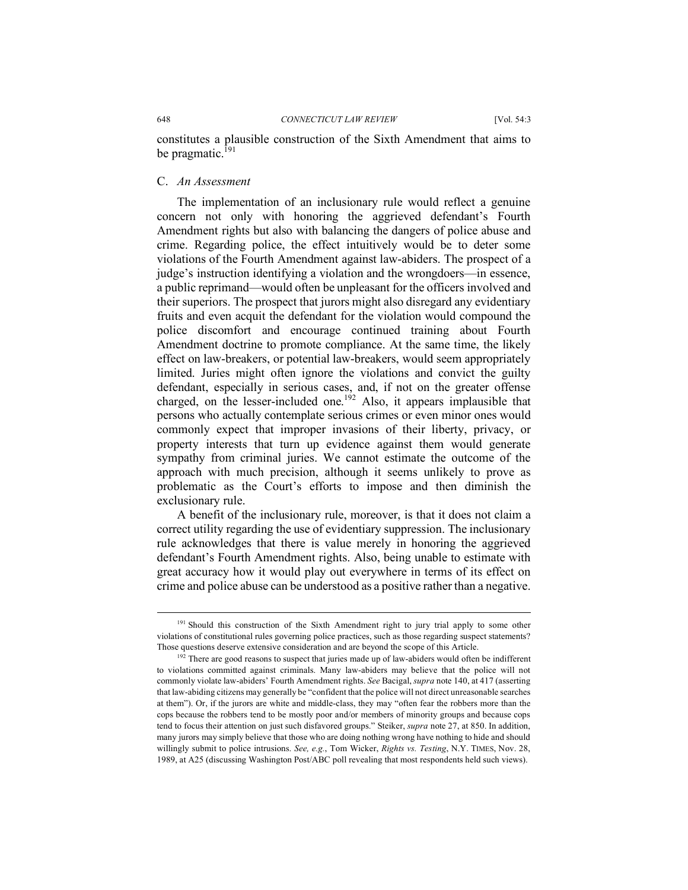constitutes a plausible construction of the Sixth Amendment that aims to be pragmatic.[191]

### C. *An Assessment*

The implementation of an inclusionary rule would reflect a genuine concern not only with honoring the aggrieved defendant's Fourth Amendment rights but also with balancing the dangers of police abuse and crime. Regarding police, the effect intuitively would be to deter some violations of the Fourth Amendment against law-abiders. The prospect of a judge's instruction identifying a violation and the wrongdoers—in essence, a public reprimand—would often be unpleasant for the officers involved and their superiors. The prospect that jurors might also disregard any evidentiary fruits and even acquit the defendant for the violation would compound the police discomfort and encourage continued training about Fourth Amendment doctrine to promote compliance. At the same time, the likely effect on law-breakers, or potential law-breakers, would seem appropriately limited. Juries might often ignore the violations and convict the guilty defendant, especially in serious cases, and, if not on the greater offense charged, on the lesser-included one.[192] Also, it appears implausible that persons who actually contemplate serious crimes or even minor ones would commonly expect that improper invasions of their liberty, privacy, or property interests that turn up evidence against them would generate sympathy from criminal juries. We cannot estimate the outcome of the approach with much precision, although it seems unlikely to prove as problematic as the Court's efforts to impose and then diminish the exclusionary rule.

A benefit of the inclusionary rule, moreover, is that it does not claim a correct utility regarding the use of evidentiary suppression. The inclusionary rule acknowledges that there is value merely in honoring the aggrieved defendant's Fourth Amendment rights. Also, being unable to estimate with great accuracy how it would play out everywhere in terms of its effect on crime and police abuse can be understood as a positive rather than a negative.

---

[191] Should this construction of the Sixth Amendment right to jury trial apply to some other violations of constitutional rules governing police practices, such as those regarding suspect statements? Those questions deserve extensive consideration and are beyond the scope of this Article.

[192] There are good reasons to suspect that juries made up of law-abiders would often be indifferent to violations committed against criminals. Many law-abiders may believe that the police will not commonly violate law-abiders' Fourth Amendment rights. *See* Bacigal, *supra* note 140, at 417 (asserting that law-abiding citizens may generally be "confident that the police will not direct unreasonable searches at them"). Or, if the jurors are white and middle-class, they may "often fear the robbers more than the cops because the robbers tend to be mostly poor and/or members of minority groups and because cops tend to focus their attention on just such disfavored groups." Steiker, *supra* note 27, at 850. In addition, many jurors may simply believe that those who are doing nothing wrong have nothing to hide and should willingly submit to police intrusions. *See, e.g.*, Tom Wicker, *Rights vs. Testing*, N.Y. TIMES, Nov. 28, 1989, at A25 (discussing Washington Post/ABC poll revealing that most respondents held such views).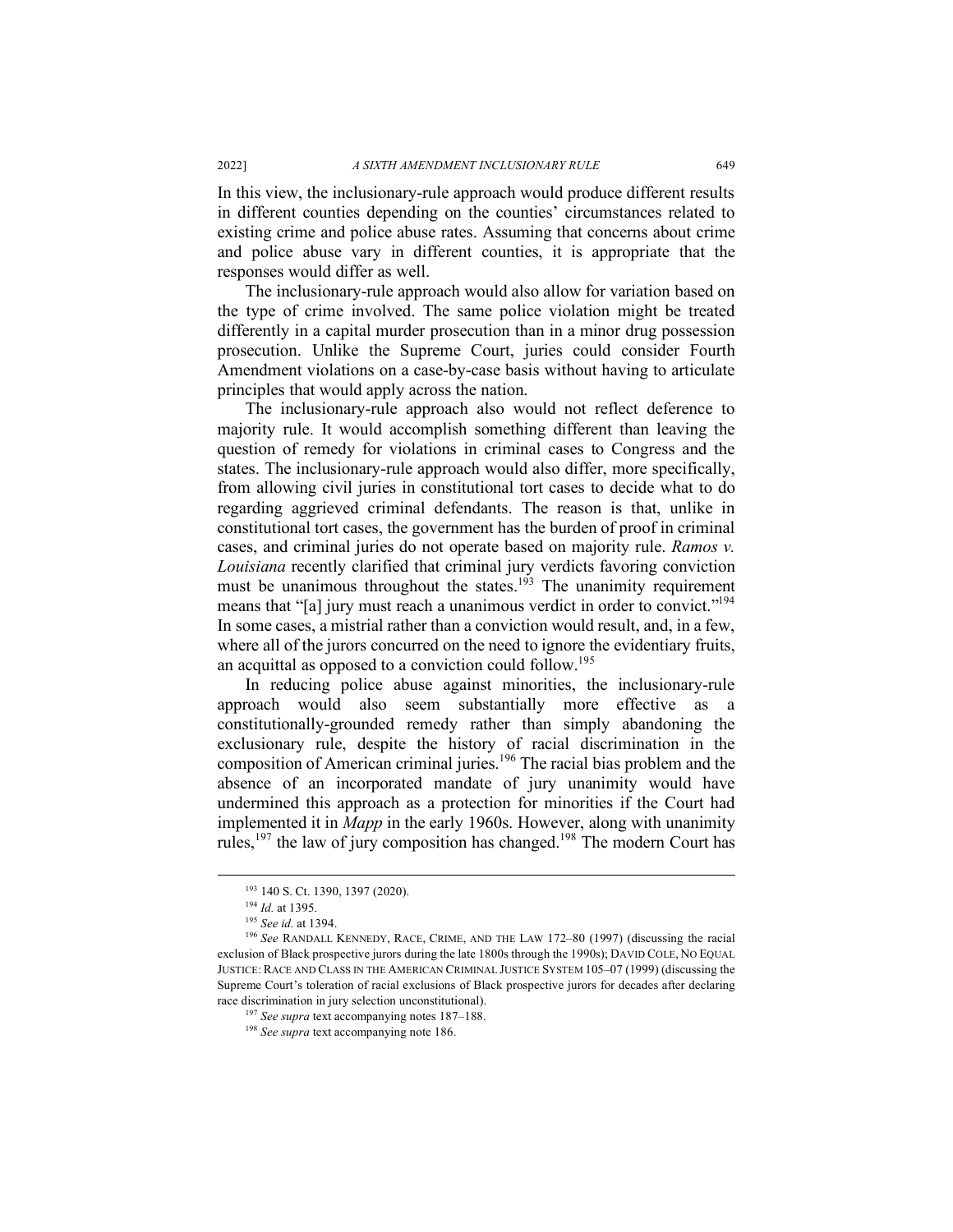In this view, the inclusionary-rule approach would produce different results in different counties depending on the counties' circumstances related to existing crime and police abuse rates. Assuming that concerns about crime and police abuse vary in different counties, it is appropriate that the responses would differ as well.

The inclusionary-rule approach would also allow for variation based on the type of crime involved. The same police violation might be treated differently in a capital murder prosecution than in a minor drug possession prosecution. Unlike the Supreme Court, juries could consider Fourth Amendment violations on a case-by-case basis without having to articulate principles that would apply across the nation.

The inclusionary-rule approach also would not reflect deference to majority rule. It would accomplish something different than leaving the question of remedy for violations in criminal cases to Congress and the states. The inclusionary-rule approach would also differ, more specifically, from allowing civil juries in constitutional tort cases to decide what to do regarding aggrieved criminal defendants. The reason is that, unlike in constitutional tort cases, the government has the burden of proof in criminal cases, and criminal juries do not operate based on majority rule. *Ramos v. Louisiana* recently clarified that criminal jury verdicts favoring conviction must be unanimous throughout the states.[193] The unanimity requirement means that "[a] jury must reach a unanimous verdict in order to convict."[194] In some cases, a mistrial rather than a conviction would result, and, in a few, where all of the jurors concurred on the need to ignore the evidentiary fruits, an acquittal as opposed to a conviction could follow.[195]

In reducing police abuse against minorities, the inclusionary-rule approach would also seem substantially more effective as a constitutionally-grounded remedy rather than simply abandoning the exclusionary rule, despite the history of racial discrimination in the composition of American criminal juries.[196] The racial bias problem and the absence of an incorporated mandate of jury unanimity would have undermined this approach as a protection for minorities if the Court had implemented it in *Mapp* in the early 1960s. However, along with unanimity rules,[197] the law of jury composition has changed.[198] The modern Court has

---

[193] 140 S. Ct. 1390, 1397 (2020).

[194] *Id.* at 1395.

[195] *See id.* at 1394.

[196] *See* RANDALL KENNEDY, RACE, CRIME, AND THE LAW 172–80 (1997) (discussing the racial exclusion of Black prospective jurors during the late 1800s through the 1990s); DAVID COLE, NO EQUAL JUSTICE: RACE AND CLASS IN THE AMERICAN CRIMINAL JUSTICE SYSTEM 105–07 (1999) (discussing the Supreme Court's toleration of racial exclusions of Black prospective jurors for decades after declaring race discrimination in jury selection unconstitutional).

[197] *See supra* text accompanying notes 187–188.

[198] *See supra* text accompanying note 186.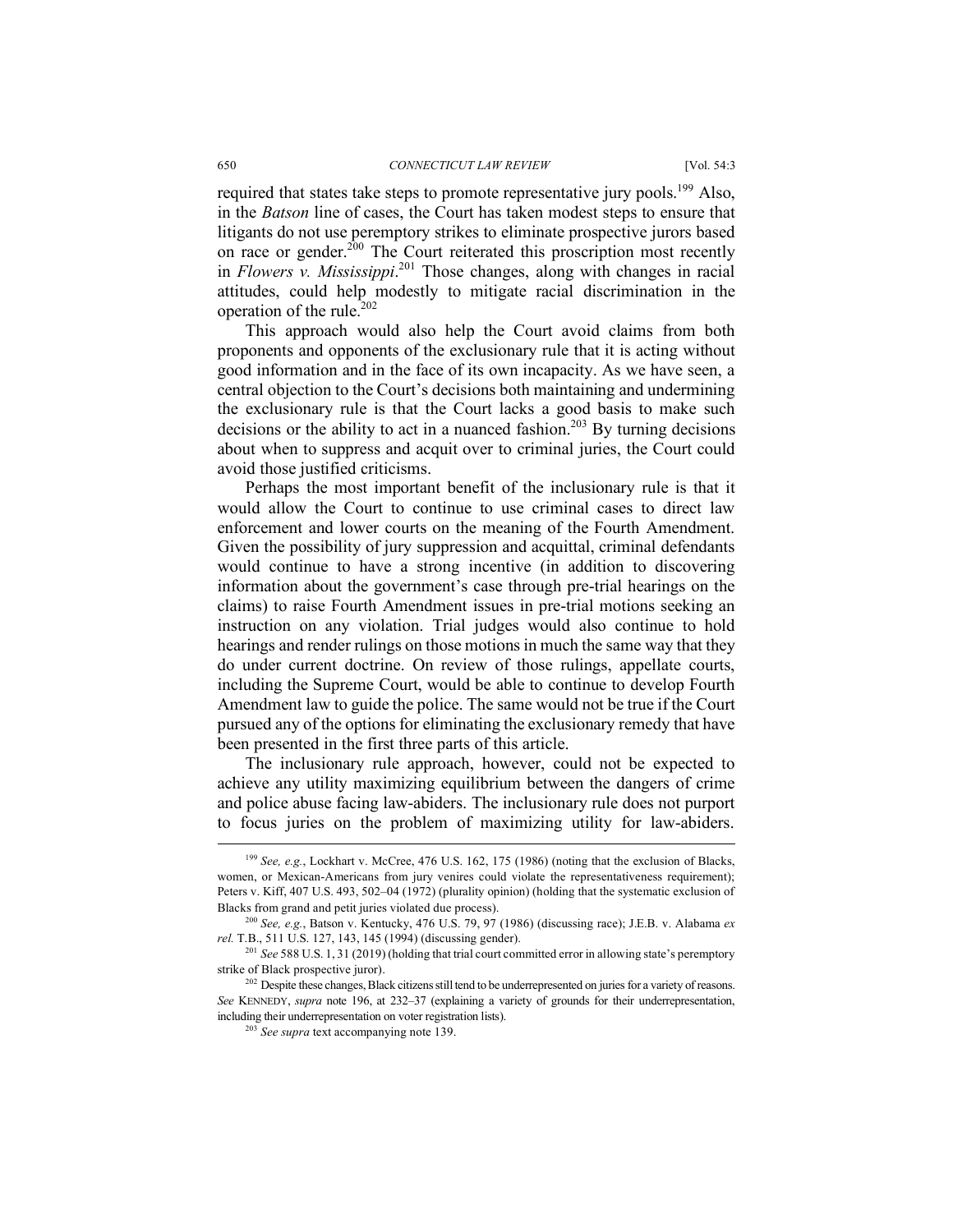required that states take steps to promote representative jury pools.[199] Also, in the *Batson* line of cases, the Court has taken modest steps to ensure that litigants do not use peremptory strikes to eliminate prospective jurors based on race or gender.[200] The Court reiterated this proscription most recently in *Flowers v. Mississippi*.[201] Those changes, along with changes in racial attitudes, could help modestly to mitigate racial discrimination in the operation of the rule.[202]

This approach would also help the Court avoid claims from both proponents and opponents of the exclusionary rule that it is acting without good information and in the face of its own incapacity. As we have seen, a central objection to the Court's decisions both maintaining and undermining the exclusionary rule is that the Court lacks a good basis to make such decisions or the ability to act in a nuanced fashion.[203] By turning decisions about when to suppress and acquit over to criminal juries, the Court could avoid those justified criticisms.

Perhaps the most important benefit of the inclusionary rule is that it would allow the Court to continue to use criminal cases to direct law enforcement and lower courts on the meaning of the Fourth Amendment. Given the possibility of jury suppression and acquittal, criminal defendants would continue to have a strong incentive (in addition to discovering information about the government's case through pre-trial hearings on the claims) to raise Fourth Amendment issues in pre-trial motions seeking an instruction on any violation. Trial judges would also continue to hold hearings and render rulings on those motions in much the same way that they do under current doctrine. On review of those rulings, appellate courts, including the Supreme Court, would be able to continue to develop Fourth Amendment law to guide the police. The same would not be true if the Court pursued any of the options for eliminating the exclusionary remedy that have been presented in the first three parts of this article.

The inclusionary rule approach, however, could not be expected to achieve any utility maximizing equilibrium between the dangers of crime and police abuse facing law-abiders. The inclusionary rule does not purport to focus juries on the problem of maximizing utility for law-abiders.

---

[199] *See, e.g.*, Lockhart v. McCree, 476 U.S. 162, 175 (1986) (noting that the exclusion of Blacks, women, or Mexican-Americans from jury venires could violate the representativeness requirement); Peters v. Kiff, 407 U.S. 493, 502–04 (1972) (plurality opinion) (holding that the systematic exclusion of Blacks from grand and petit juries violated due process).

[200] *See, e.g.*, Batson v. Kentucky, 476 U.S. 79, 97 (1986) (discussing race); J.E.B. v. Alabama *ex rel.* T.B., 511 U.S. 127, 143, 145 (1994) (discussing gender).

[201] *See* 588 U.S. 1, 31 (2019) (holding that trial court committed error in allowing state's peremptory strike of Black prospective juror).

[202] Despite these changes, Black citizens still tend to be underrepresented on juries for a variety of reasons. *See* KENNEDY, *supra* note 196, at 232–37 (explaining a variety of grounds for their underrepresentation, including their underrepresentation on voter registration lists).

[203] *See supra* text accompanying note 139.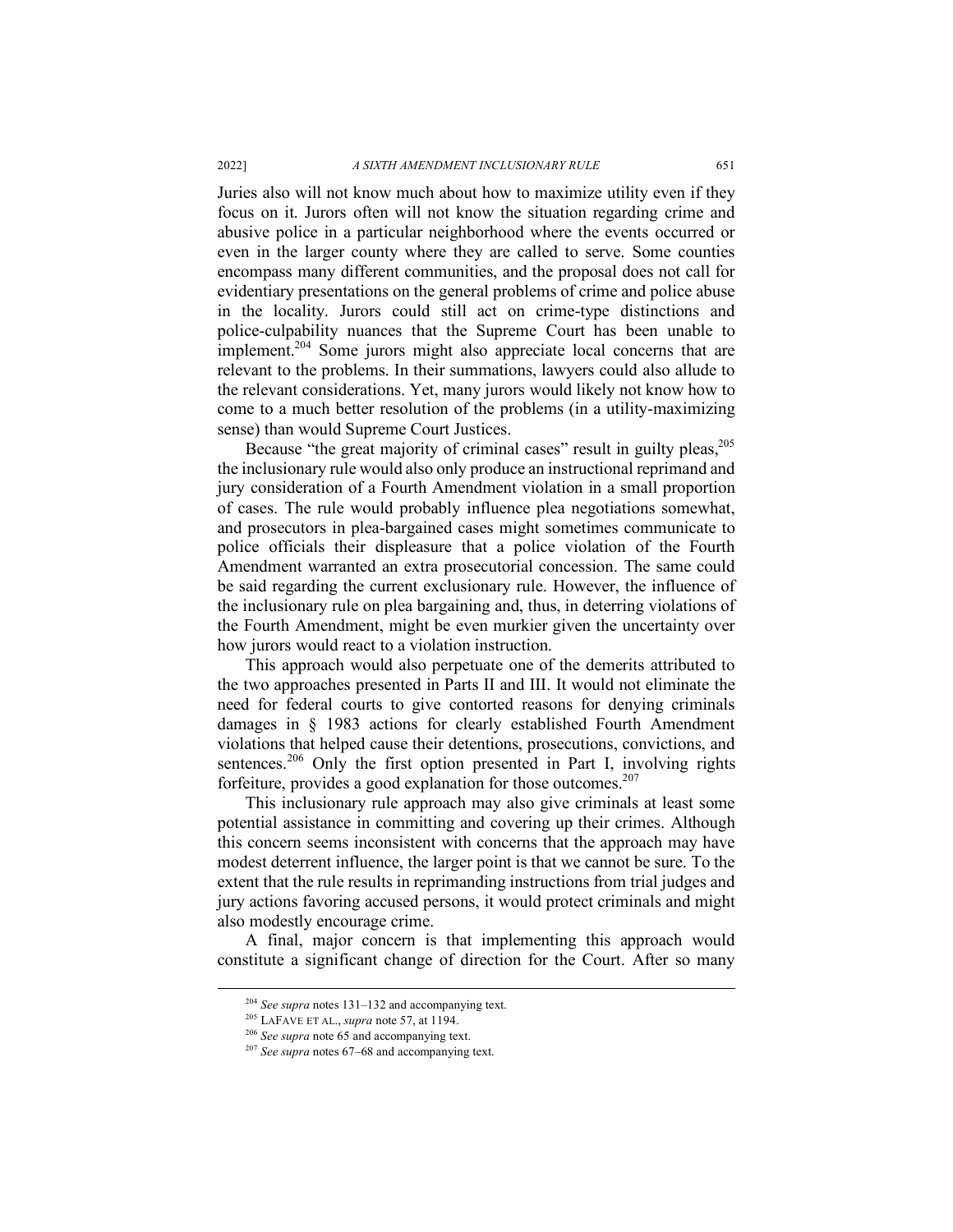Juries also will not know much about how to maximize utility even if they focus on it. Jurors often will not know the situation regarding crime and abusive police in a particular neighborhood where the events occurred or even in the larger county where they are called to serve. Some counties encompass many different communities, and the proposal does not call for evidentiary presentations on the general problems of crime and police abuse in the locality. Jurors could still act on crime-type distinctions and police-culpability nuances that the Supreme Court has been unable to implement.[204] Some jurors might also appreciate local concerns that are relevant to the problems. In their summations, lawyers could also allude to the relevant considerations. Yet, many jurors would likely not know how to come to a much better resolution of the problems (in a utility-maximizing sense) than would Supreme Court Justices.

Because "the great majority of criminal cases" result in guilty pleas,[205] the inclusionary rule would also only produce an instructional reprimand and jury consideration of a Fourth Amendment violation in a small proportion of cases. The rule would probably influence plea negotiations somewhat, and prosecutors in plea-bargained cases might sometimes communicate to police officials their displeasure that a police violation of the Fourth Amendment warranted an extra prosecutorial concession. The same could be said regarding the current exclusionary rule. However, the influence of the inclusionary rule on plea bargaining and, thus, in deterring violations of the Fourth Amendment, might be even murkier given the uncertainty over how jurors would react to a violation instruction.

This approach would also perpetuate one of the demerits attributed to the two approaches presented in Parts II and III. It would not eliminate the need for federal courts to give contorted reasons for denying criminals damages in § 1983 actions for clearly established Fourth Amendment violations that helped cause their detentions, prosecutions, convictions, and sentences.[206] Only the first option presented in Part I, involving rights forfeiture, provides a good explanation for those outcomes.[207]

This inclusionary rule approach may also give criminals at least some potential assistance in committing and covering up their crimes. Although this concern seems inconsistent with concerns that the approach may have modest deterrent influence, the larger point is that we cannot be sure. To the extent that the rule results in reprimanding instructions from trial judges and jury actions favoring accused persons, it would protect criminals and might also modestly encourage crime.

A final, major concern is that implementing this approach would constitute a significant change of direction for the Court. After so many

---

[204] *See supra* notes 131–132 and accompanying text.

[205] LAFAVE ET AL., *supra* note 57, at 1194.

[206] *See supra* note 65 and accompanying text.

[207] *See supra* notes 67–68 and accompanying text.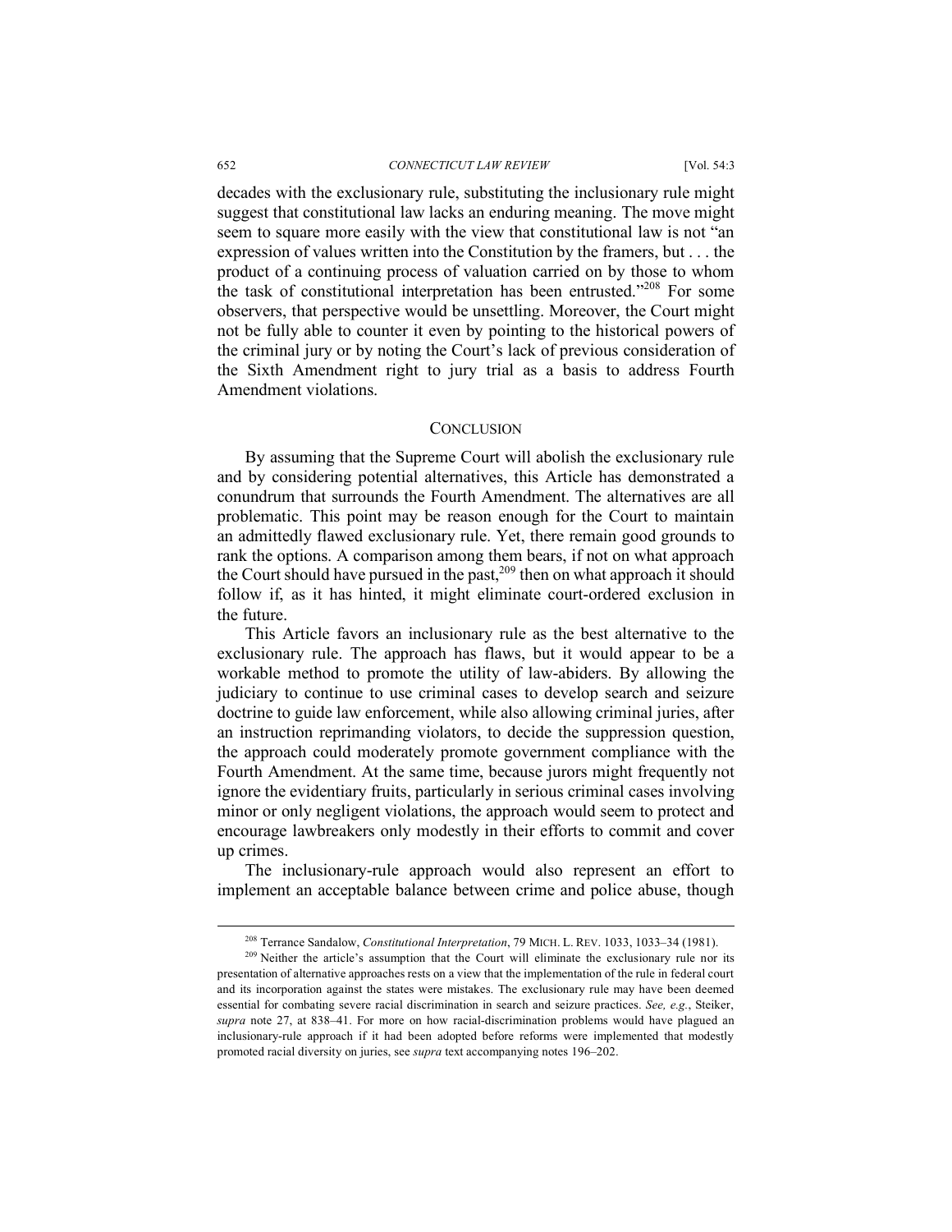decades with the exclusionary rule, substituting the inclusionary rule might suggest that constitutional law lacks an enduring meaning. The move might seem to square more easily with the view that constitutional law is not "an expression of values written into the Constitution by the framers, but . . . the product of a continuing process of valuation carried on by those to whom the task of constitutional interpretation has been entrusted."[208] For some observers, that perspective would be unsettling. Moreover, the Court might not be fully able to counter it even by pointing to the historical powers of the criminal jury or by noting the Court's lack of previous consideration of the Sixth Amendment right to jury trial as a basis to address Fourth Amendment violations.

## CONCLUSION

By assuming that the Supreme Court will abolish the exclusionary rule and by considering potential alternatives, this Article has demonstrated a conundrum that surrounds the Fourth Amendment. The alternatives are all problematic. This point may be reason enough for the Court to maintain an admittedly flawed exclusionary rule. Yet, there remain good grounds to rank the options. A comparison among them bears, if not on what approach the Court should have pursued in the past,[209] then on what approach it should follow if, as it has hinted, it might eliminate court-ordered exclusion in the future.

This Article favors an inclusionary rule as the best alternative to the exclusionary rule. The approach has flaws, but it would appear to be a workable method to promote the utility of law-abiders. By allowing the judiciary to continue to use criminal cases to develop search and seizure doctrine to guide law enforcement, while also allowing criminal juries, after an instruction reprimanding violators, to decide the suppression question, the approach could moderately promote government compliance with the Fourth Amendment. At the same time, because jurors might frequently not ignore the evidentiary fruits, particularly in serious criminal cases involving minor or only negligent violations, the approach would seem to protect and encourage lawbreakers only modestly in their efforts to commit and cover up crimes.

The inclusionary-rule approach would also represent an effort to implement an acceptable balance between crime and police abuse, though

[208] Terrance Sandalow, *Constitutional Interpretation*, 79 MICH. L. REV. 1033, 1033–34 (1981).

[209] Neither the article's assumption that the Court will eliminate the exclusionary rule nor its presentation of alternative approaches rests on a view that the implementation of the rule in federal court and its incorporation against the states were mistakes. The exclusionary rule may have been deemed essential for combating severe racial discrimination in search and seizure practices. *See, e.g.*, Steiker, *supra* note 27, at 838–41. For more on how racial-discrimination problems would have plagued an inclusionary-rule approach if it had been adopted before reforms were implemented that modestly promoted racial diversity on juries, see *supra* text accompanying notes 196–202.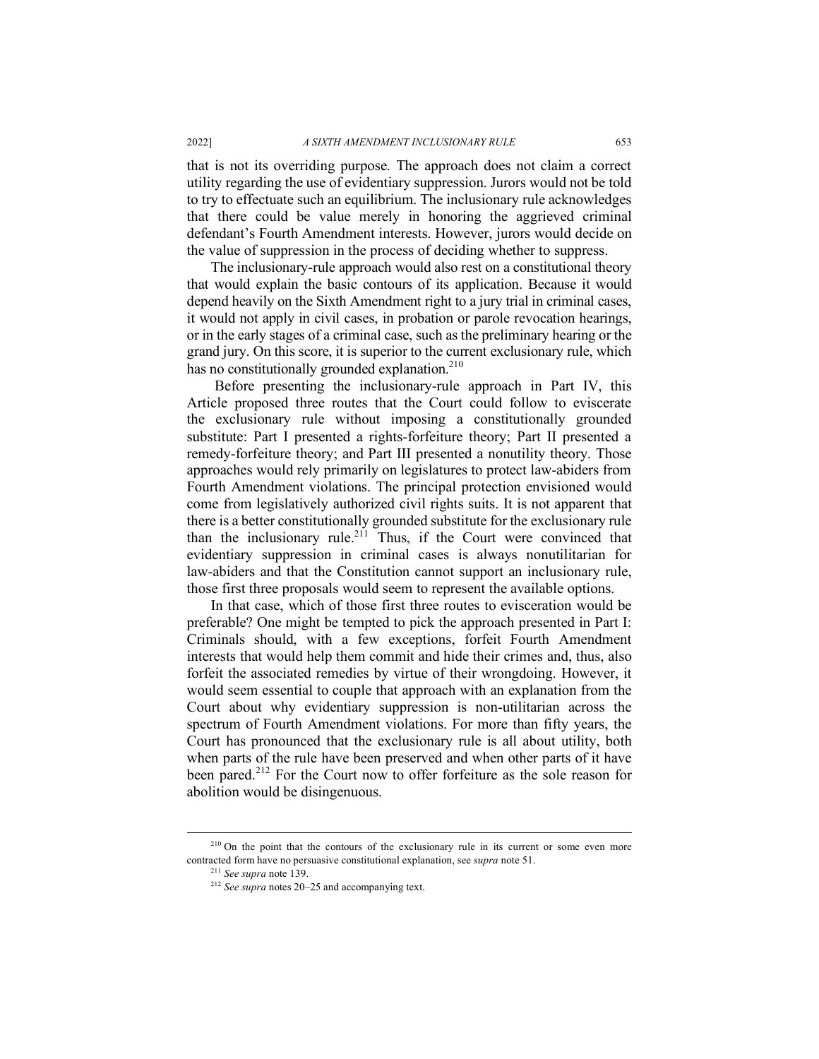that is not its overriding purpose. The approach does not claim a correct utility regarding the use of evidentiary suppression. Jurors would not be told to try to effectuate such an equilibrium. The inclusionary rule acknowledges that there could be value merely in honoring the aggrieved criminal defendant's Fourth Amendment interests. However, jurors would decide on the value of suppression in the process of deciding whether to suppress.

The inclusionary-rule approach would also rest on a constitutional theory that would explain the basic contours of its application. Because it would depend heavily on the Sixth Amendment right to a jury trial in criminal cases, it would not apply in civil cases, in probation or parole revocation hearings, or in the early stages of a criminal case, such as the preliminary hearing or the grand jury. On this score, it is superior to the current exclusionary rule, which has no constitutionally grounded explanation.[210]

Before presenting the inclusionary-rule approach in Part IV, this Article proposed three routes that the Court could follow to eviscerate the exclusionary rule without imposing a constitutionally grounded substitute: Part I presented a rights-forfeiture theory; Part II presented a remedy-forfeiture theory; and Part III presented a nonutility theory. Those approaches would rely primarily on legislatures to protect law-abiders from Fourth Amendment violations. The principal protection envisioned would come from legislatively authorized civil rights suits. It is not apparent that there is a better constitutionally grounded substitute for the exclusionary rule than the inclusionary rule.[211] Thus, if the Court were convinced that evidentiary suppression in criminal cases is always nonutilitarian for law-abiders and that the Constitution cannot support an inclusionary rule, those first three proposals would seem to represent the available options.

In that case, which of those first three routes to evisceration would be preferable? One might be tempted to pick the approach presented in Part I: Criminals should, with a few exceptions, forfeit Fourth Amendment interests that would help them commit and hide their crimes and, thus, also forfeit the associated remedies by virtue of their wrongdoing. However, it would seem essential to couple that approach with an explanation from the Court about why evidentiary suppression is non-utilitarian across the spectrum of Fourth Amendment violations. For more than fifty years, the Court has pronounced that the exclusionary rule is all about utility, both when parts of the rule have been preserved and when other parts of it have been pared.[212] For the Court now to offer forfeiture as the sole reason for abolition would be disingenuous.

---

[210] On the point that the contours of the exclusionary rule in its current or some even more contracted form have no persuasive constitutional explanation, see *supra* note 51.

[211] *See supra* note 139.

[212] *See supra* notes 20–25 and accompanying text.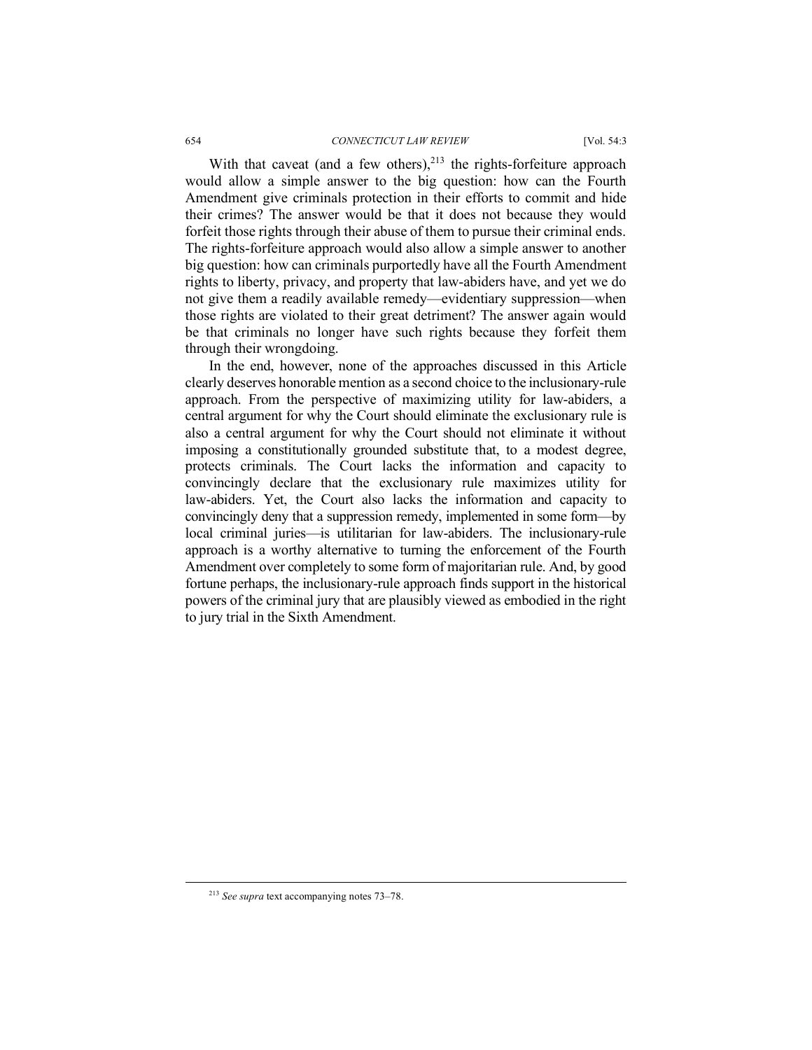With that caveat (and a few others),[213] the rights-forfeiture approach would allow a simple answer to the big question: how can the Fourth Amendment give criminals protection in their efforts to commit and hide their crimes? The answer would be that it does not because they would forfeit those rights through their abuse of them to pursue their criminal ends. The rights-forfeiture approach would also allow a simple answer to another big question: how can criminals purportedly have all the Fourth Amendment rights to liberty, privacy, and property that law-abiders have, and yet we do not give them a readily available remedy—evidentiary suppression—when those rights are violated to their great detriment? The answer again would be that criminals no longer have such rights because they forfeit them through their wrongdoing.

In the end, however, none of the approaches discussed in this Article clearly deserves honorable mention as a second choice to the inclusionary-rule approach. From the perspective of maximizing utility for law-abiders, a central argument for why the Court should eliminate the exclusionary rule is also a central argument for why the Court should not eliminate it without imposing a constitutionally grounded substitute that, to a modest degree, protects criminals. The Court lacks the information and capacity to convincingly declare that the exclusionary rule maximizes utility for law-abiders. Yet, the Court also lacks the information and capacity to convincingly deny that a suppression remedy, implemented in some form—by local criminal juries—is utilitarian for law-abiders. The inclusionary-rule approach is a worthy alternative to turning the enforcement of the Fourth Amendment over completely to some form of majoritarian rule. And, by good fortune perhaps, the inclusionary-rule approach finds support in the historical powers of the criminal jury that are plausibly viewed as embodied in the right to jury trial in the Sixth Amendment.

[213] *See supra* text accompanying notes 73–78.